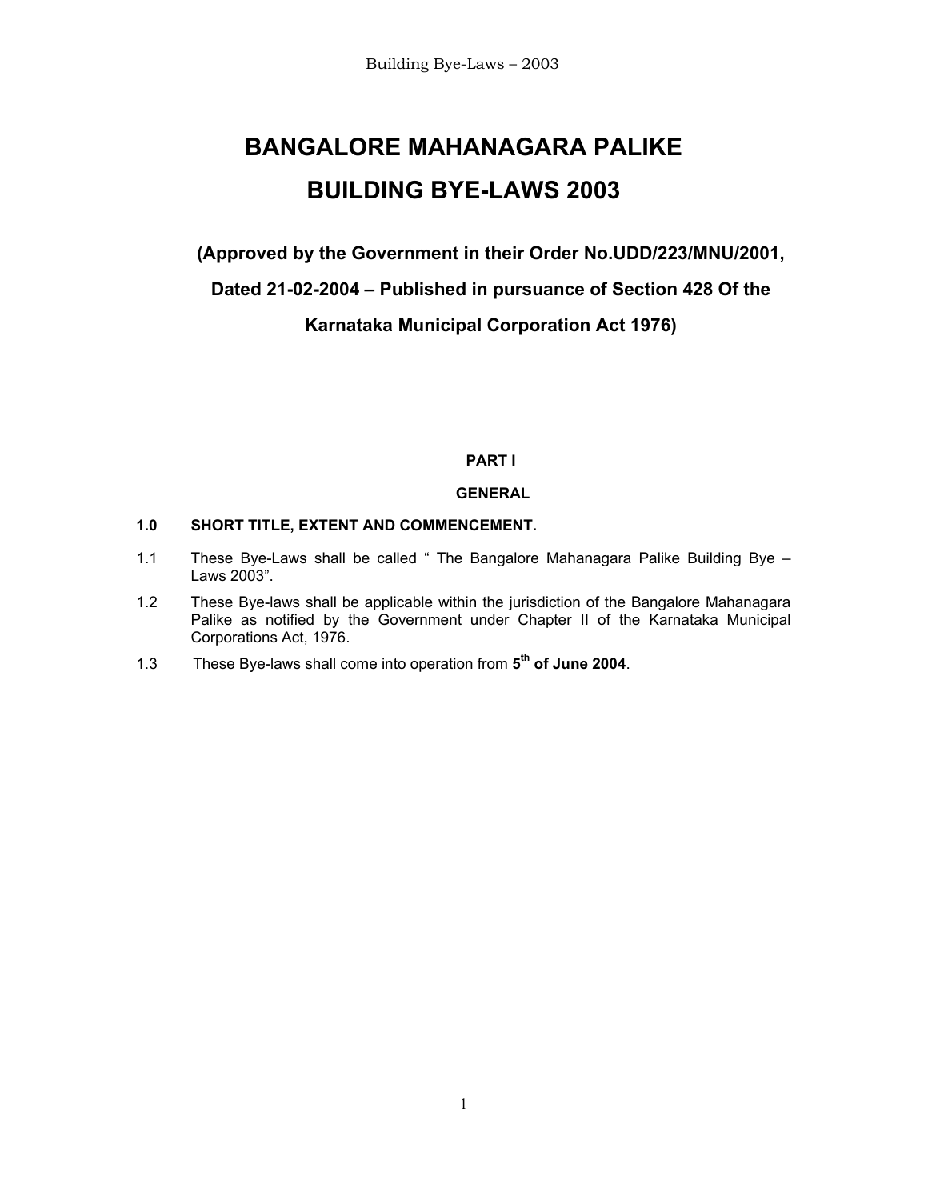# BANGALORE MAHANAGARA PALIKE
# BUILDING BYE-LAWS 2003

**(Approved by the Government in their Order No.UDD/223/MNU/2001, Dated 21-02-2004 – Published in pursuance of Section 428 Of the Karnataka Municipal Corporation Act 1976)**

## PART I

## GENERAL

### 1.0 SHORT TITLE, EXTENT AND COMMENCEMENT.

1.1 These Bye-Laws shall be called " The Bangalore Mahanagara Palike Building Bye – Laws 2003".

1.2 These Bye-laws shall be applicable within the jurisdiction of the Bangalore Mahanagara Palike as notified by the Government under Chapter II of the Karnataka Municipal Corporations Act, 1976.

1.3 These Bye-laws shall come into operation from **5th of June 2004**.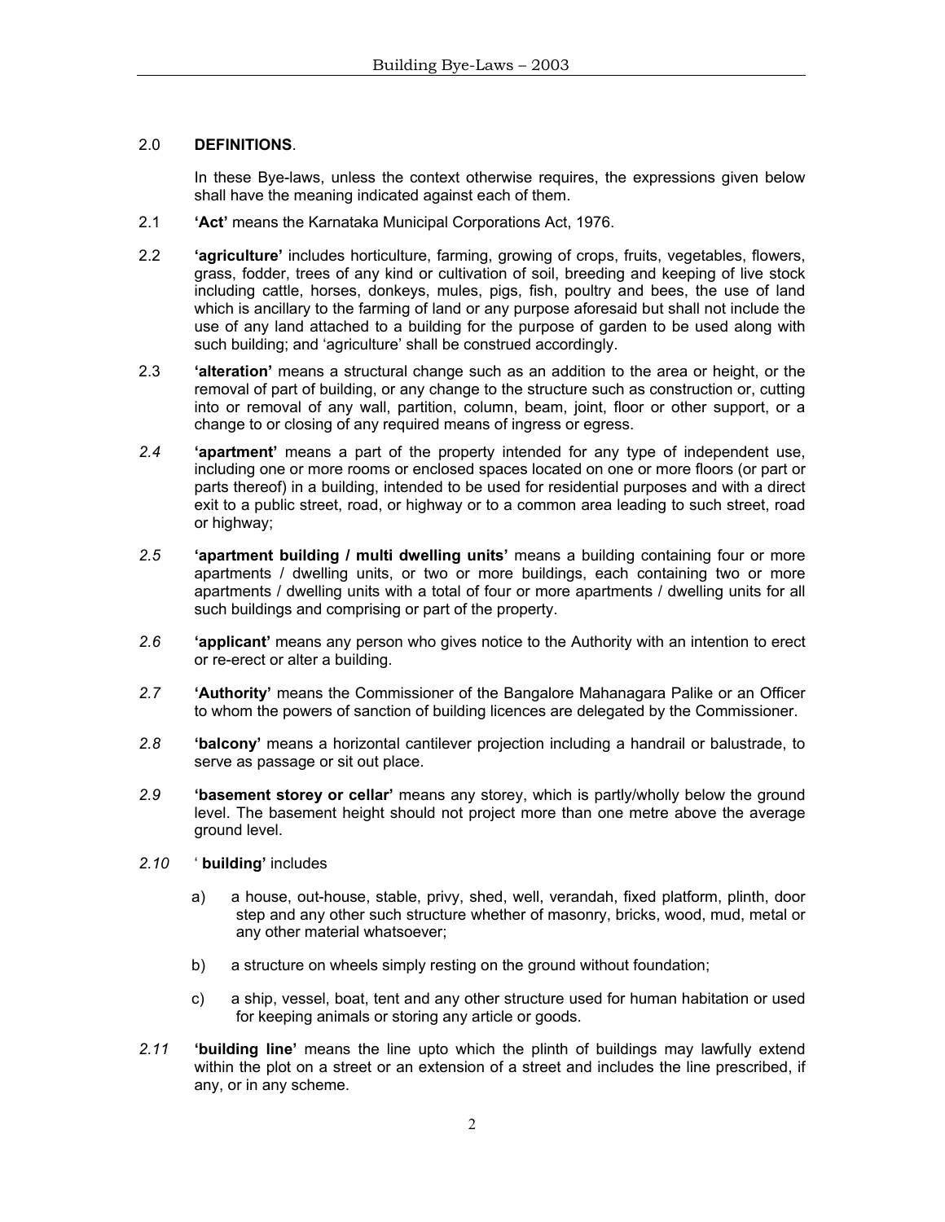## 2.0 **DEFINITIONS**.

In these Bye-laws, unless the context otherwise requires, the expressions given below shall have the meaning indicated against each of them.

2.1 **'Act'** means the Karnataka Municipal Corporations Act, 1976.

2.2 **'agriculture'** includes horticulture, farming, growing of crops, fruits, vegetables, flowers, grass, fodder, trees of any kind or cultivation of soil, breeding and keeping of live stock including cattle, horses, donkeys, mules, pigs, fish, poultry and bees, the use of land which is ancillary to the farming of land or any purpose aforesaid but shall not include the use of any land attached to a building for the purpose of garden to be used along with such building; and 'agriculture' shall be construed accordingly.

2.3 **'alteration'** means a structural change such as an addition to the area or height, or the removal of part of building, or any change to the structure such as construction or, cutting into or removal of any wall, partition, column, beam, joint, floor or other support, or a change to or closing of any required means of ingress or egress.

*2.4* **'apartment'** means a part of the property intended for any type of independent use, including one or more rooms or enclosed spaces located on one or more floors (or part or parts thereof) in a building, intended to be used for residential purposes and with a direct exit to a public street, road, or highway or to a common area leading to such street, road or highway;

*2.5* **'apartment building / multi dwelling units'** means a building containing four or more apartments / dwelling units, or two or more buildings, each containing two or more apartments / dwelling units with a total of four or more apartments / dwelling units for all such buildings and comprising or part of the property.

*2.6* **'applicant'** means any person who gives notice to the Authority with an intention to erect or re-erect or alter a building.

*2.7* **'Authority'** means the Commissioner of the Bangalore Mahanagara Palike or an Officer to whom the powers of sanction of building licences are delegated by the Commissioner.

*2.8* **'balcony'** means a horizontal cantilever projection including a handrail or balustrade, to serve as passage or sit out place.

*2.9* **'basement storey or cellar'** means any storey, which is partly/wholly below the ground level. The basement height should not project more than one metre above the average ground level.

*2.10* ' **building'** includes

a) a house, out-house, stable, privy, shed, well, verandah, fixed platform, plinth, door step and any other such structure whether of masonry, bricks, wood, mud, metal or any other material whatsoever;

b) a structure on wheels simply resting on the ground without foundation;

c) a ship, vessel, boat, tent and any other structure used for human habitation or used for keeping animals or storing any article or goods.

*2.11* **'building line'** means the line upto which the plinth of buildings may lawfully extend within the plot on a street or an extension of a street and includes the line prescribed, if any, or in any scheme.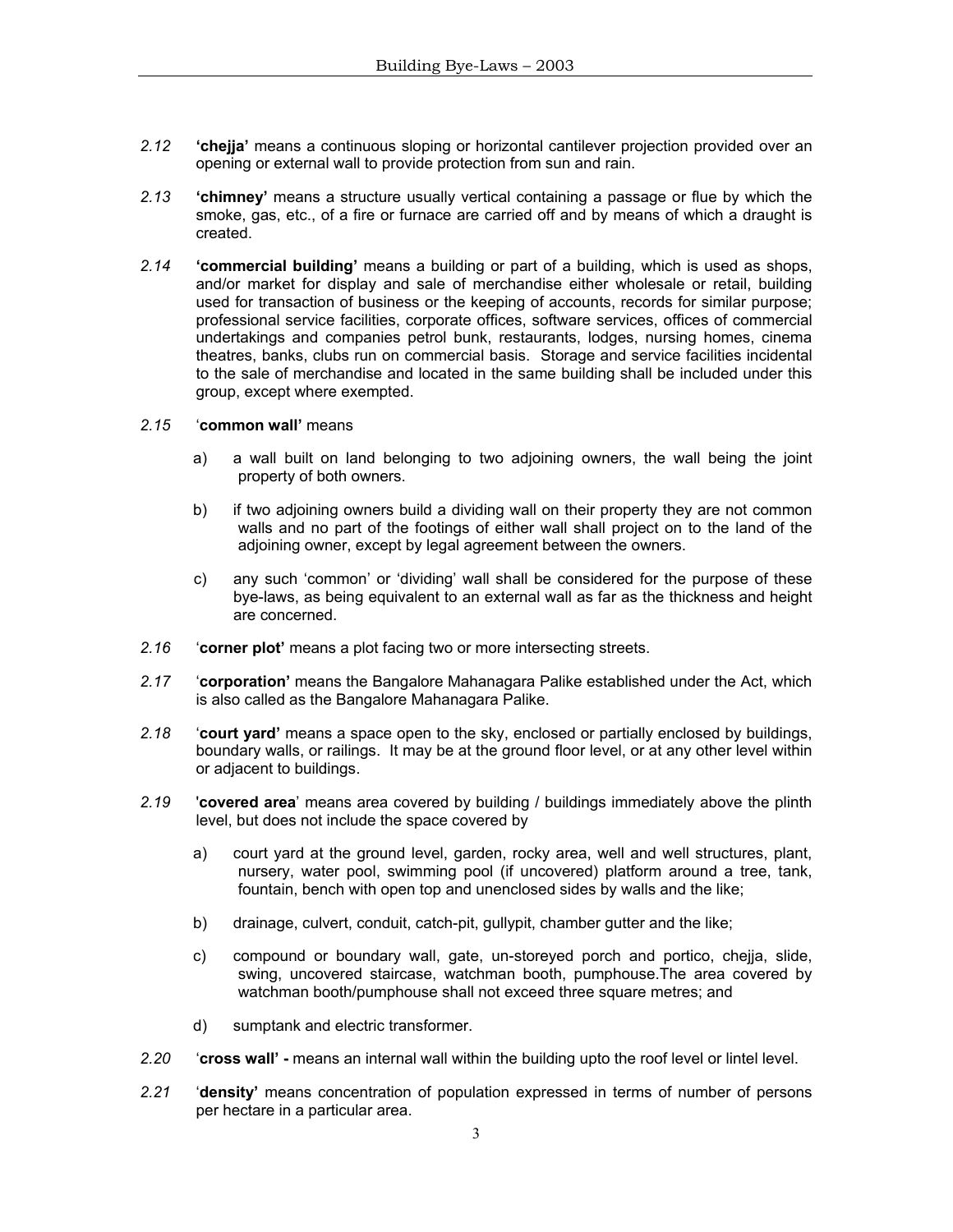*2.12* **'chejja'** means a continuous sloping or horizontal cantilever projection provided over an opening or external wall to provide protection from sun and rain.

*2.13* **'chimney'** means a structure usually vertical containing a passage or flue by which the smoke, gas, etc., of a fire or furnace are carried off and by means of which a draught is created.

*2.14* **'commercial building'** means a building or part of a building, which is used as shops, and/or market for display and sale of merchandise either wholesale or retail, building used for transaction of business or the keeping of accounts, records for similar purpose; professional service facilities, corporate offices, software services, offices of commercial undertakings and companies petrol bunk, restaurants, lodges, nursing homes, cinema theatres, banks, clubs run on commercial basis. Storage and service facilities incidental to the sale of merchandise and located in the same building shall be included under this group, except where exempted.

*2.15* '**common wall'** means

a) a wall built on land belonging to two adjoining owners, the wall being the joint property of both owners.

b) if two adjoining owners build a dividing wall on their property they are not common walls and no part of the footings of either wall shall project on to the land of the adjoining owner, except by legal agreement between the owners.

c) any such 'common' or 'dividing' wall shall be considered for the purpose of these bye-laws, as being equivalent to an external wall as far as the thickness and height are concerned.

*2.16* '**corner plot'** means a plot facing two or more intersecting streets.

*2.17* '**corporation'** means the Bangalore Mahanagara Palike established under the Act, which is also called as the Bangalore Mahanagara Palike.

*2.18* '**court yard'** means a space open to the sky, enclosed or partially enclosed by buildings, boundary walls, or railings. It may be at the ground floor level, or at any other level within or adjacent to buildings.

*2.19* '**covered area**' means area covered by building / buildings immediately above the plinth level, but does not include the space covered by

a) court yard at the ground level, garden, rocky area, well and well structures, plant, nursery, water pool, swimming pool (if uncovered) platform around a tree, tank, fountain, bench with open top and unenclosed sides by walls and the like;

b) drainage, culvert, conduit, catch-pit, gullypit, chamber gutter and the like;

c) compound or boundary wall, gate, un-storeyed porch and portico, chejja, slide, swing, uncovered staircase, watchman booth, pumphouse.The area covered by watchman booth/pumphouse shall not exceed three square metres; and

d) sumptank and electric transformer.

*2.20* '**cross wall' -** means an internal wall within the building upto the roof level or lintel level.

*2.21* '**density'** means concentration of population expressed in terms of number of persons per hectare in a particular area.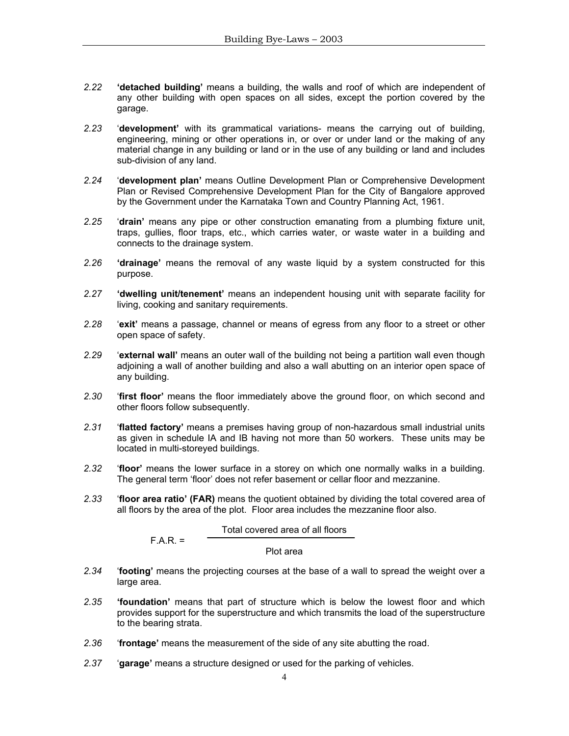*2.22* **'detached building'** means a building, the walls and roof of which are independent of any other building with open spaces on all sides, except the portion covered by the garage.

*2.23* '**development'** with its grammatical variations- means the carrying out of building, engineering, mining or other operations in, or over or under land or the making of any material change in any building or land or in the use of any building or land and includes sub-division of any land.

*2.24* '**development plan'** means Outline Development Plan or Comprehensive Development Plan or Revised Comprehensive Development Plan for the City of Bangalore approved by the Government under the Karnataka Town and Country Planning Act, 1961.

*2.25* '**drain'** means any pipe or other construction emanating from a plumbing fixture unit, traps, gullies, floor traps, etc., which carries water, or waste water in a building and connects to the drainage system.

*2.26* **'drainage'** means the removal of any waste liquid by a system constructed for this purpose.

*2.27* **'dwelling unit/tenement'** means an independent housing unit with separate facility for living, cooking and sanitary requirements.

*2.28* '**exit'** means a passage, channel or means of egress from any floor to a street or other open space of safety.

*2.29* '**external wall'** means an outer wall of the building not being a partition wall even though adjoining a wall of another building and also a wall abutting on an interior open space of any building.

*2.30* '**first floor'** means the floor immediately above the ground floor, on which second and other floors follow subsequently.

*2.31* '**flatted factory'** means a premises having group of non-hazardous small industrial units as given in schedule IA and IB having not more than 50 workers. These units may be located in multi-storeyed buildings.

*2.32* '**floor'** means the lower surface in a storey on which one normally walks in a building. The general term 'floor' does not refer basement or cellar floor and mezzanine.

*2.33* '**floor area ratio' (FAR)** means the quotient obtained by dividing the total covered area of all floors by the area of the plot. Floor area includes the mezzanine floor also.

$$\text{F.A.R.} = \frac{\text{Total covered area of all floors}}{\text{Plot area}}$$

*2.34* '**footing'** means the projecting courses at the base of a wall to spread the weight over a large area.

*2.35* **'foundation'** means that part of structure which is below the lowest floor and which provides support for the superstructure and which transmits the load of the superstructure to the bearing strata.

*2.36* '**frontage'** means the measurement of the side of any site abutting the road.

*2.37* '**garage'** means a structure designed or used for the parking of vehicles.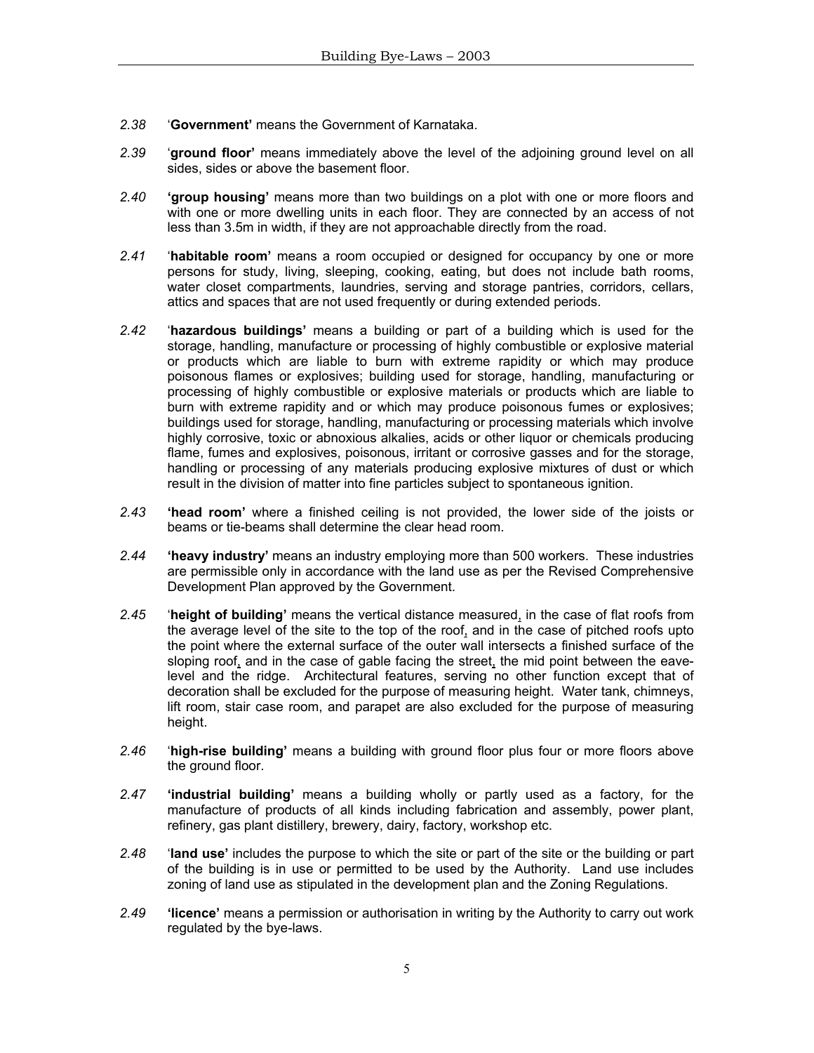*2.38* '**Government'** means the Government of Karnataka.

*2.39* '**ground floor'** means immediately above the level of the adjoining ground level on all sides, sides or above the basement floor.

*2.40* **'group housing'** means more than two buildings on a plot with one or more floors and with one or more dwelling units in each floor. They are connected by an access of not less than 3.5m in width, if they are not approachable directly from the road.

*2.41* '**habitable room'** means a room occupied or designed for occupancy by one or more persons for study, living, sleeping, cooking, eating, but does not include bath rooms, water closet compartments, laundries, serving and storage pantries, corridors, cellars, attics and spaces that are not used frequently or during extended periods.

*2.42* '**hazardous buildings'** means a building or part of a building which is used for the storage, handling, manufacture or processing of highly combustible or explosive material or products which are liable to burn with extreme rapidity or which may produce poisonous flames or explosives; building used for storage, handling, manufacturing or processing of highly combustible or explosive materials or products which are liable to burn with extreme rapidity and or which may produce poisonous fumes or explosives; buildings used for storage, handling, manufacturing or processing materials which involve highly corrosive, toxic or abnoxious alkalies, acids or other liquor or chemicals producing flame, fumes and explosives, poisonous, irritant or corrosive gasses and for the storage, handling or processing of any materials producing explosive mixtures of dust or which result in the division of matter into fine particles subject to spontaneous ignition.

*2.43* **'head room'** where a finished ceiling is not provided, the lower side of the joists or beams or tie-beams shall determine the clear head room.

*2.44* **'heavy industry'** means an industry employing more than 500 workers. These industries are permissible only in accordance with the land use as per the Revised Comprehensive Development Plan approved by the Government.

*2.45* '**height of building'** means the vertical distance measured, in the case of flat roofs from the average level of the site to the top of the roof, and in the case of pitched roofs upto the point where the external surface of the outer wall intersects a finished surface of the sloping roof, and in the case of gable facing the street, the mid point between the eave-level and the ridge. Architectural features, serving no other function except that of decoration shall be excluded for the purpose of measuring height. Water tank, chimneys, lift room, stair case room, and parapet are also excluded for the purpose of measuring height.

*2.46* '**high-rise building'** means a building with ground floor plus four or more floors above the ground floor.

*2.47* **'industrial building'** means a building wholly or partly used as a factory, for the manufacture of products of all kinds including fabrication and assembly, power plant, refinery, gas plant distillery, brewery, dairy, factory, workshop etc.

*2.48* '**land use'** includes the purpose to which the site or part of the site or the building or part of the building is in use or permitted to be used by the Authority. Land use includes zoning of land use as stipulated in the development plan and the Zoning Regulations.

*2.49* **'licence'** means a permission or authorisation in writing by the Authority to carry out work regulated by the bye-laws.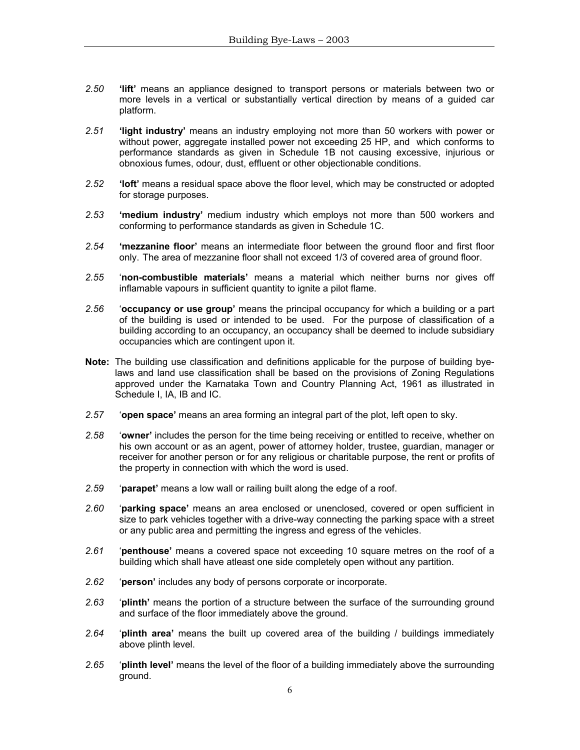*2.50* **'lift'** means an appliance designed to transport persons or materials between two or more levels in a vertical or substantially vertical direction by means of a guided car platform.

*2.51* **'light industry'** means an industry employing not more than 50 workers with power or without power, aggregate installed power not exceeding 25 HP, and which conforms to performance standards as given in Schedule 1B not causing excessive, injurious or obnoxious fumes, odour, dust, effluent or other objectionable conditions.

*2.52* **'loft'** means a residual space above the floor level, which may be constructed or adopted for storage purposes.

*2.53* **'medium industry'** medium industry which employs not more than 500 workers and conforming to performance standards as given in Schedule 1C.

*2.54* **'mezzanine floor'** means an intermediate floor between the ground floor and first floor only. The area of mezzanine floor shall not exceed 1/3 of covered area of ground floor.

*2.55* '**non-combustible materials'** means a material which neither burns nor gives off inflamable vapours in sufficient quantity to ignite a pilot flame.

*2.56* '**occupancy or use group'** means the principal occupancy for which a building or a part of the building is used or intended to be used. For the purpose of classification of a building according to an occupancy, an occupancy shall be deemed to include subsidiary occupancies which are contingent upon it.

**Note:** The building use classification and definitions applicable for the purpose of building bye-laws and land use classification shall be based on the provisions of Zoning Regulations approved under the Karnataka Town and Country Planning Act, 1961 as illustrated in Schedule I, IA, IB and IC.

*2.57* '**open space'** means an area forming an integral part of the plot, left open to sky.

*2.58* '**owner'** includes the person for the time being receiving or entitled to receive, whether on his own account or as an agent, power of attorney holder, trustee, guardian, manager or receiver for another person or for any religious or charitable purpose, the rent or profits of the property in connection with which the word is used.

*2.59* '**parapet'** means a low wall or railing built along the edge of a roof.

*2.60* '**parking space'** means an area enclosed or unenclosed, covered or open sufficient in size to park vehicles together with a drive-way connecting the parking space with a street or any public area and permitting the ingress and egress of the vehicles.

*2.61* '**penthouse'** means a covered space not exceeding 10 square metres on the roof of a building which shall have atleast one side completely open without any partition.

*2.62* '**person'** includes any body of persons corporate or incorporate.

*2.63* '**plinth'** means the portion of a structure between the surface of the surrounding ground and surface of the floor immediately above the ground.

*2.64* '**plinth area'** means the built up covered area of the building / buildings immediately above plinth level.

*2.65* '**plinth level'** means the level of the floor of a building immediately above the surrounding ground.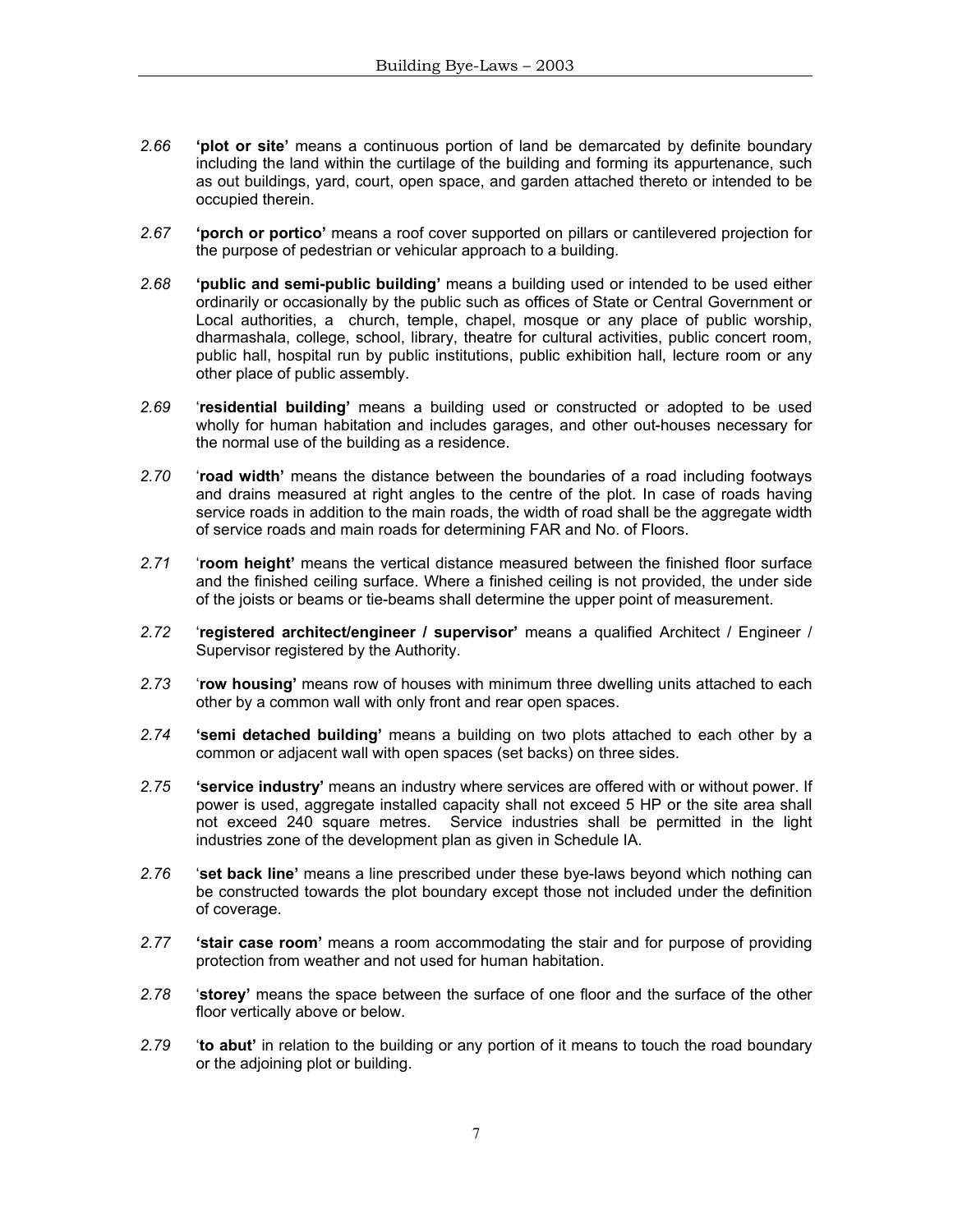*2.66* **'plot or site'** means a continuous portion of land be demarcated by definite boundary including the land within the curtilage of the building and forming its appurtenance, such as out buildings, yard, court, open space, and garden attached thereto or intended to be occupied therein.

*2.67* **'porch or portico'** means a roof cover supported on pillars or cantilevered projection for the purpose of pedestrian or vehicular approach to a building.

*2.68* **'public and semi-public building'** means a building used or intended to be used either ordinarily or occasionally by the public such as offices of State or Central Government or Local authorities, a church, temple, chapel, mosque or any place of public worship, dharmashala, college, school, library, theatre for cultural activities, public concert room, public hall, hospital run by public institutions, public exhibition hall, lecture room or any other place of public assembly.

*2.69* '**residential building'** means a building used or constructed or adopted to be used wholly for human habitation and includes garages, and other out-houses necessary for the normal use of the building as a residence.

*2.70* '**road width'** means the distance between the boundaries of a road including footways and drains measured at right angles to the centre of the plot. In case of roads having service roads in addition to the main roads, the width of road shall be the aggregate width of service roads and main roads for determining FAR and No. of Floors.

*2.71* '**room height'** means the vertical distance measured between the finished floor surface and the finished ceiling surface. Where a finished ceiling is not provided, the under side of the joists or beams or tie-beams shall determine the upper point of measurement.

*2.72* '**registered architect/engineer / supervisor'** means a qualified Architect / Engineer / Supervisor registered by the Authority.

*2.73* '**row housing'** means row of houses with minimum three dwelling units attached to each other by a common wall with only front and rear open spaces.

*2.74* **'semi detached building'** means a building on two plots attached to each other by a common or adjacent wall with open spaces (set backs) on three sides.

*2.75* **'service industry'** means an industry where services are offered with or without power. If power is used, aggregate installed capacity shall not exceed 5 HP or the site area shall not exceed 240 square metres. Service industries shall be permitted in the light industries zone of the development plan as given in Schedule IA.

*2.76* '**set back line'** means a line prescribed under these bye-laws beyond which nothing can be constructed towards the plot boundary except those not included under the definition of coverage.

*2.77* **'stair case room'** means a room accommodating the stair and for purpose of providing protection from weather and not used for human habitation.

*2.78* '**storey'** means the space between the surface of one floor and the surface of the other floor vertically above or below.

*2.79* '**to abut'** in relation to the building or any portion of it means to touch the road boundary or the adjoining plot or building.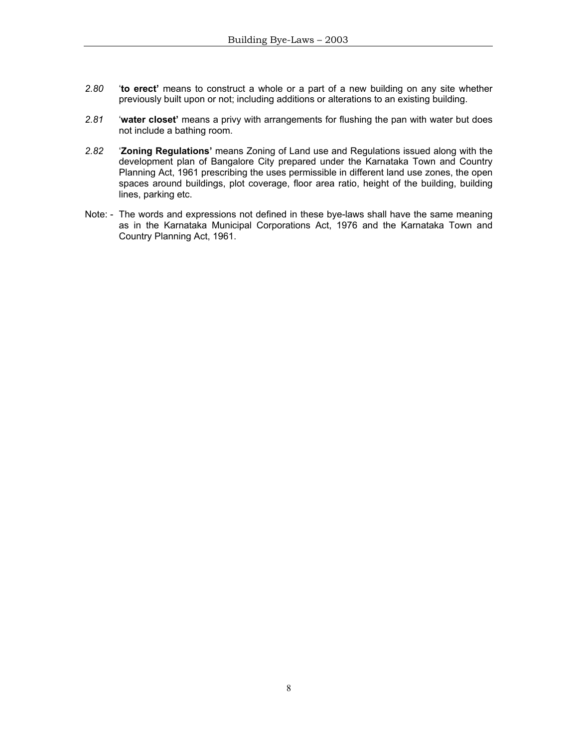*2.80* '**to erect'** means to construct a whole or a part of a new building on any site whether previously built upon or not; including additions or alterations to an existing building.

*2.81* '**water closet'** means a privy with arrangements for flushing the pan with water but does not include a bathing room.

*2.82* '**Zoning Regulations'** means Zoning of Land use and Regulations issued along with the development plan of Bangalore City prepared under the Karnataka Town and Country Planning Act, 1961 prescribing the uses permissible in different land use zones, the open spaces around buildings, plot coverage, floor area ratio, height of the building, building lines, parking etc.

Note: - The words and expressions not defined in these bye-laws shall have the same meaning as in the Karnataka Municipal Corporations Act, 1976 and the Karnataka Town and Country Planning Act, 1961.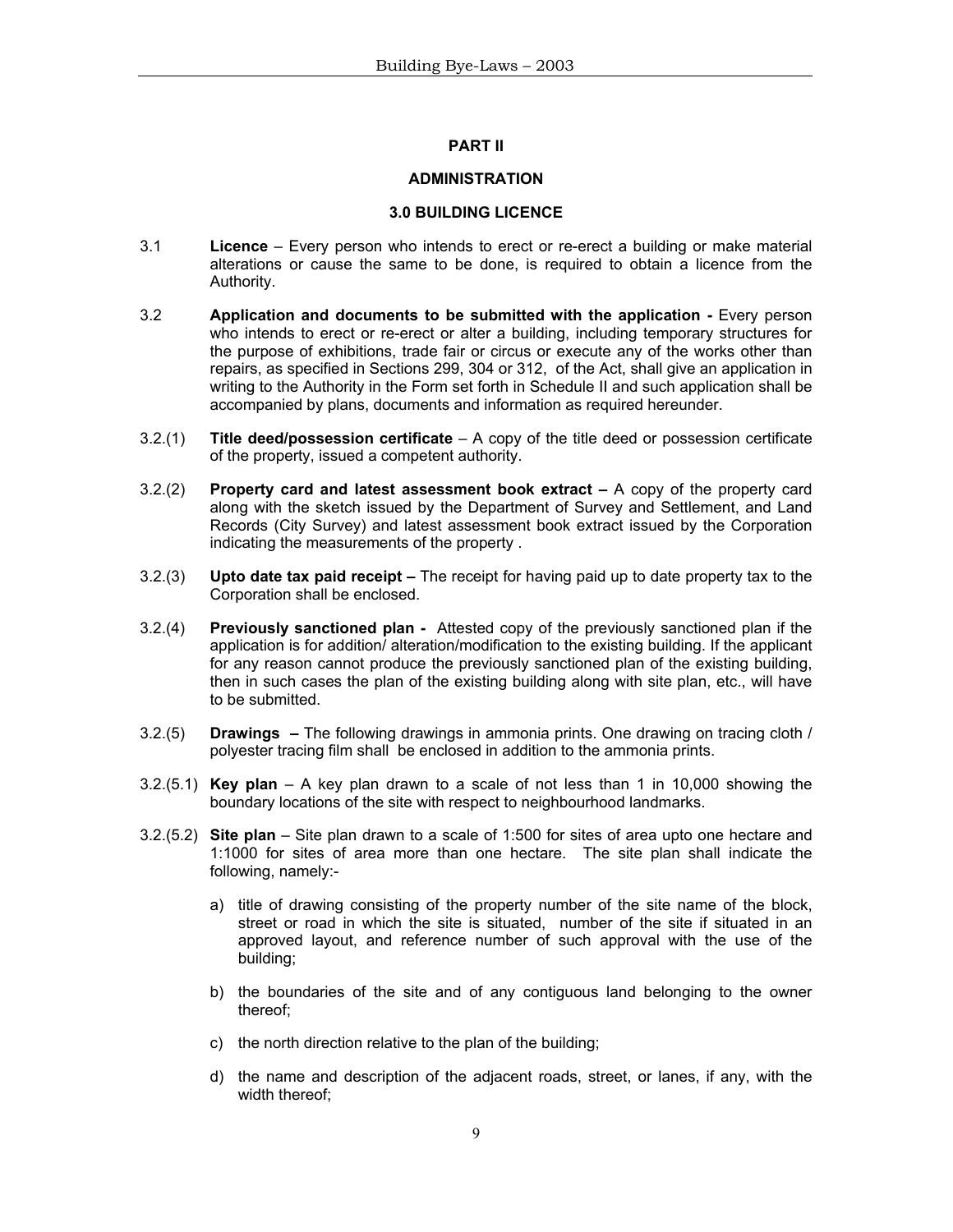## PART II

## ADMINISTRATION

### 3.0 BUILDING LICENCE

3.1 **Licence** – Every person who intends to erect or re-erect a building or make material alterations or cause the same to be done, is required to obtain a licence from the Authority.

3.2 **Application and documents to be submitted with the application -** Every person who intends to erect or re-erect or alter a building, including temporary structures for the purpose of exhibitions, trade fair or circus or execute any of the works other than repairs, as specified in Sections 299, 304 or 312, of the Act, shall give an application in writing to the Authority in the Form set forth in Schedule II and such application shall be accompanied by plans, documents and information as required hereunder.

3.2.(1) **Title deed/possession certificate** – A copy of the title deed or possession certificate of the property, issued a competent authority.

3.2.(2) **Property card and latest assessment book extract –** A copy of the property card along with the sketch issued by the Department of Survey and Settlement, and Land Records (City Survey) and latest assessment book extract issued by the Corporation indicating the measurements of the property .

3.2.(3) **Upto date tax paid receipt –** The receipt for having paid up to date property tax to the Corporation shall be enclosed.

3.2.(4) **Previously sanctioned plan -** Attested copy of the previously sanctioned plan if the application is for addition/ alteration/modification to the existing building. If the applicant for any reason cannot produce the previously sanctioned plan of the existing building, then in such cases the plan of the existing building along with site plan, etc., will have to be submitted.

3.2.(5) **Drawings –** The following drawings in ammonia prints. One drawing on tracing cloth / polyester tracing film shall be enclosed in addition to the ammonia prints.

3.2.(5.1) **Key plan** – A key plan drawn to a scale of not less than 1 in 10,000 showing the boundary locations of the site with respect to neighbourhood landmarks.

3.2.(5.2) **Site plan** – Site plan drawn to a scale of 1:500 for sites of area upto one hectare and 1:1000 for sites of area more than one hectare. The site plan shall indicate the following, namely:-

a) title of drawing consisting of the property number of the site name of the block, street or road in which the site is situated, number of the site if situated in an approved layout, and reference number of such approval with the use of the building;

b) the boundaries of the site and of any contiguous land belonging to the owner thereof;

c) the north direction relative to the plan of the building;

d) the name and description of the adjacent roads, street, or lanes, if any, with the width thereof;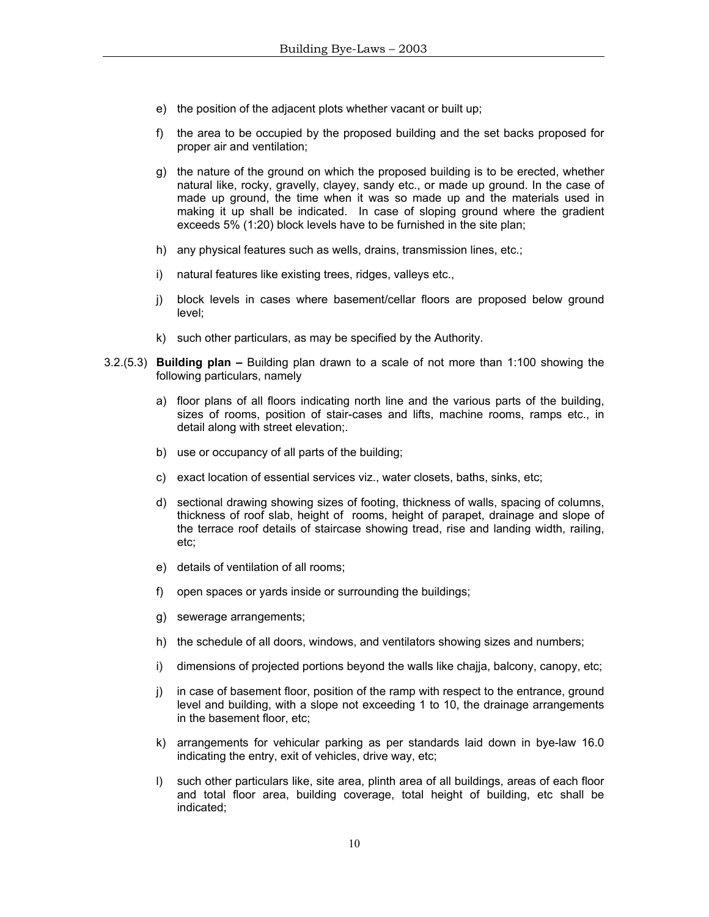e) the position of the adjacent plots whether vacant or built up;

f) the area to be occupied by the proposed building and the set backs proposed for proper air and ventilation;

g) the nature of the ground on which the proposed building is to be erected, whether natural like, rocky, gravelly, clayey, sandy etc., or made up ground. In the case of made up ground, the time when it was so made up and the materials used in making it up shall be indicated. In case of sloping ground where the gradient exceeds 5% (1:20) block levels have to be furnished in the site plan;

h) any physical features such as wells, drains, transmission lines, etc.;

i) natural features like existing trees, ridges, valleys etc.,

j) block levels in cases where basement/cellar floors are proposed below ground level;

k) such other particulars, as may be specified by the Authority.

3.2.(5.3) **Building plan –** Building plan drawn to a scale of not more than 1:100 showing the following particulars, namely

a) floor plans of all floors indicating north line and the various parts of the building, sizes of rooms, position of stair-cases and lifts, machine rooms, ramps etc., in detail along with street elevation;.

b) use or occupancy of all parts of the building;

c) exact location of essential services viz., water closets, baths, sinks, etc;

d) sectional drawing showing sizes of footing, thickness of walls, spacing of columns, thickness of roof slab, height of rooms, height of parapet, drainage and slope of the terrace roof details of staircase showing tread, rise and landing width, railing, etc;

e) details of ventilation of all rooms;

f) open spaces or yards inside or surrounding the buildings;

g) sewerage arrangements;

h) the schedule of all doors, windows, and ventilators showing sizes and numbers;

i) dimensions of projected portions beyond the walls like chajja, balcony, canopy, etc;

j) in case of basement floor, position of the ramp with respect to the entrance, ground level and building, with a slope not exceeding 1 to 10, the drainage arrangements in the basement floor, etc;

k) arrangements for vehicular parking as per standards laid down in bye-law 16.0 indicating the entry, exit of vehicles, drive way, etc;

l) such other particulars like, site area, plinth area of all buildings, areas of each floor and total floor area, building coverage, total height of building, etc shall be indicated;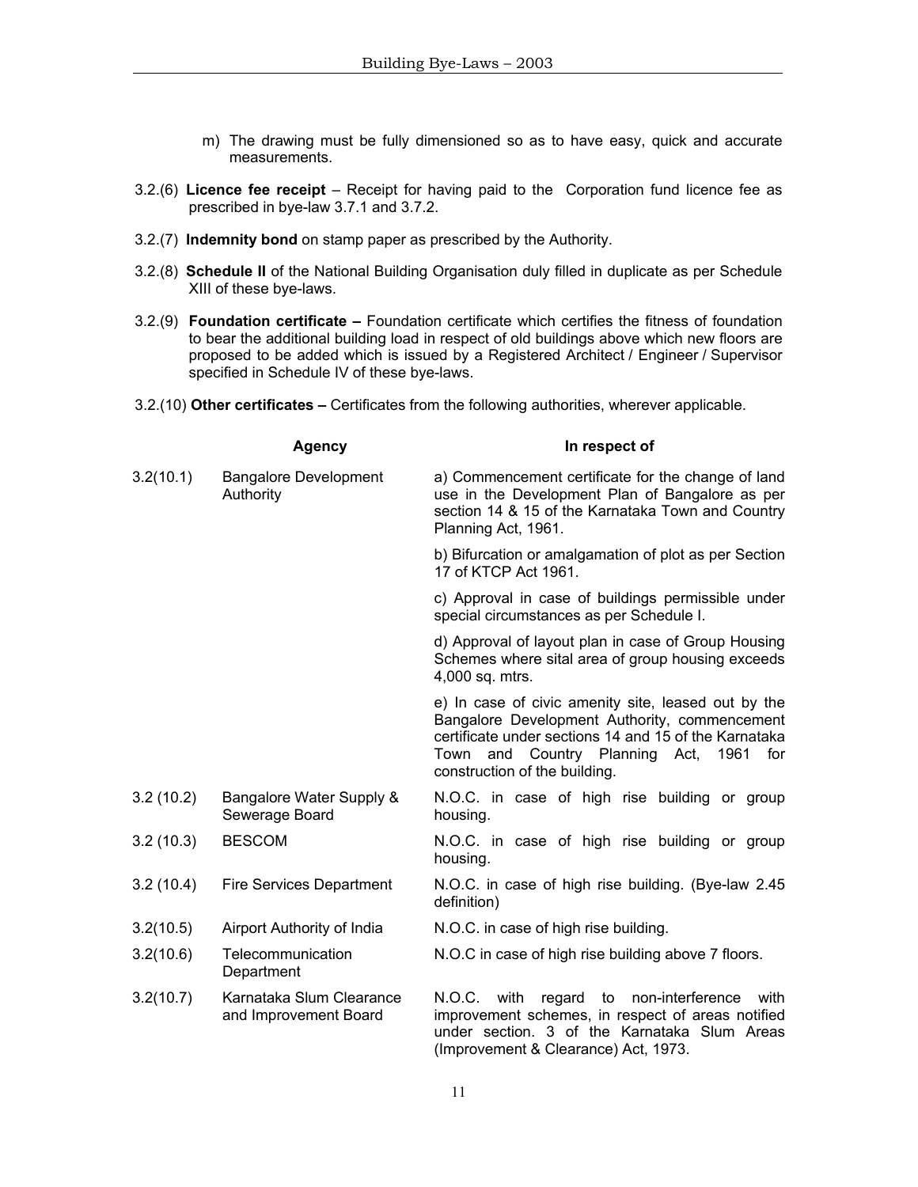m) The drawing must be fully dimensioned so as to have easy, quick and accurate measurements.

3.2.(6) **Licence fee receipt** – Receipt for having paid to the Corporation fund licence fee as prescribed in bye-law 3.7.1 and 3.7.2.

3.2.(7) **Indemnity bond** on stamp paper as prescribed by the Authority.

3.2.(8) **Schedule II** of the National Building Organisation duly filled in duplicate as per Schedule XIII of these bye-laws.

3.2.(9) **Foundation certificate –** Foundation certificate which certifies the fitness of foundation to bear the additional building load in respect of old buildings above which new floors are proposed to be added which is issued by a Registered Architect / Engineer / Supervisor specified in Schedule IV of these bye-laws.

3.2.(10) **Other certificates –** Certificates from the following authorities, wherever applicable.

| | **Agency** | **In respect of** |
|---|---|---|
| 3.2(10.1) | Bangalore Development Authority | a) Commencement certificate for the change of land use in the Development Plan of Bangalore as per section 14 & 15 of the Karnataka Town and Country Planning Act, 1961. |
| | | b) Bifurcation or amalgamation of plot as per Section 17 of KTCP Act 1961. |
| | | c) Approval in case of buildings permissible under special circumstances as per Schedule I. |
| | | d) Approval of layout plan in case of Group Housing Schemes where sital area of group housing exceeds 4,000 sq. mtrs. |
| | | e) In case of civic amenity site, leased out by the Bangalore Development Authority, commencement certificate under sections 14 and 15 of the Karnataka Town and Country Planning Act, 1961 for construction of the building. |
| 3.2 (10.2) | Bangalore Water Supply & Sewerage Board | N.O.C. in case of high rise building or group housing. |
| 3.2 (10.3) | BESCOM | N.O.C. in case of high rise building or group housing. |
| 3.2 (10.4) | Fire Services Department | N.O.C. in case of high rise building. (Bye-law 2.45 definition) |
| 3.2(10.5) | Airport Authority of India | N.O.C. in case of high rise building. |
| 3.2(10.6) | Telecommunication Department | N.O.C in case of high rise building above 7 floors. |
| 3.2(10.7) | Karnataka Slum Clearance and Improvement Board | N.O.C. with regard to non-interference with improvement schemes, in respect of areas notified under section. 3 of the Karnataka Slum Areas (Improvement & Clearance) Act, 1973. |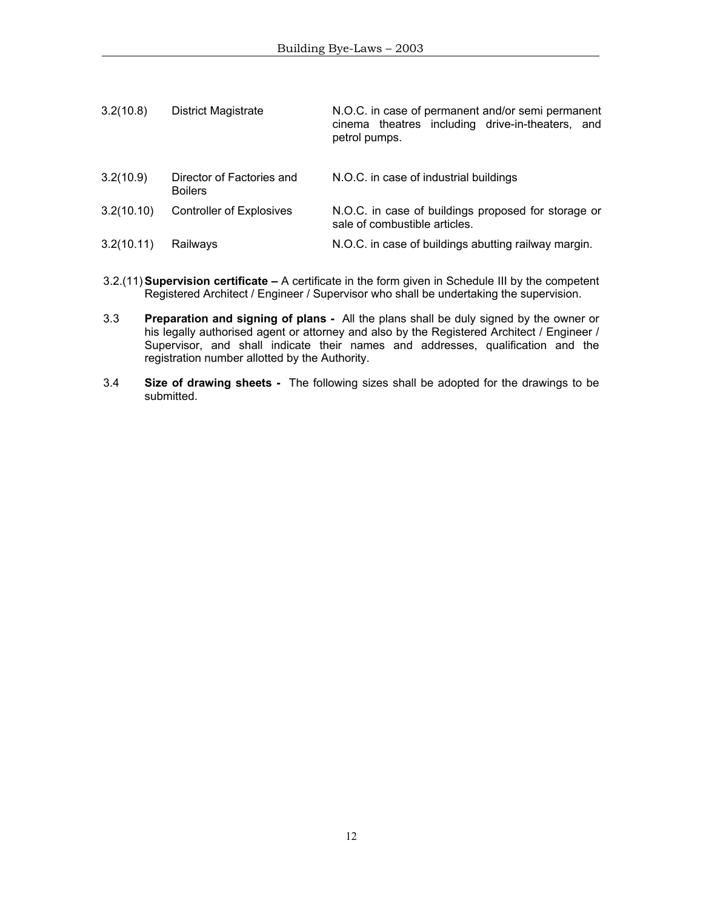| | | |
|---|---|---|
| 3.2(10.8) | District Magistrate | N.O.C. in case of permanent and/or semi permanent cinema theatres including drive-in-theaters, and petrol pumps. |
| 3.2(10.9) | Director of Factories and Boilers | N.O.C. in case of industrial buildings |
| 3.2(10.10) | Controller of Explosives | N.O.C. in case of buildings proposed for storage or sale of combustible articles. |
| 3.2(10.11) | Railways | N.O.C. in case of buildings abutting railway margin. |

3.2.(11) **Supervision certificate –** A certificate in the form given in Schedule III by the competent Registered Architect / Engineer / Supervisor who shall be undertaking the supervision.

3.3 **Preparation and signing of plans -** All the plans shall be duly signed by the owner or his legally authorised agent or attorney and also by the Registered Architect / Engineer / Supervisor, and shall indicate their names and addresses, qualification and the registration number allotted by the Authority.

3.4 **Size of drawing sheets -** The following sizes shall be adopted for the drawings to be submitted.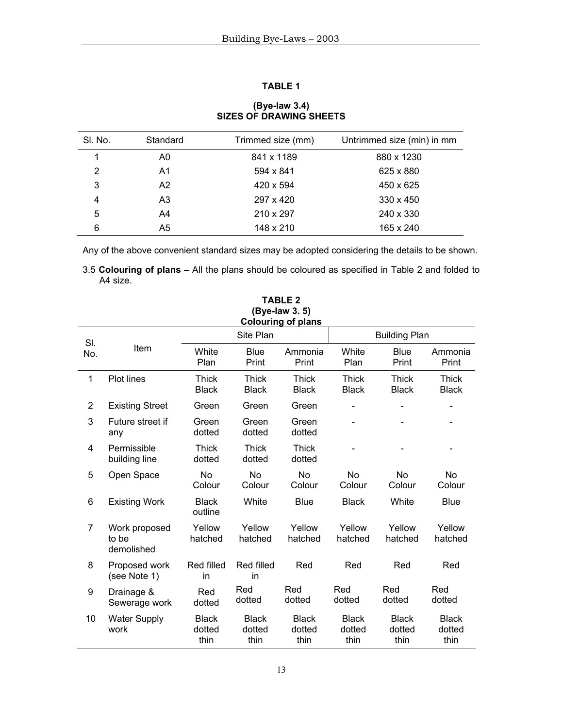**TABLE 1**

**(Bye-law 3.4)**
**SIZES OF DRAWING SHEETS**

| Sl. No. | Standard | Trimmed size (mm) | Untrimmed size (min) in mm |
|---|---|---|---|
| 1 | A0 | 841 x 1189 | 880 x 1230 |
| 2 | A1 | 594 x 841 | 625 x 880 |
| 3 | A2 | 420 x 594 | 450 x 625 |
| 4 | A3 | 297 x 420 | 330 x 450 |
| 5 | A4 | 210 x 297 | 240 x 330 |
| 6 | A5 | 148 x 210 | 165 x 240 |

Any of the above convenient standard sizes may be adopted considering the details to be shown.

3.5 **Colouring of plans –** All the plans should be coloured as specified in Table 2 and folded to A4 size.

**TABLE 2**
**(Bye-law 3. 5)**
**Colouring of plans**

| Sl. No. | Item | Site Plan | | | Building Plan | | |
|---|---|---|---|---|---|---|---|
| | | White Plan | Blue Print | Ammonia Print | White Plan | Blue Print | Ammonia Print |
| 1 | Plot lines | Thick Black | Thick Black | Thick Black | Thick Black | Thick Black | Thick Black |
| 2 | Existing Street | Green | Green | Green | - | - | - |
| 3 | Future street if any | Green dotted | Green dotted | Green dotted | - | - | - |
| 4 | Permissible building line | Thick dotted | Thick dotted | Thick dotted | - | - | - |
| 5 | Open Space | No Colour | No Colour | No Colour | No Colour | No Colour | No Colour |
| 6 | Existing Work | Black outline | White | Blue | Black | White | Blue |
| 7 | Work proposed to be demolished | Yellow hatched | Yellow hatched | Yellow hatched | Yellow hatched | Yellow hatched | Yellow hatched |
| 8 | Proposed work (see Note 1) | Red filled in | Red filled in | Red | Red | Red | Red |
| 9 | Drainage & Sewerage work | Red dotted | Red dotted | Red dotted | Red dotted | Red dotted | Red dotted |
| 10 | Water Supply work | Black dotted thin | Black dotted thin | Black dotted thin | Black dotted thin | Black dotted thin | Black dotted thin |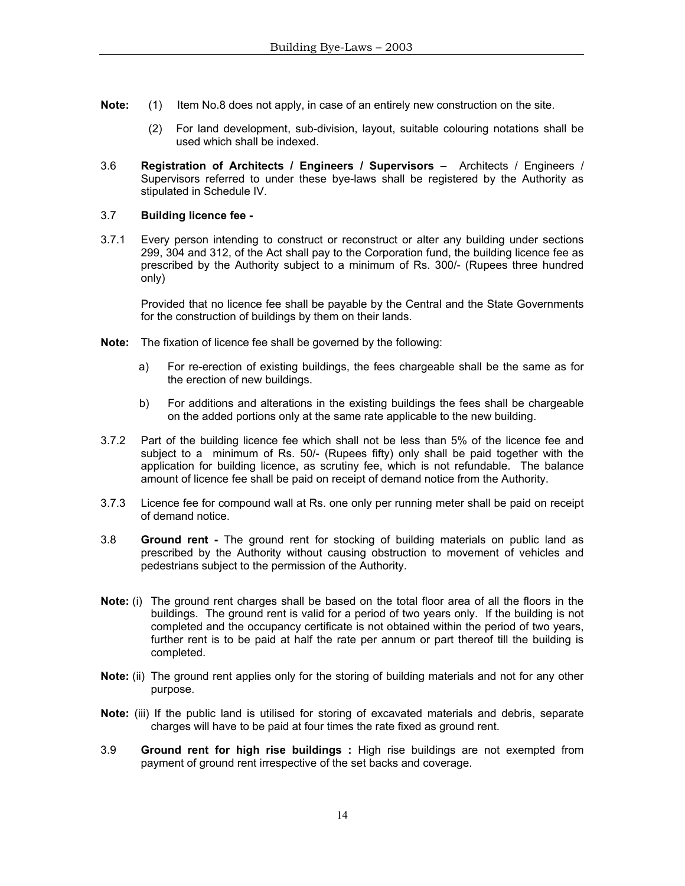**Note:** (1) Item No.8 does not apply, in case of an entirely new construction on the site.

(2) For land development, sub-division, layout, suitable colouring notations shall be used which shall be indexed.

3.6 **Registration of Architects / Engineers / Supervisors –** Architects / Engineers / Supervisors referred to under these bye-laws shall be registered by the Authority as stipulated in Schedule IV.

3.7 **Building licence fee -**

3.7.1 Every person intending to construct or reconstruct or alter any building under sections 299, 304 and 312, of the Act shall pay to the Corporation fund, the building licence fee as prescribed by the Authority subject to a minimum of Rs. 300/- (Rupees three hundred only)

Provided that no licence fee shall be payable by the Central and the State Governments for the construction of buildings by them on their lands.

**Note:** The fixation of licence fee shall be governed by the following:

a) For re-erection of existing buildings, the fees chargeable shall be the same as for the erection of new buildings.

b) For additions and alterations in the existing buildings the fees shall be chargeable on the added portions only at the same rate applicable to the new building.

3.7.2 Part of the building licence fee which shall not be less than 5% of the licence fee and subject to a minimum of Rs. 50/- (Rupees fifty) only shall be paid together with the application for building licence, as scrutiny fee, which is not refundable. The balance amount of licence fee shall be paid on receipt of demand notice from the Authority.

3.7.3 Licence fee for compound wall at Rs. one only per running meter shall be paid on receipt of demand notice.

3.8 **Ground rent -** The ground rent for stocking of building materials on public land as prescribed by the Authority without causing obstruction to movement of vehicles and pedestrians subject to the permission of the Authority.

**Note:** (i) The ground rent charges shall be based on the total floor area of all the floors in the buildings. The ground rent is valid for a period of two years only. If the building is not completed and the occupancy certificate is not obtained within the period of two years, further rent is to be paid at half the rate per annum or part thereof till the building is completed.

**Note:** (ii) The ground rent applies only for the storing of building materials and not for any other purpose.

**Note:** (iii) If the public land is utilised for storing of excavated materials and debris, separate charges will have to be paid at four times the rate fixed as ground rent.

3.9 **Ground rent for high rise buildings :** High rise buildings are not exempted from payment of ground rent irrespective of the set backs and coverage.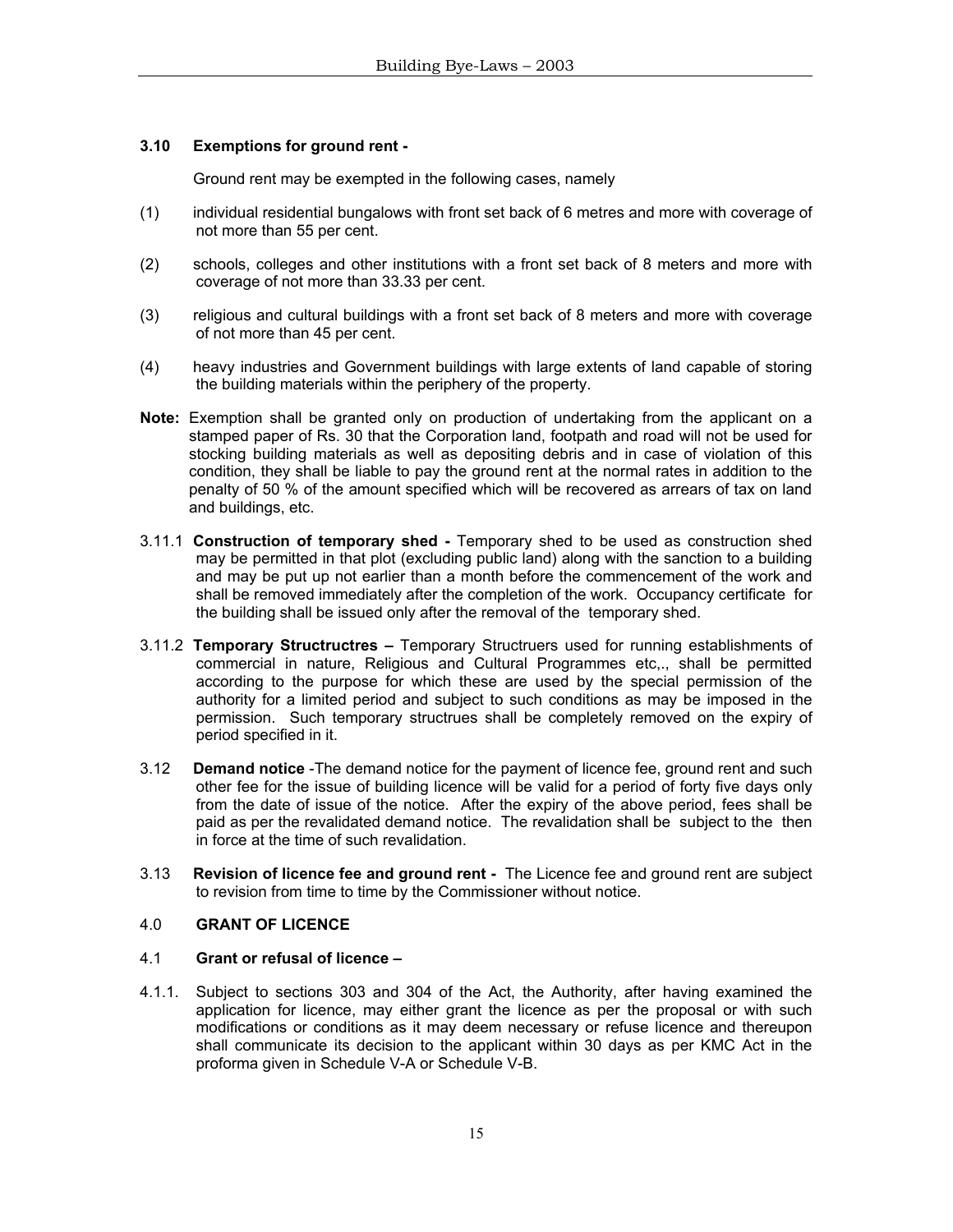**3.10 Exemptions for ground rent -**

Ground rent may be exempted in the following cases, namely

(1) individual residential bungalows with front set back of 6 metres and more with coverage of not more than 55 per cent.

(2) schools, colleges and other institutions with a front set back of 8 meters and more with coverage of not more than 33.33 per cent.

(3) religious and cultural buildings with a front set back of 8 meters and more with coverage of not more than 45 per cent.

(4) heavy industries and Government buildings with large extents of land capable of storing the building materials within the periphery of the property.

**Note:** Exemption shall be granted only on production of undertaking from the applicant on a stamped paper of Rs. 30 that the Corporation land, footpath and road will not be used for stocking building materials as well as depositing debris and in case of violation of this condition, they shall be liable to pay the ground rent at the normal rates in addition to the penalty of 50 % of the amount specified which will be recovered as arrears of tax on land and buildings, etc.

3.11.1 **Construction of temporary shed -** Temporary shed to be used as construction shed may be permitted in that plot (excluding public land) along with the sanction to a building and may be put up not earlier than a month before the commencement of the work and shall be removed immediately after the completion of the work. Occupancy certificate for the building shall be issued only after the removal of the temporary shed.

3.11.2 **Temporary Structructres –** Temporary Structruers used for running establishments of commercial in nature, Religious and Cultural Programmes etc,., shall be permitted according to the purpose for which these are used by the special permission of the authority for a limited period and subject to such conditions as may be imposed in the permission. Such temporary structrues shall be completely removed on the expiry of period specified in it.

3.12 **Demand notice** -The demand notice for the payment of licence fee, ground rent and such other fee for the issue of building licence will be valid for a period of forty five days only from the date of issue of the notice. After the expiry of the above period, fees shall be paid as per the revalidated demand notice. The revalidation shall be subject to the then in force at the time of such revalidation.

3.13 **Revision of licence fee and ground rent -** The Licence fee and ground rent are subject to revision from time to time by the Commissioner without notice.

## 4.0 GRANT OF LICENCE

### 4.1 Grant or refusal of licence –

4.1.1. Subject to sections 303 and 304 of the Act, the Authority, after having examined the application for licence, may either grant the licence as per the proposal or with such modifications or conditions as it may deem necessary or refuse licence and thereupon shall communicate its decision to the applicant within 30 days as per KMC Act in the proforma given in Schedule V-A or Schedule V-B.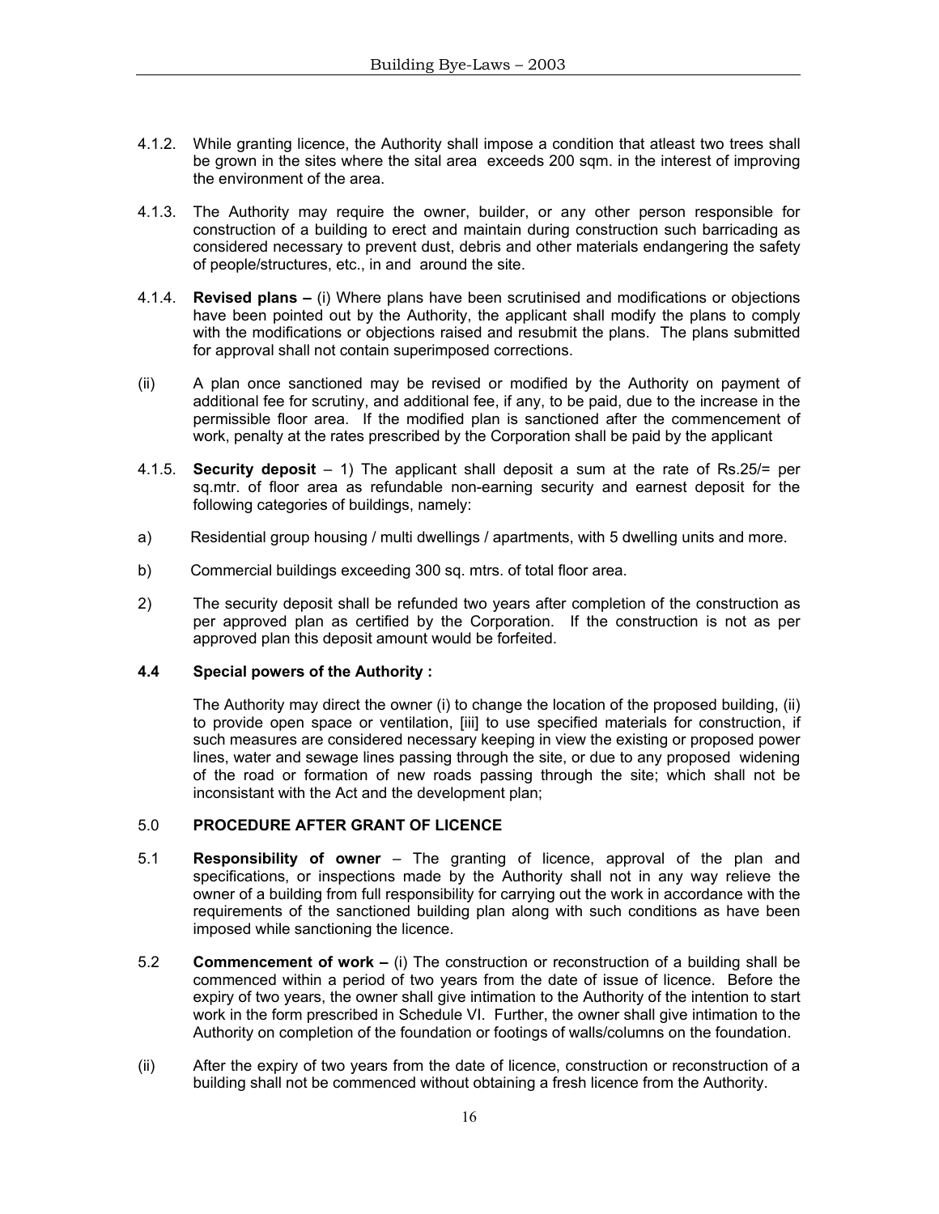4.1.2. While granting licence, the Authority shall impose a condition that atleast two trees shall be grown in the sites where the sital area exceeds 200 sqm. in the interest of improving the environment of the area.

4.1.3. The Authority may require the owner, builder, or any other person responsible for construction of a building to erect and maintain during construction such barricading as considered necessary to prevent dust, debris and other materials endangering the safety of people/structures, etc., in and around the site.

4.1.4. **Revised plans –** (i) Where plans have been scrutinised and modifications or objections have been pointed out by the Authority, the applicant shall modify the plans to comply with the modifications or objections raised and resubmit the plans. The plans submitted for approval shall not contain superimposed corrections.

(ii) A plan once sanctioned may be revised or modified by the Authority on payment of additional fee for scrutiny, and additional fee, if any, to be paid, due to the increase in the permissible floor area. If the modified plan is sanctioned after the commencement of work, penalty at the rates prescribed by the Corporation shall be paid by the applicant

4.1.5. **Security deposit** – 1) The applicant shall deposit a sum at the rate of Rs.25/= per sq.mtr. of floor area as refundable non-earning security and earnest deposit for the following categories of buildings, namely:

a) Residential group housing / multi dwellings / apartments, with 5 dwelling units and more.

b) Commercial buildings exceeding 300 sq. mtrs. of total floor area.

2) The security deposit shall be refunded two years after completion of the construction as per approved plan as certified by the Corporation. If the construction is not as per approved plan this deposit amount would be forfeited.

**4.4 Special powers of the Authority :**

The Authority may direct the owner (i) to change the location of the proposed building, (ii) to provide open space or ventilation, [iii] to use specified materials for construction, if such measures are considered necessary keeping in view the existing or proposed power lines, water and sewage lines passing through the site, or due to any proposed widening of the road or formation of new roads passing through the site; which shall not be inconsistant with the Act and the development plan;

5.0 **PROCEDURE AFTER GRANT OF LICENCE**

5.1 **Responsibility of owner** – The granting of licence, approval of the plan and specifications, or inspections made by the Authority shall not in any way relieve the owner of a building from full responsibility for carrying out the work in accordance with the requirements of the sanctioned building plan along with such conditions as have been imposed while sanctioning the licence.

5.2 **Commencement of work –** (i) The construction or reconstruction of a building shall be commenced within a period of two years from the date of issue of licence. Before the expiry of two years, the owner shall give intimation to the Authority of the intention to start work in the form prescribed in Schedule VI. Further, the owner shall give intimation to the Authority on completion of the foundation or footings of walls/columns on the foundation.

(ii) After the expiry of two years from the date of licence, construction or reconstruction of a building shall not be commenced without obtaining a fresh licence from the Authority.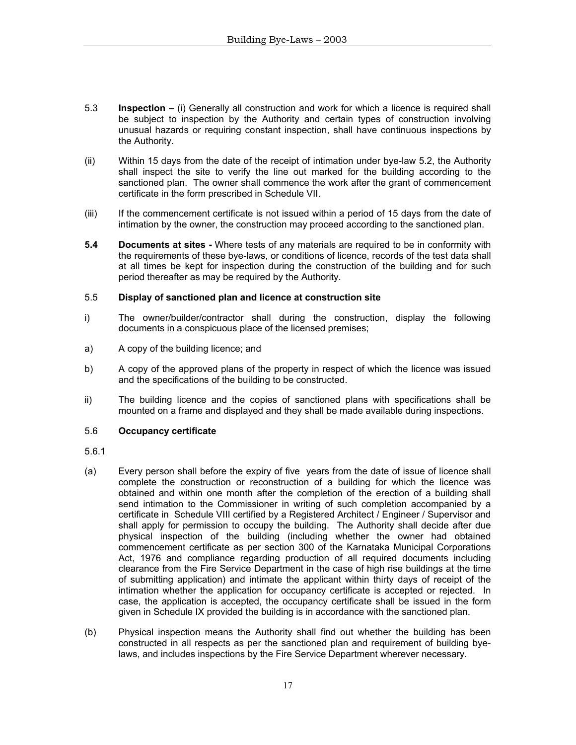5.3 **Inspection –** (i) Generally all construction and work for which a licence is required shall be subject to inspection by the Authority and certain types of construction involving unusual hazards or requiring constant inspection, shall have continuous inspections by the Authority.

(ii) Within 15 days from the date of the receipt of intimation under bye-law 5.2, the Authority shall inspect the site to verify the line out marked for the building according to the sanctioned plan. The owner shall commence the work after the grant of commencement certificate in the form prescribed in Schedule VII.

(iii) If the commencement certificate is not issued within a period of 15 days from the date of intimation by the owner, the construction may proceed according to the sanctioned plan.

**5.4 Documents at sites -** Where tests of any materials are required to be in conformity with the requirements of these bye-laws, or conditions of licence, records of the test data shall at all times be kept for inspection during the construction of the building and for such period thereafter as may be required by the Authority.

5.5 **Display of sanctioned plan and licence at construction site**

i) The owner/builder/contractor shall during the construction, display the following documents in a conspicuous place of the licensed premises;

a) A copy of the building licence; and

b) A copy of the approved plans of the property in respect of which the licence was issued and the specifications of the building to be constructed.

ii) The building licence and the copies of sanctioned plans with specifications shall be mounted on a frame and displayed and they shall be made available during inspections.

5.6 **Occupancy certificate**

5.6.1

(a) Every person shall before the expiry of five years from the date of issue of licence shall complete the construction or reconstruction of a building for which the licence was obtained and within one month after the completion of the erection of a building shall send intimation to the Commissioner in writing of such completion accompanied by a certificate in Schedule VIII certified by a Registered Architect / Engineer / Supervisor and shall apply for permission to occupy the building. The Authority shall decide after due physical inspection of the building (including whether the owner had obtained commencement certificate as per section 300 of the Karnataka Municipal Corporations Act, 1976 and compliance regarding production of all required documents including clearance from the Fire Service Department in the case of high rise buildings at the time of submitting application) and intimate the applicant within thirty days of receipt of the intimation whether the application for occupancy certificate is accepted or rejected. In case, the application is accepted, the occupancy certificate shall be issued in the form given in Schedule IX provided the building is in accordance with the sanctioned plan.

(b) Physical inspection means the Authority shall find out whether the building has been constructed in all respects as per the sanctioned plan and requirement of building bye-laws, and includes inspections by the Fire Service Department wherever necessary.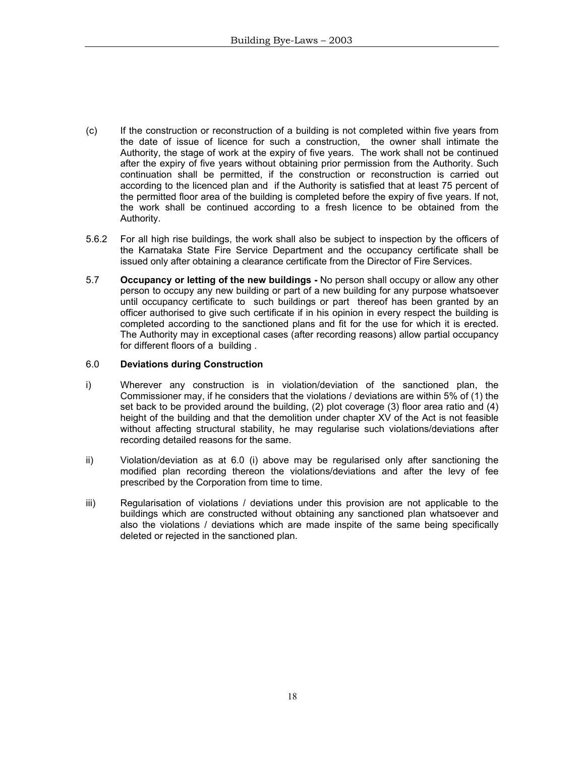(c) If the construction or reconstruction of a building is not completed within five years from the date of issue of licence for such a construction, the owner shall intimate the Authority, the stage of work at the expiry of five years. The work shall not be continued after the expiry of five years without obtaining prior permission from the Authority. Such continuation shall be permitted, if the construction or reconstruction is carried out according to the licenced plan and if the Authority is satisfied that at least 75 percent of the permitted floor area of the building is completed before the expiry of five years. If not, the work shall be continued according to a fresh licence to be obtained from the Authority.

5.6.2 For all high rise buildings, the work shall also be subject to inspection by the officers of the Karnataka State Fire Service Department and the occupancy certificate shall be issued only after obtaining a clearance certificate from the Director of Fire Services.

5.7 **Occupancy or letting of the new buildings -** No person shall occupy or allow any other person to occupy any new building or part of a new building for any purpose whatsoever until occupancy certificate to such buildings or part thereof has been granted by an officer authorised to give such certificate if in his opinion in every respect the building is completed according to the sanctioned plans and fit for the use for which it is erected. The Authority may in exceptional cases (after recording reasons) allow partial occupancy for different floors of a building .

## 6.0 Deviations during Construction

i) Wherever any construction is in violation/deviation of the sanctioned plan, the Commissioner may, if he considers that the violations / deviations are within 5% of (1) the set back to be provided around the building, (2) plot coverage (3) floor area ratio and (4) height of the building and that the demolition under chapter XV of the Act is not feasible without affecting structural stability, he may regularise such violations/deviations after recording detailed reasons for the same.

ii) Violation/deviation as at 6.0 (i) above may be regularised only after sanctioning the modified plan recording thereon the violations/deviations and after the levy of fee prescribed by the Corporation from time to time.

iii) Regularisation of violations / deviations under this provision are not applicable to the buildings which are constructed without obtaining any sanctioned plan whatsoever and also the violations / deviations which are made inspite of the same being specifically deleted or rejected in the sanctioned plan.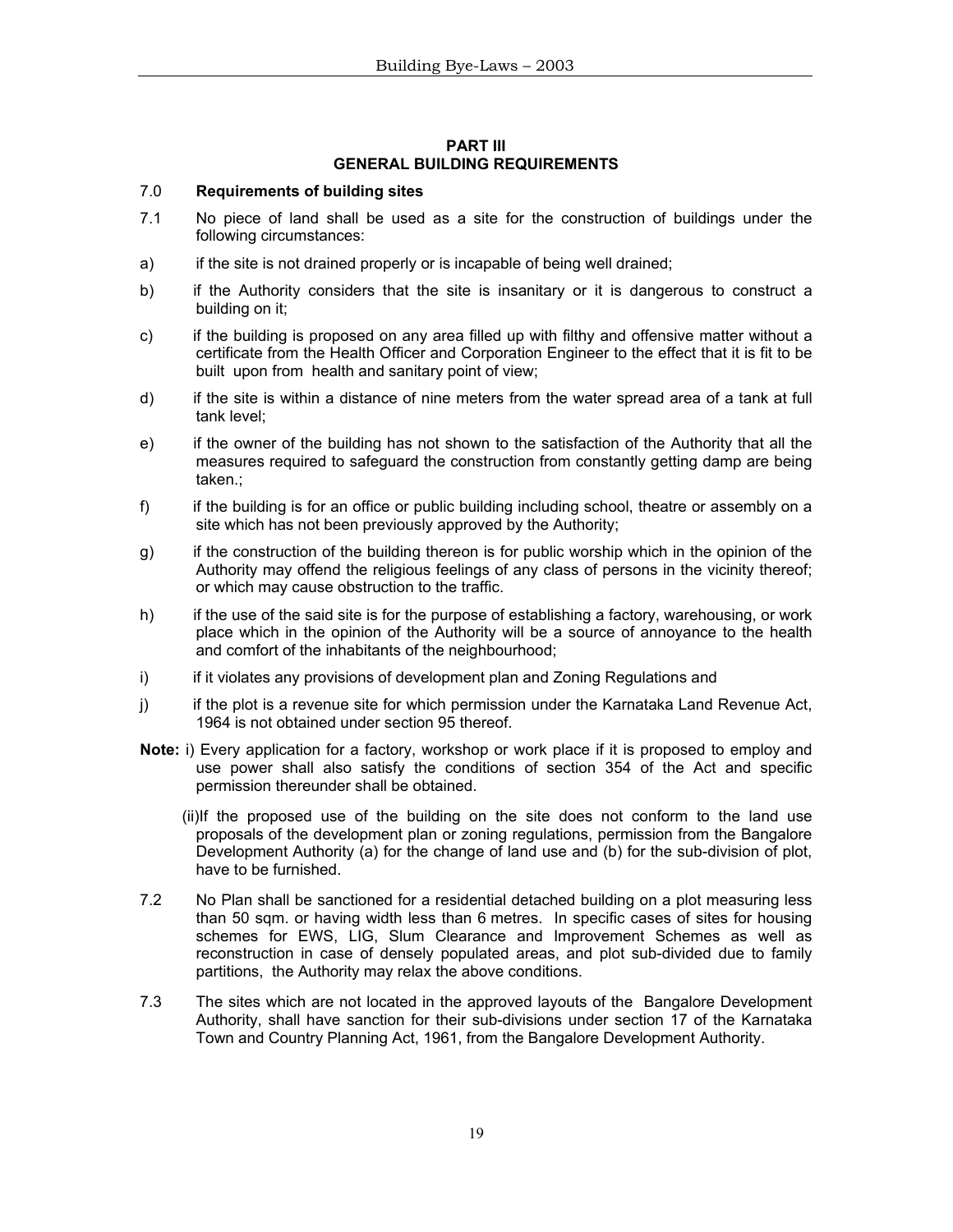## PART III
## GENERAL BUILDING REQUIREMENTS

### 7.0 Requirements of building sites

7.1 No piece of land shall be used as a site for the construction of buildings under the following circumstances:

a) if the site is not drained properly or is incapable of being well drained;

b) if the Authority considers that the site is insanitary or it is dangerous to construct a building on it;

c) if the building is proposed on any area filled up with filthy and offensive matter without a certificate from the Health Officer and Corporation Engineer to the effect that it is fit to be built upon from health and sanitary point of view;

d) if the site is within a distance of nine meters from the water spread area of a tank at full tank level;

e) if the owner of the building has not shown to the satisfaction of the Authority that all the measures required to safeguard the construction from constantly getting damp are being taken.;

f) if the building is for an office or public building including school, theatre or assembly on a site which has not been previously approved by the Authority;

g) if the construction of the building thereon is for public worship which in the opinion of the Authority may offend the religious feelings of any class of persons in the vicinity thereof; or which may cause obstruction to the traffic.

h) if the use of the said site is for the purpose of establishing a factory, warehousing, or work place which in the opinion of the Authority will be a source of annoyance to the health and comfort of the inhabitants of the neighbourhood;

i) if it violates any provisions of development plan and Zoning Regulations and

j) if the plot is a revenue site for which permission under the Karnataka Land Revenue Act, 1964 is not obtained under section 95 thereof.

**Note:** i) Every application for a factory, workshop or work place if it is proposed to employ and use power shall also satisfy the conditions of section 354 of the Act and specific permission thereunder shall be obtained.

(ii)If the proposed use of the building on the site does not conform to the land use proposals of the development plan or zoning regulations, permission from the Bangalore Development Authority (a) for the change of land use and (b) for the sub-division of plot, have to be furnished.

7.2 No Plan shall be sanctioned for a residential detached building on a plot measuring less than 50 sqm. or having width less than 6 metres. In specific cases of sites for housing schemes for EWS, LIG, Slum Clearance and Improvement Schemes as well as reconstruction in case of densely populated areas, and plot sub-divided due to family partitions, the Authority may relax the above conditions.

7.3 The sites which are not located in the approved layouts of the Bangalore Development Authority, shall have sanction for their sub-divisions under section 17 of the Karnataka Town and Country Planning Act, 1961, from the Bangalore Development Authority.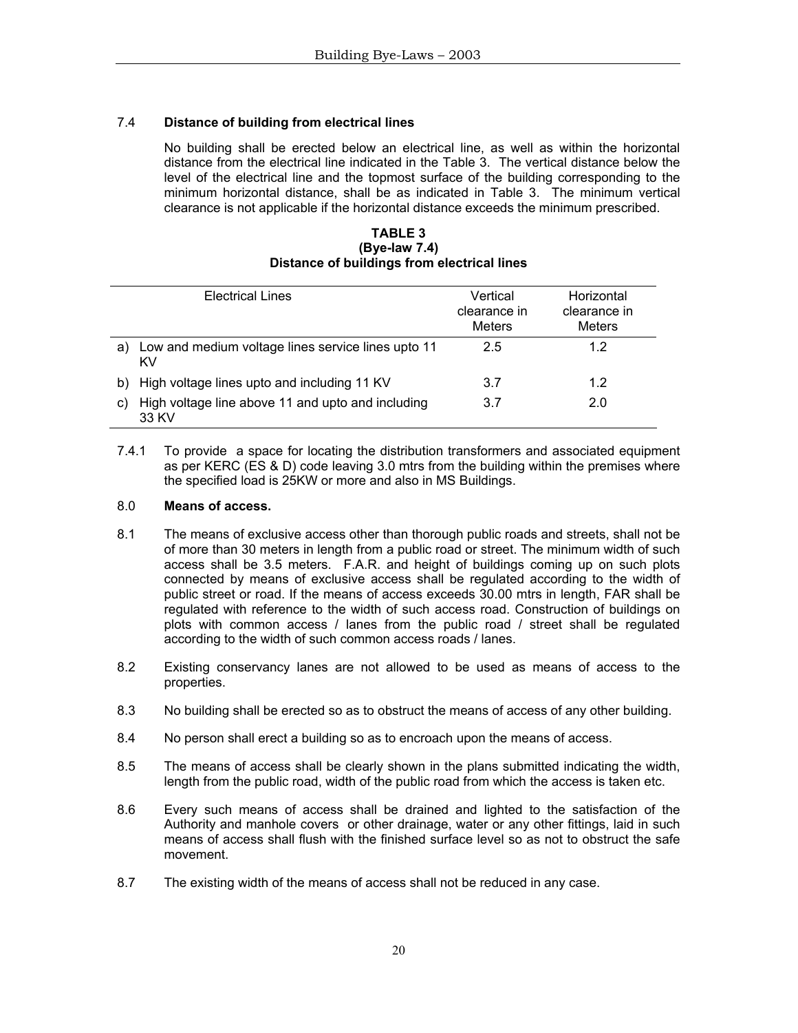### 7.4 Distance of building from electrical lines

No building shall be erected below an electrical line, as well as within the horizontal distance from the electrical line indicated in the Table 3. The vertical distance below the level of the electrical line and the topmost surface of the building corresponding to the minimum horizontal distance, shall be as indicated in Table 3. The minimum vertical clearance is not applicable if the horizontal distance exceeds the minimum prescribed.

**TABLE 3**
**(Bye-law 7.4)**
**Distance of buildings from electrical lines**

| Electrical Lines | Vertical clearance in Meters | Horizontal clearance in Meters |
|---|---|---|
| a) Low and medium voltage lines service lines upto 11 KV | 2.5 | 1.2 |
| b) High voltage lines upto and including 11 KV | 3.7 | 1.2 |
| c) High voltage line above 11 and upto and including 33 KV | 3.7 | 2.0 |

7.4.1 To provide a space for locating the distribution transformers and associated equipment as per KERC (ES & D) code leaving 3.0 mtrs from the building within the premises where the specified load is 25KW or more and also in MS Buildings.

### 8.0 Means of access.

8.1 The means of exclusive access other than thorough public roads and streets, shall not be of more than 30 meters in length from a public road or street. The minimum width of such access shall be 3.5 meters. F.A.R. and height of buildings coming up on such plots connected by means of exclusive access shall be regulated according to the width of public street or road. If the means of access exceeds 30.00 mtrs in length, FAR shall be regulated with reference to the width of such access road. Construction of buildings on plots with common access / lanes from the public road / street shall be regulated according to the width of such common access roads / lanes.

8.2 Existing conservancy lanes are not allowed to be used as means of access to the properties.

8.3 No building shall be erected so as to obstruct the means of access of any other building.

8.4 No person shall erect a building so as to encroach upon the means of access.

8.5 The means of access shall be clearly shown in the plans submitted indicating the width, length from the public road, width of the public road from which the access is taken etc.

8.6 Every such means of access shall be drained and lighted to the satisfaction of the Authority and manhole covers or other drainage, water or any other fittings, laid in such means of access shall flush with the finished surface level so as not to obstruct the safe movement.

8.7 The existing width of the means of access shall not be reduced in any case.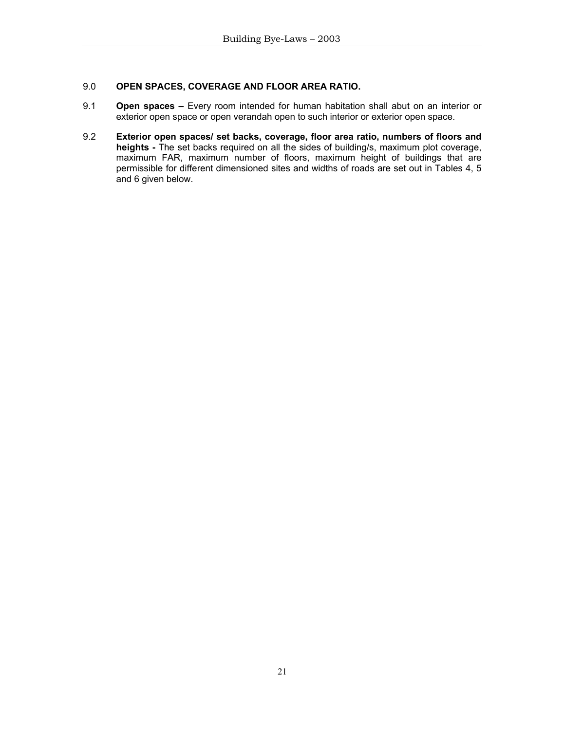## 9.0 OPEN SPACES, COVERAGE AND FLOOR AREA RATIO.

9.1 **Open spaces –** Every room intended for human habitation shall abut on an interior or exterior open space or open verandah open to such interior or exterior open space.

9.2 **Exterior open spaces/ set backs, coverage, floor area ratio, numbers of floors and heights -** The set backs required on all the sides of building/s, maximum plot coverage, maximum FAR, maximum number of floors, maximum height of buildings that are permissible for different dimensioned sites and widths of roads are set out in Tables 4, 5 and 6 given below.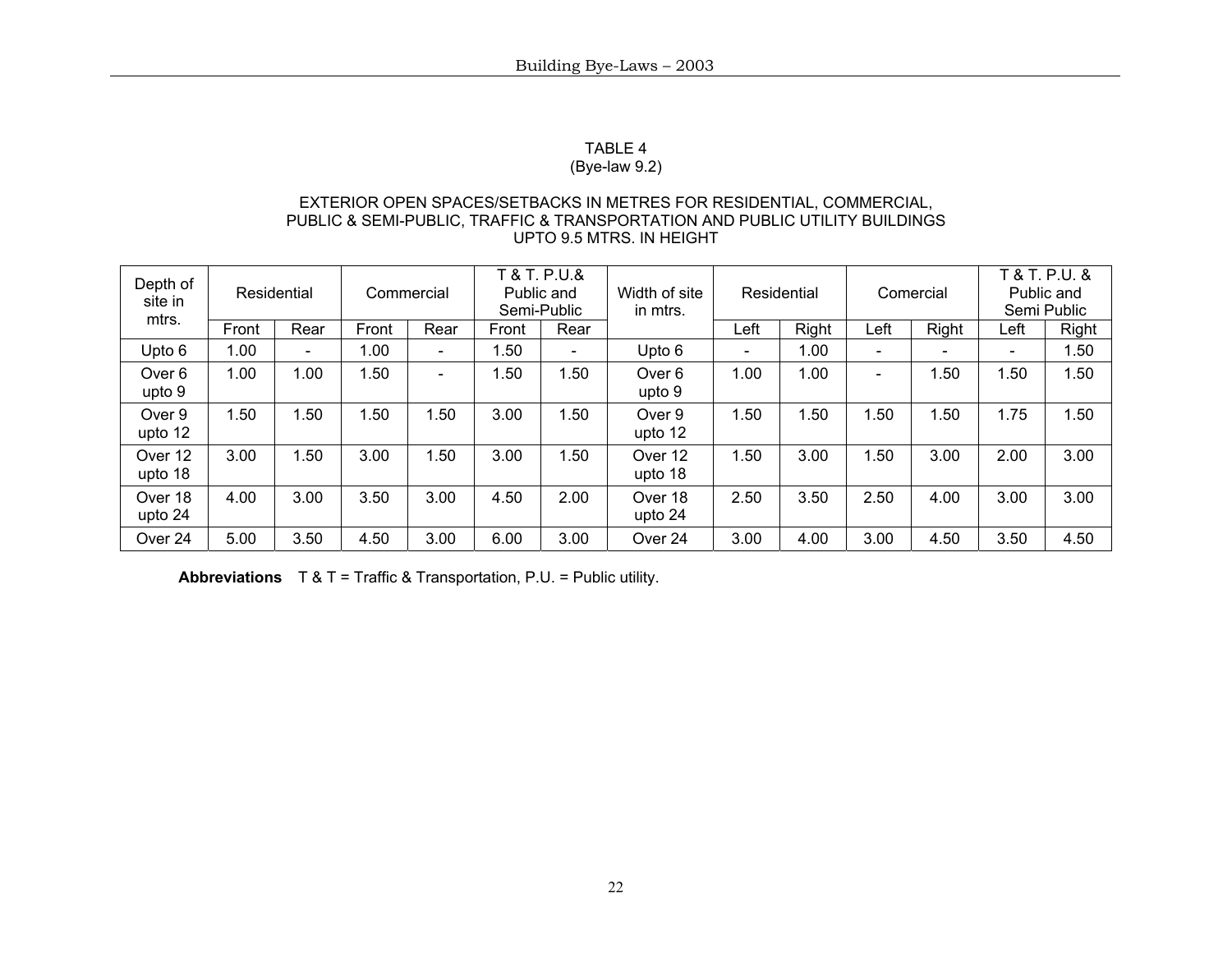TABLE 4
(Bye-law 9.2)

EXTERIOR OPEN SPACES/SETBACKS IN METRES FOR RESIDENTIAL, COMMERCIAL, PUBLIC & SEMI-PUBLIC, TRAFFIC & TRANSPORTATION AND PUBLIC UTILITY BUILDINGS UPTO 9.5 MTRS. IN HEIGHT

| Depth of site in mtrs. | Residential | | Commercial | | T & T. P.U.& Public and Semi-Public | | Width of site in mtrs. | Residential | | Comercial | | T & T. P.U. & Public and Semi Public | |
|---|---|---|---|---|---|---|---|---|---|---|---|---|---|
| | Front | Rear | Front | Rear | Front | Rear | | Left | Right | Left | Right | Left | Right |
| Upto 6 | 1.00 | - | 1.00 | - | 1.50 | - | Upto 6 | - | 1.00 | - | - | - | 1.50 |
| Over 6 upto 9 | 1.00 | 1.00 | 1.50 | - | 1.50 | 1.50 | Over 6 upto 9 | 1.00 | 1.00 | - | 1.50 | 1.50 | 1.50 |
| Over 9 upto 12 | 1.50 | 1.50 | 1.50 | 1.50 | 3.00 | 1.50 | Over 9 upto 12 | 1.50 | 1.50 | 1.50 | 1.50 | 1.75 | 1.50 |
| Over 12 upto 18 | 3.00 | 1.50 | 3.00 | 1.50 | 3.00 | 1.50 | Over 12 upto 18 | 1.50 | 3.00 | 1.50 | 3.00 | 2.00 | 3.00 |
| Over 18 upto 24 | 4.00 | 3.00 | 3.50 | 3.00 | 4.50 | 2.00 | Over 18 upto 24 | 2.50 | 3.50 | 2.50 | 4.00 | 3.00 | 3.00 |
| Over 24 | 5.00 | 3.50 | 4.50 | 3.00 | 6.00 | 3.00 | Over 24 | 3.00 | 4.00 | 3.00 | 4.50 | 3.50 | 4.50 |

**Abbreviations** T & T = Traffic & Transportation, P.U. = Public utility.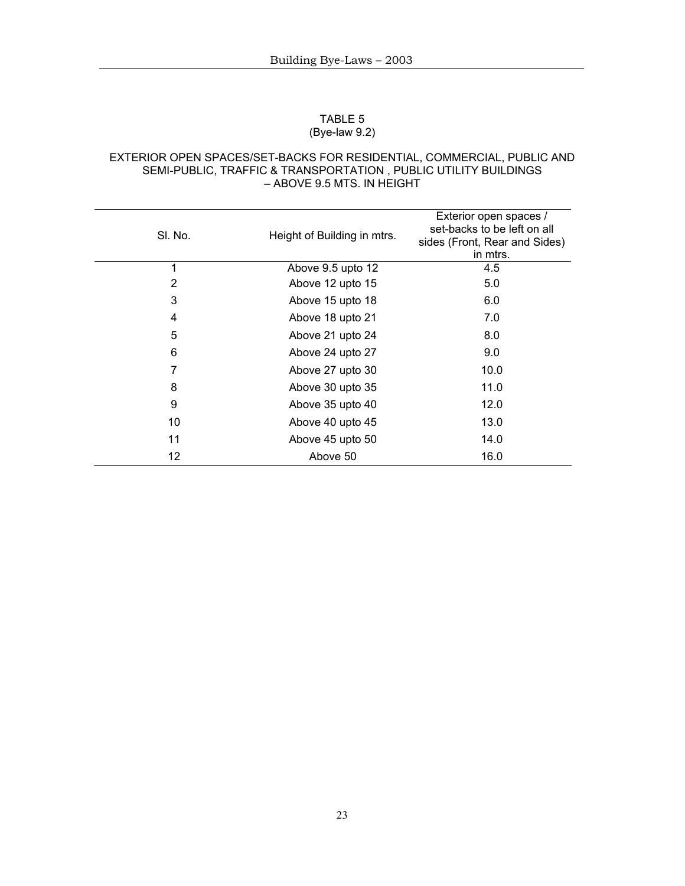TABLE 5
(Bye-law 9.2)

EXTERIOR OPEN SPACES/SET-BACKS FOR RESIDENTIAL, COMMERCIAL, PUBLIC AND SEMI-PUBLIC, TRAFFIC & TRANSPORTATION , PUBLIC UTILITY BUILDINGS – ABOVE 9.5 MTS. IN HEIGHT

| Sl. No. | Height of Building in mtrs. | Exterior open spaces / set-backs to be left on all sides (Front, Rear and Sides) in mtrs. |
|---|---|---|
| 1 | Above 9.5 upto 12 | 4.5 |
| 2 | Above 12 upto 15 | 5.0 |
| 3 | Above 15 upto 18 | 6.0 |
| 4 | Above 18 upto 21 | 7.0 |
| 5 | Above 21 upto 24 | 8.0 |
| 6 | Above 24 upto 27 | 9.0 |
| 7 | Above 27 upto 30 | 10.0 |
| 8 | Above 30 upto 35 | 11.0 |
| 9 | Above 35 upto 40 | 12.0 |
| 10 | Above 40 upto 45 | 13.0 |
| 11 | Above 45 upto 50 | 14.0 |
| 12 | Above 50 | 16.0 |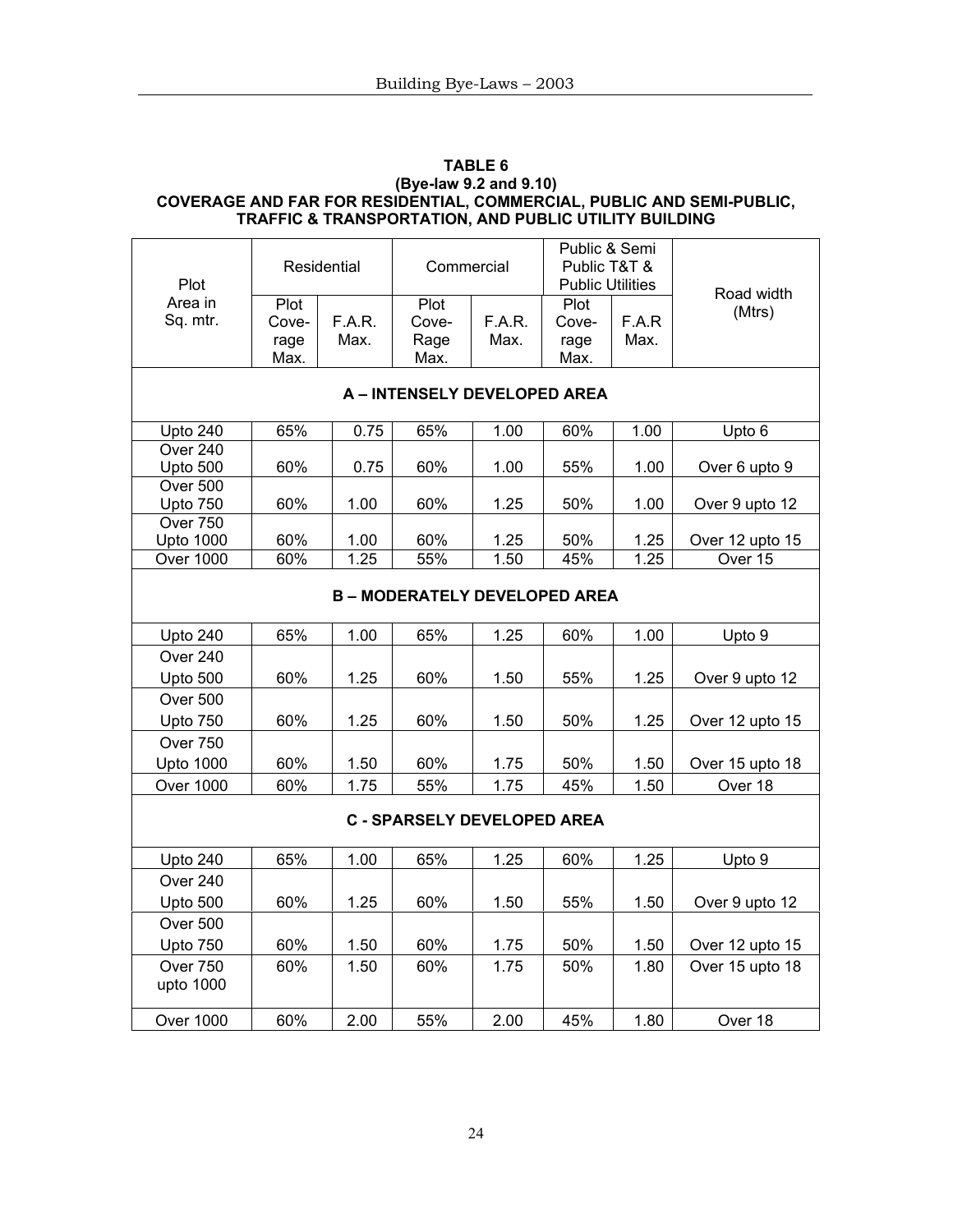**TABLE 6**
**(Bye-law 9.2 and 9.10)**
**COVERAGE AND FAR FOR RESIDENTIAL, COMMERCIAL, PUBLIC AND SEMI-PUBLIC, TRAFFIC & TRANSPORTATION, AND PUBLIC UTILITY BUILDING**

| Plot Area in Sq. mtr. | Residential | | Commercial | | Public & Semi Public T&T & Public Utilities | | Road width (Mtrs) |
|---|---|---|---|---|---|---|---|
| | Plot Cove-rage Max. | F.A.R. Max. | Plot Cove-Rage Max. | F.A.R. Max. | Plot Cove-rage Max. | F.A.R Max. | |
| **A – INTENSELY DEVELOPED AREA** | | | | | | | |
| Upto 240 | 65% | 0.75 | 65% | 1.00 | 60% | 1.00 | Upto 6 |
| Over 240 Upto 500 | 60% | 0.75 | 60% | 1.00 | 55% | 1.00 | Over 6 upto 9 |
| Over 500 Upto 750 | 60% | 1.00 | 60% | 1.25 | 50% | 1.00 | Over 9 upto 12 |
| Over 750 Upto 1000 | 60% | 1.00 | 60% | 1.25 | 50% | 1.25 | Over 12 upto 15 |
| Over 1000 | 60% | 1.25 | 55% | 1.50 | 45% | 1.25 | Over 15 |
| **B – MODERATELY DEVELOPED AREA** | | | | | | | |
| Upto 240 | 65% | 1.00 | 65% | 1.25 | 60% | 1.00 | Upto 9 |
| Over 240 Upto 500 | 60% | 1.25 | 60% | 1.50 | 55% | 1.25 | Over 9 upto 12 |
| Over 500 Upto 750 | 60% | 1.25 | 60% | 1.50 | 50% | 1.25 | Over 12 upto 15 |
| Over 750 Upto 1000 | 60% | 1.50 | 60% | 1.75 | 50% | 1.50 | Over 15 upto 18 |
| Over 1000 | 60% | 1.75 | 55% | 1.75 | 45% | 1.50 | Over 18 |
| **C - SPARSELY DEVELOPED AREA** | | | | | | | |
| Upto 240 | 65% | 1.00 | 65% | 1.25 | 60% | 1.25 | Upto 9 |
| Over 240 Upto 500 | 60% | 1.25 | 60% | 1.50 | 55% | 1.50 | Over 9 upto 12 |
| Over 500 Upto 750 | 60% | 1.50 | 60% | 1.75 | 50% | 1.50 | Over 12 upto 15 |
| Over 750 upto 1000 | 60% | 1.50 | 60% | 1.75 | 50% | 1.80 | Over 15 upto 18 |
| Over 1000 | 60% | 2.00 | 55% | 2.00 | 45% | 1.80 | Over 18 |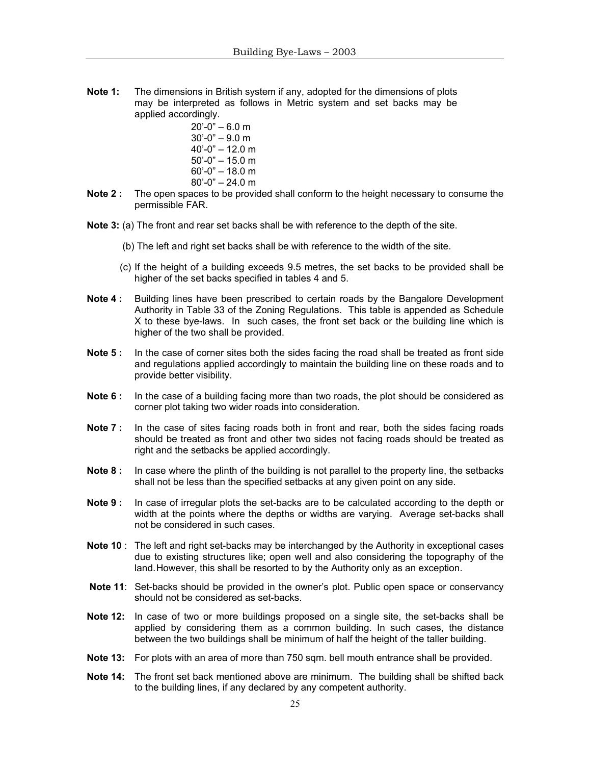**Note 1:** The dimensions in British system if any, adopted for the dimensions of plots may be interpreted as follows in Metric system and set backs may be applied accordingly.

20'-0" – 6.0 m
30'-0" – 9.0 m
40'-0" – 12.0 m
50'-0" – 15.0 m
60'-0" – 18.0 m
80'-0" – 24.0 m

**Note 2 :** The open spaces to be provided shall conform to the height necessary to consume the permissible FAR.

**Note 3:** (a) The front and rear set backs shall be with reference to the depth of the site.

(b) The left and right set backs shall be with reference to the width of the site.

(c) If the height of a building exceeds 9.5 metres, the set backs to be provided shall be higher of the set backs specified in tables 4 and 5.

**Note 4 :** Building lines have been prescribed to certain roads by the Bangalore Development Authority in Table 33 of the Zoning Regulations. This table is appended as Schedule X to these bye-laws. In such cases, the front set back or the building line which is higher of the two shall be provided.

**Note 5 :** In the case of corner sites both the sides facing the road shall be treated as front side and regulations applied accordingly to maintain the building line on these roads and to provide better visibility.

**Note 6 :** In the case of a building facing more than two roads, the plot should be considered as corner plot taking two wider roads into consideration.

**Note 7 :** In the case of sites facing roads both in front and rear, both the sides facing roads should be treated as front and other two sides not facing roads should be treated as right and the setbacks be applied accordingly.

**Note 8 :** In case where the plinth of the building is not parallel to the property line, the setbacks shall not be less than the specified setbacks at any given point on any side.

**Note 9 :** In case of irregular plots the set-backs are to be calculated according to the depth or width at the points where the depths or widths are varying. Average set-backs shall not be considered in such cases.

**Note 10** : The left and right set-backs may be interchanged by the Authority in exceptional cases due to existing structures like; open well and also considering the topography of the land. However, this shall be resorted to by the Authority only as an exception.

**Note 11**: Set-backs should be provided in the owner's plot. Public open space or conservancy should not be considered as set-backs.

**Note 12:** In case of two or more buildings proposed on a single site, the set-backs shall be applied by considering them as a common building. In such cases, the distance between the two buildings shall be minimum of half the height of the taller building.

**Note 13:** For plots with an area of more than 750 sqm. bell mouth entrance shall be provided.

**Note 14:** The front set back mentioned above are minimum. The building shall be shifted back to the building lines, if any declared by any competent authority.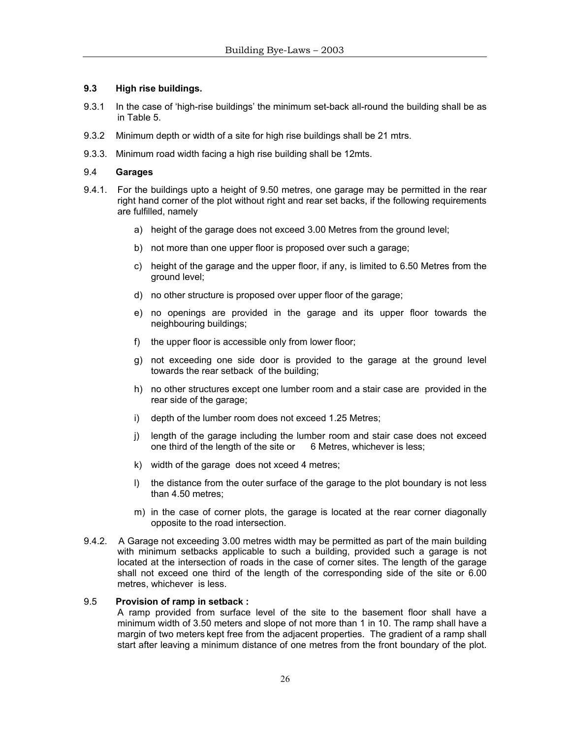### 9.3 High rise buildings.

9.3.1 In the case of 'high-rise buildings' the minimum set-back all-round the building shall be as in Table 5.

9.3.2 Minimum depth or width of a site for high rise buildings shall be 21 mtrs.

9.3.3. Minimum road width facing a high rise building shall be 12mts.

### 9.4 Garages

9.4.1. For the buildings upto a height of 9.50 metres, one garage may be permitted in the rear right hand corner of the plot without right and rear set backs, if the following requirements are fulfilled, namely

a) height of the garage does not exceed 3.00 Metres from the ground level;

b) not more than one upper floor is proposed over such a garage;

c) height of the garage and the upper floor, if any, is limited to 6.50 Metres from the ground level;

d) no other structure is proposed over upper floor of the garage;

e) no openings are provided in the garage and its upper floor towards the neighbouring buildings;

f) the upper floor is accessible only from lower floor;

g) not exceeding one side door is provided to the garage at the ground level towards the rear setback of the building;

h) no other structures except one lumber room and a stair case are provided in the rear side of the garage;

i) depth of the lumber room does not exceed 1.25 Metres;

j) length of the garage including the lumber room and stair case does not exceed one third of the length of the site or 6 Metres, whichever is less;

k) width of the garage does not xceed 4 metres;

l) the distance from the outer surface of the garage to the plot boundary is not less than 4.50 metres;

m) in the case of corner plots, the garage is located at the rear corner diagonally opposite to the road intersection.

9.4.2. A Garage not exceeding 3.00 metres width may be permitted as part of the main building with minimum setbacks applicable to such a building, provided such a garage is not located at the intersection of roads in the case of corner sites. The length of the garage shall not exceed one third of the length of the corresponding side of the site or 6.00 metres, whichever is less.

### 9.5 Provision of ramp in setback :

A ramp provided from surface level of the site to the basement floor shall have a minimum width of 3.50 meters and slope of not more than 1 in 10. The ramp shall have a margin of two meters kept free from the adjacent properties. The gradient of a ramp shall start after leaving a minimum distance of one metres from the front boundary of the plot.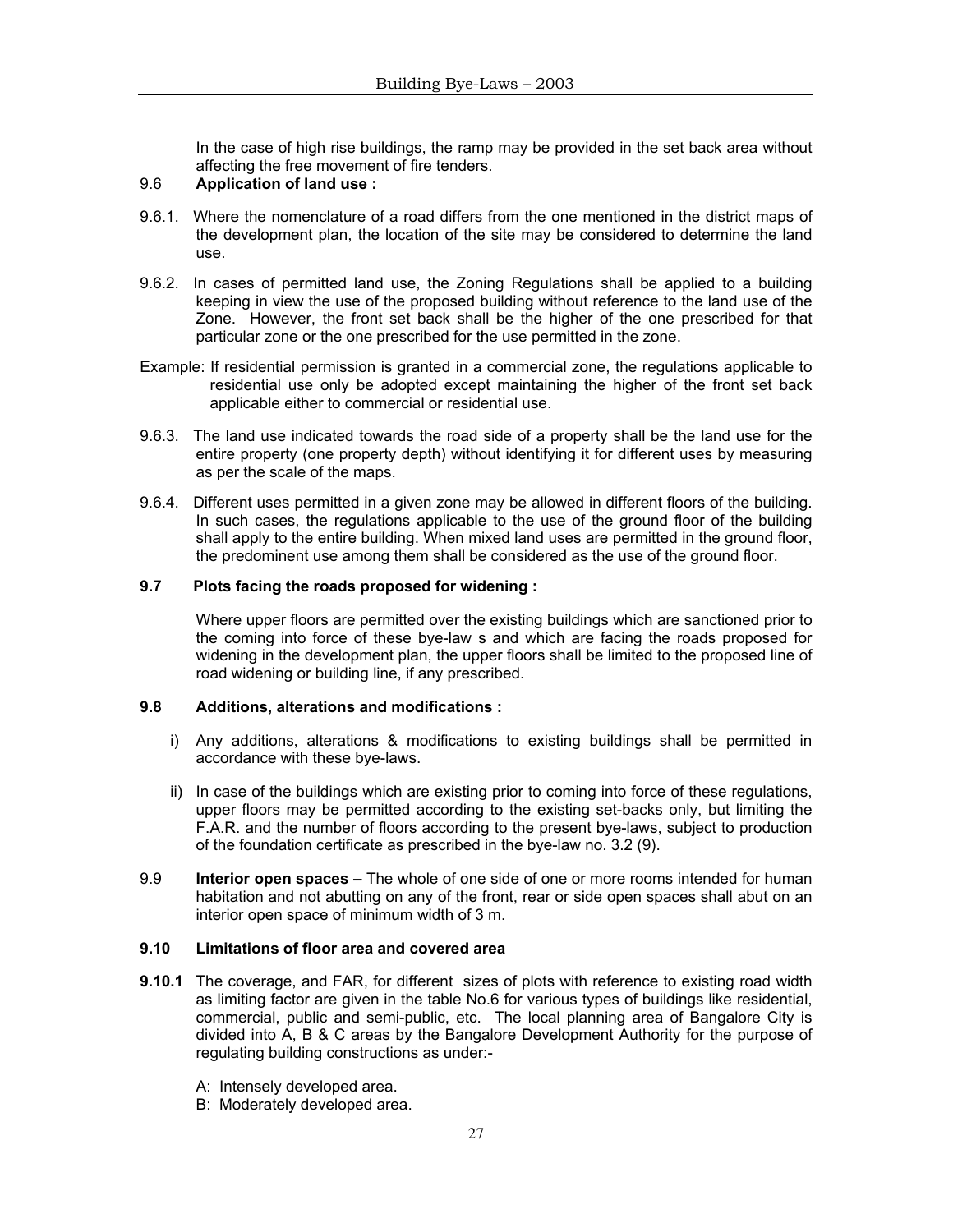In the case of high rise buildings, the ramp may be provided in the set back area without affecting the free movement of fire tenders.

9.6 **Application of land use :**

9.6.1. Where the nomenclature of a road differs from the one mentioned in the district maps of the development plan, the location of the site may be considered to determine the land use.

9.6.2. In cases of permitted land use, the Zoning Regulations shall be applied to a building keeping in view the use of the proposed building without reference to the land use of the Zone. However, the front set back shall be the higher of the one prescribed for that particular zone or the one prescribed for the use permitted in the zone.

Example: If residential permission is granted in a commercial zone, the regulations applicable to residential use only be adopted except maintaining the higher of the front set back applicable either to commercial or residential use.

9.6.3. The land use indicated towards the road side of a property shall be the land use for the entire property (one property depth) without identifying it for different uses by measuring as per the scale of the maps.

9.6.4. Different uses permitted in a given zone may be allowed in different floors of the building. In such cases, the regulations applicable to the use of the ground floor of the building shall apply to the entire building. When mixed land uses are permitted in the ground floor, the predominent use among them shall be considered as the use of the ground floor.

**9.7 Plots facing the roads proposed for widening :**

Where upper floors are permitted over the existing buildings which are sanctioned prior to the coming into force of these bye-law s and which are facing the roads proposed for widening in the development plan, the upper floors shall be limited to the proposed line of road widening or building line, if any prescribed.

**9.8 Additions, alterations and modifications :**

i) Any additions, alterations & modifications to existing buildings shall be permitted in accordance with these bye-laws.

ii) In case of the buildings which are existing prior to coming into force of these regulations, upper floors may be permitted according to the existing set-backs only, but limiting the F.A.R. and the number of floors according to the present bye-laws, subject to production of the foundation certificate as prescribed in the bye-law no. 3.2 (9).

9.9 **Interior open spaces –** The whole of one side of one or more rooms intended for human habitation and not abutting on any of the front, rear or side open spaces shall abut on an interior open space of minimum width of 3 m.

**9.10 Limitations of floor area and covered area**

**9.10.1** The coverage, and FAR, for different sizes of plots with reference to existing road width as limiting factor are given in the table No.6 for various types of buildings like residential, commercial, public and semi-public, etc. The local planning area of Bangalore City is divided into A, B & C areas by the Bangalore Development Authority for the purpose of regulating building constructions as under:-

A: Intensely developed area.
B: Moderately developed area.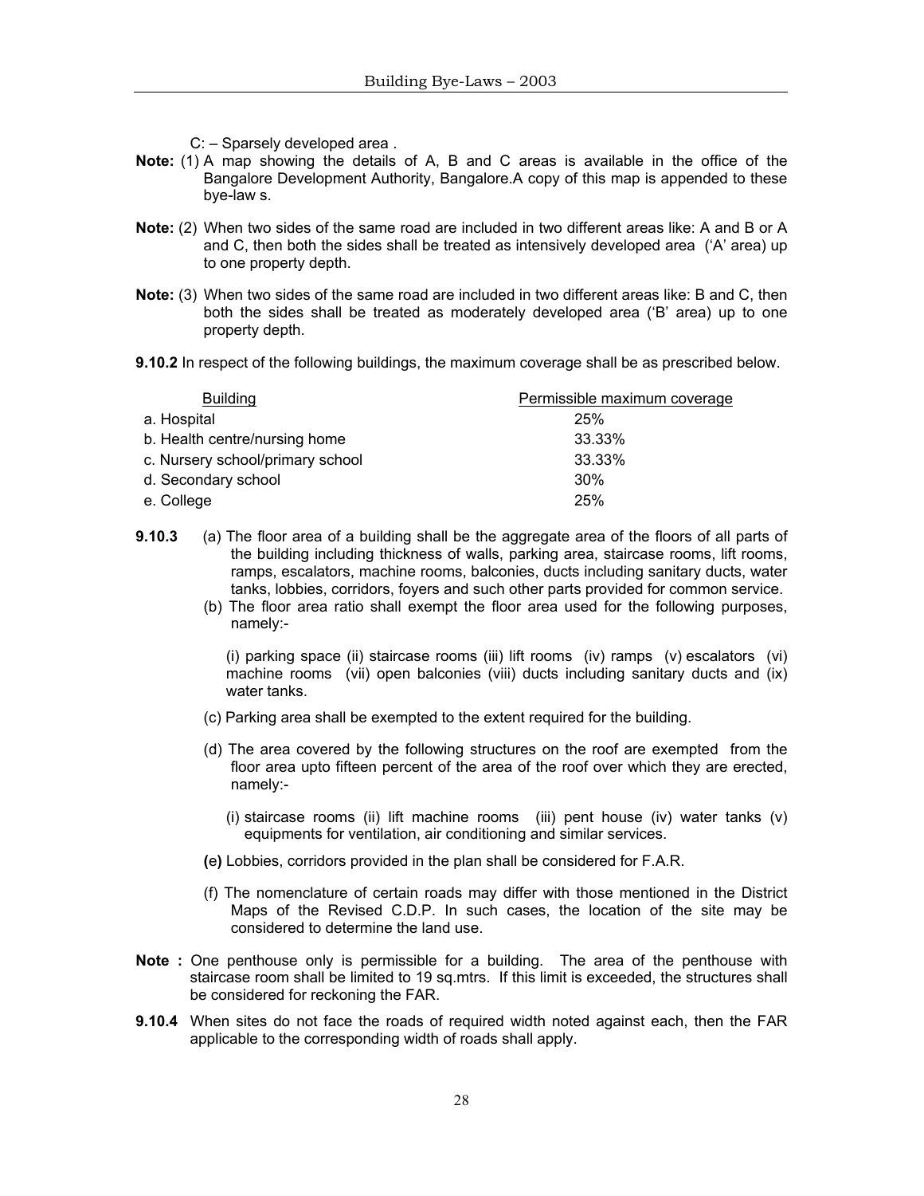C: – Sparsely developed area .

**Note:** (1) A map showing the details of A, B and C areas is available in the office of the Bangalore Development Authority, Bangalore.A copy of this map is appended to these bye-law s.

**Note:** (2) When two sides of the same road are included in two different areas like: A and B or A and C, then both the sides shall be treated as intensively developed area ('A' area) up to one property depth.

**Note:** (3) When two sides of the same road are included in two different areas like: B and C, then both the sides shall be treated as moderately developed area ('B' area) up to one property depth.

**9.10.2** In respect of the following buildings, the maximum coverage shall be as prescribed below.

| Building | Permissible maximum coverage |
|---|---|
| a. Hospital | 25% |
| b. Health centre/nursing home | 33.33% |
| c. Nursery school/primary school | 33.33% |
| d. Secondary school | 30% |
| e. College | 25% |

**9.10.3** (a) The floor area of a building shall be the aggregate area of the floors of all parts of the building including thickness of walls, parking area, staircase rooms, lift rooms, ramps, escalators, machine rooms, balconies, ducts including sanitary ducts, water tanks, lobbies, corridors, foyers and such other parts provided for common service.

(b) The floor area ratio shall exempt the floor area used for the following purposes, namely:-

(i) parking space (ii) staircase rooms (iii) lift rooms (iv) ramps (v) escalators (vi) machine rooms (vii) open balconies (viii) ducts including sanitary ducts and (ix) water tanks.

(c) Parking area shall be exempted to the extent required for the building.

(d) The area covered by the following structures on the roof are exempted from the floor area upto fifteen percent of the area of the roof over which they are erected, namely:-

(i) staircase rooms (ii) lift machine rooms (iii) pent house (iv) water tanks (v) equipments for ventilation, air conditioning and similar services.

**(e)** Lobbies, corridors provided in the plan shall be considered for F.A.R.

(f) The nomenclature of certain roads may differ with those mentioned in the District Maps of the Revised C.D.P. In such cases, the location of the site may be considered to determine the land use.

**Note :** One penthouse only is permissible for a building. The area of the penthouse with staircase room shall be limited to 19 sq.mtrs. If this limit is exceeded, the structures shall be considered for reckoning the FAR.

**9.10.4** When sites do not face the roads of required width noted against each, then the FAR applicable to the corresponding width of roads shall apply.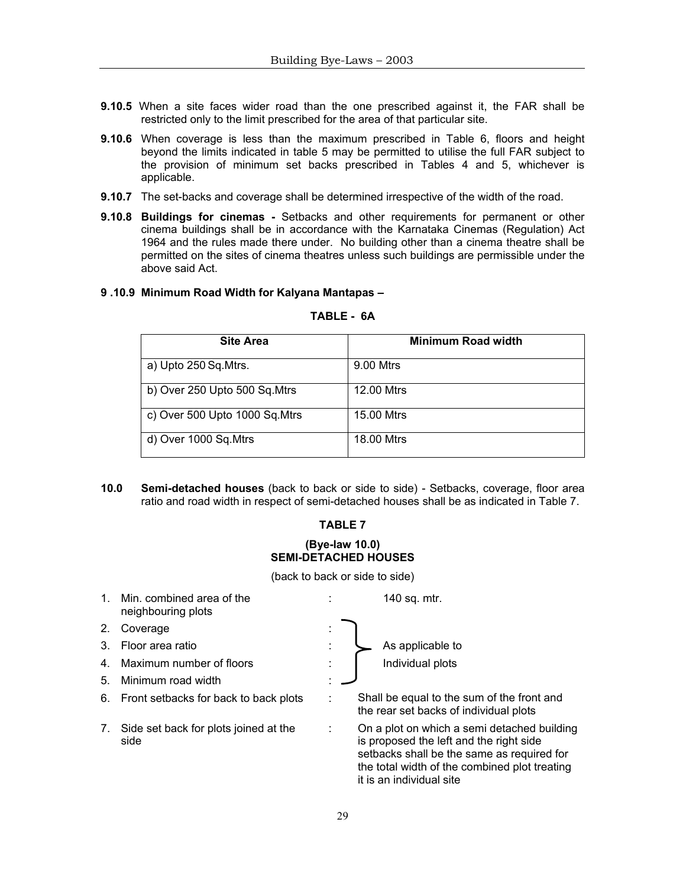**9.10.5** When a site faces wider road than the one prescribed against it, the FAR shall be restricted only to the limit prescribed for the area of that particular site.

**9.10.6** When coverage is less than the maximum prescribed in Table 6, floors and height beyond the limits indicated in table 5 may be permitted to utilise the full FAR subject to the provision of minimum set backs prescribed in Tables 4 and 5, whichever is applicable.

**9.10.7** The set-backs and coverage shall be determined irrespective of the width of the road.

**9.10.8** **Buildings for cinemas -** Setbacks and other requirements for permanent or other cinema buildings shall be in accordance with the Karnataka Cinemas (Regulation) Act 1964 and the rules made there under. No building other than a cinema theatre shall be permitted on the sites of cinema theatres unless such buildings are permissible under the above said Act.

**9 .10.9 Minimum Road Width for Kalyana Mantapas –**

**TABLE - 6A**

| Site Area | Minimum Road width |
|---|---|
| a) Upto 250 Sq.Mtrs. | 9.00 Mtrs |
| b) Over 250 Upto 500 Sq.Mtrs | 12.00 Mtrs |
| c) Over 500 Upto 1000 Sq.Mtrs | 15.00 Mtrs |
| d) Over 1000 Sq.Mtrs | 18.00 Mtrs |

**10.0** **Semi-detached houses** (back to back or side to side) - Setbacks, coverage, floor area ratio and road width in respect of semi-detached houses shall be as indicated in Table 7.

**TABLE 7**

**(Bye-law 10.0)**
**SEMI-DETACHED HOUSES**

(back to back or side to side)

| | | |
|---|---|---|
| 1. | Min. combined area of the neighbouring plots | 140 sq. mtr. |
| 2. | Coverage | As applicable to Individual plots |
| 3. | Floor area ratio | |
| 4. | Maximum number of floors | |
| 5. | Minimum road width | |
| 6. | Front setbacks for back to back plots | Shall be equal to the sum of the front and the rear set backs of individual plots |
| 7. | Side set back for plots joined at the side | On a plot on which a semi detached building is proposed the left and the right side setbacks shall be the same as required for the total width of the combined plot treating it is an individual site |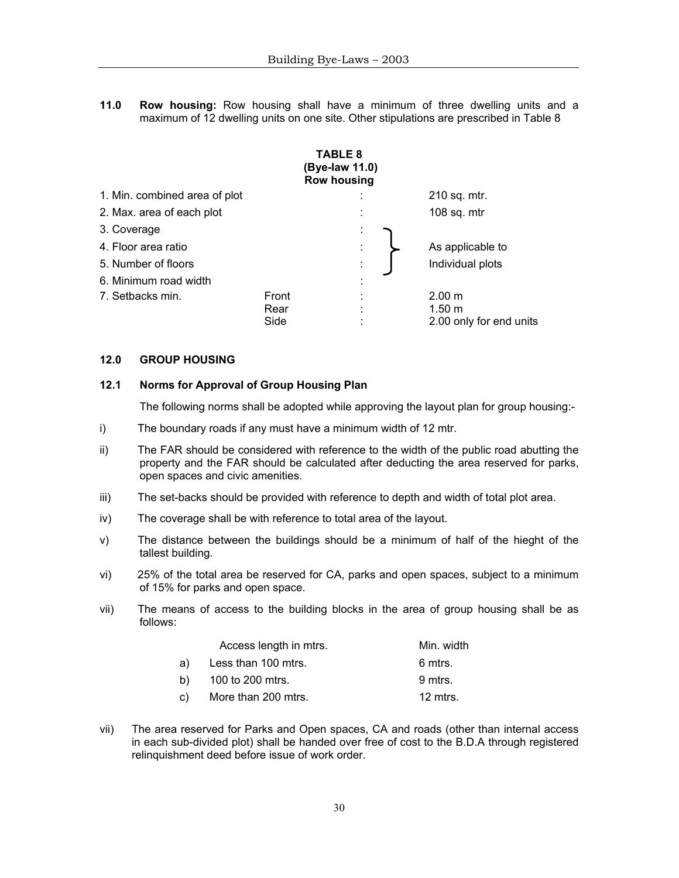**11.0 Row housing:** Row housing shall have a minimum of three dwelling units and a maximum of 12 dwelling units on one site. Other stipulations are prescribed in Table 8

**TABLE 8**
**(Bye-law 11.0)**
**Row housing**

| | | | |
|---|---|---|---|
| 1. Min. combined area of plot | | : | 210 sq. mtr. |
| 2. Max. area of each plot | | : | 108 sq. mtr |
| 3. Coverage | | : | As applicable to Individual plots |
| 4. Floor area ratio | | : | |
| 5. Number of floors | | : | |
| 6. Minimum road width | | : | |
| 7. Setbacks min. | Front | : | 2.00 m |
| | Rear | : | 1.50 m |
| | Side | : | 2.00 only for end units |

**12.0 GROUP HOUSING**

**12.1 Norms for Approval of Group Housing Plan**

The following norms shall be adopted while approving the layout plan for group housing:-

i) The boundary roads if any must have a minimum width of 12 mtr.

ii) The FAR should be considered with reference to the width of the public road abutting the property and the FAR should be calculated after deducting the area reserved for parks, open spaces and civic amenities.

iii) The set-backs should be provided with reference to depth and width of total plot area.

iv) The coverage shall be with reference to total area of the layout.

v) The distance between the buildings should be a minimum of half of the hieght of the tallest building.

vi) 25% of the total area be reserved for CA, parks and open spaces, subject to a minimum of 15% for parks and open space.

vii) The means of access to the building blocks in the area of group housing shall be as follows:

| | Access length in mtrs. | Min. width |
|---|---|---|
| a) | Less than 100 mtrs. | 6 mtrs. |
| b) | 100 to 200 mtrs. | 9 mtrs. |
| c) | More than 200 mtrs. | 12 mtrs. |

vii) The area reserved for Parks and Open spaces, CA and roads (other than internal access in each sub-divided plot) shall be handed over free of cost to the B.D.A through registered relinquishment deed before issue of work order.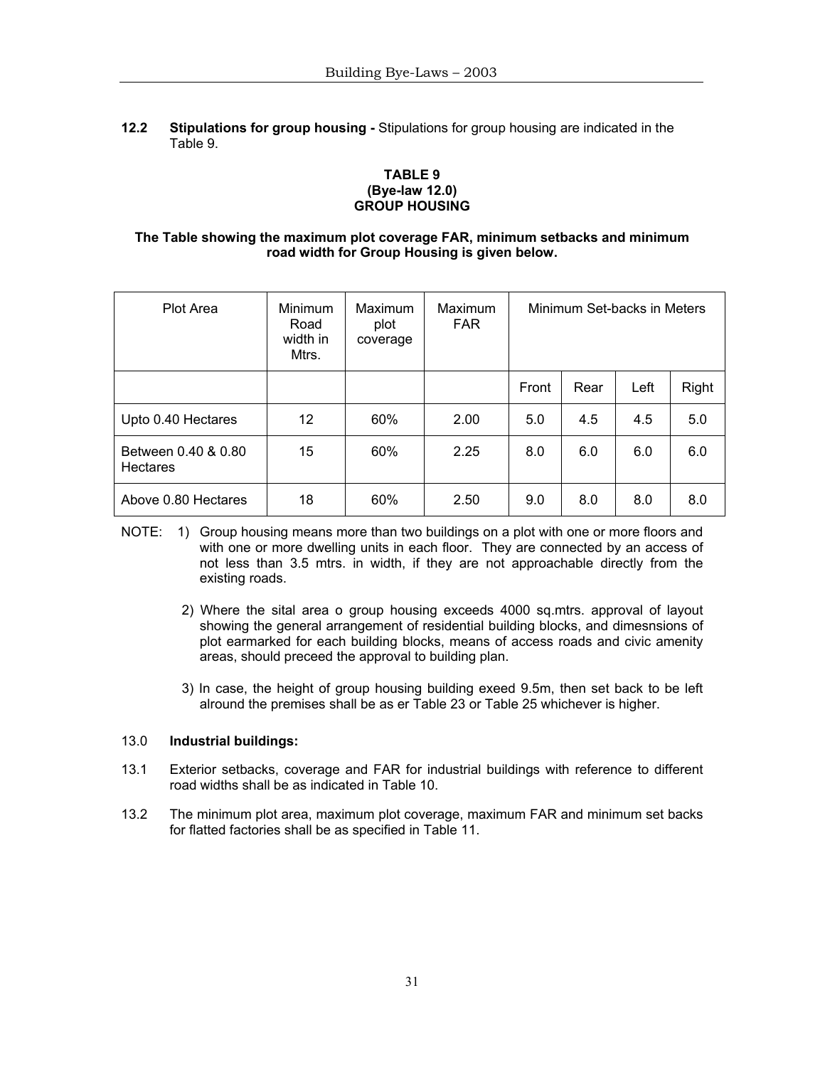**12.2 Stipulations for group housing -** Stipulations for group housing are indicated in the Table 9.

**TABLE 9**
**(Bye-law 12.0)**
**GROUP HOUSING**

**The Table showing the maximum plot coverage FAR, minimum setbacks and minimum road width for Group Housing is given below.**

| Plot Area | Minimum Road width in Mtrs. | Maximum plot coverage | Maximum FAR | Minimum Set-backs in Meters | | | |
|---|---|---|---|---|---|---|---|
| | | | | Front | Rear | Left | Right |
| Upto 0.40 Hectares | 12 | 60% | 2.00 | 5.0 | 4.5 | 4.5 | 5.0 |
| Between 0.40 & 0.80 Hectares | 15 | 60% | 2.25 | 8.0 | 6.0 | 6.0 | 6.0 |
| Above 0.80 Hectares | 18 | 60% | 2.50 | 9.0 | 8.0 | 8.0 | 8.0 |

NOTE:
1) Group housing means more than two buildings on a plot with one or more floors and with one or more dwelling units in each floor. They are connected by an access of not less than 3.5 mtrs. in width, if they are not approachable directly from the existing roads.

2) Where the sital area o group housing exceeds 4000 sq.mtrs. approval of layout showing the general arrangement of residential building blocks, and dimesnsions of plot earmarked for each building blocks, means of access roads and civic amenity areas, should preceed the approval to building plan.

3) In case, the height of group housing building exeed 9.5m, then set back to be left alround the premises shall be as er Table 23 or Table 25 whichever is higher.

13.0 **Industrial buildings:**

13.1 Exterior setbacks, coverage and FAR for industrial buildings with reference to different road widths shall be as indicated in Table 10.

13.2 The minimum plot area, maximum plot coverage, maximum FAR and minimum set backs for flatted factories shall be as specified in Table 11.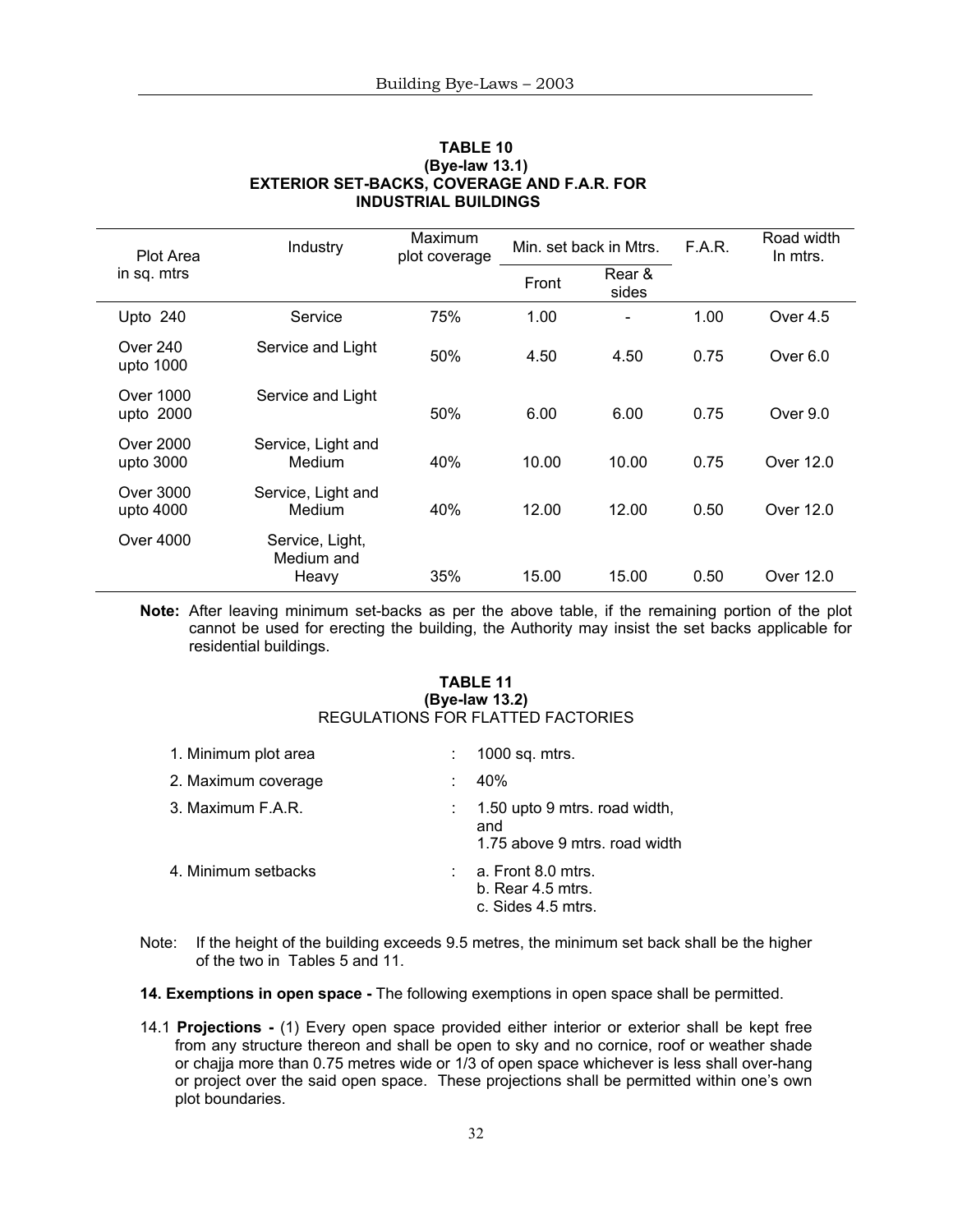**TABLE 10**
**(Bye-law 13.1)**
**EXTERIOR SET-BACKS, COVERAGE AND F.A.R. FOR INDUSTRIAL BUILDINGS**

| Plot Area in sq. mtrs | Industry | Maximum plot coverage | Min. set back in Mtrs. | | F.A.R. | Road width In mtrs. |
|---|---|---|---|---|---|---|
| | | | Front | Rear & sides | | |
| Upto 240 | Service | 75% | 1.00 | - | 1.00 | Over 4.5 |
| Over 240 upto 1000 | Service and Light | 50% | 4.50 | 4.50 | 0.75 | Over 6.0 |
| Over 1000 upto 2000 | Service and Light | 50% | 6.00 | 6.00 | 0.75 | Over 9.0 |
| Over 2000 upto 3000 | Service, Light and Medium | 40% | 10.00 | 10.00 | 0.75 | Over 12.0 |
| Over 3000 upto 4000 | Service, Light and Medium | 40% | 12.00 | 12.00 | 0.50 | Over 12.0 |
| Over 4000 | Service, Light, Medium and Heavy | 35% | 15.00 | 15.00 | 0.50 | Over 12.0 |

**Note:** After leaving minimum set-backs as per the above table, if the remaining portion of the plot cannot be used for erecting the building, the Authority may insist the set backs applicable for residential buildings.

**TABLE 11**
**(Bye-law 13.2)**
REGULATIONS FOR FLATTED FACTORIES

1. Minimum plot area : 1000 sq. mtrs.
2. Maximum coverage : 40%
3. Maximum F.A.R. : 1.50 upto 9 mtrs. road width, and 1.75 above 9 mtrs. road width
4. Minimum setbacks :
   a. Front 8.0 mtrs.
   b. Rear 4.5 mtrs.
   c. Sides 4.5 mtrs.

Note: If the height of the building exceeds 9.5 metres, the minimum set back shall be the higher of the two in Tables 5 and 11.

**14. Exemptions in open space -** The following exemptions in open space shall be permitted.

14.1 **Projections -** (1) Every open space provided either interior or exterior shall be kept free from any structure thereon and shall be open to sky and no cornice, roof or weather shade or chajja more than 0.75 metres wide or 1/3 of open space whichever is less shall over-hang or project over the said open space. These projections shall be permitted within one's own plot boundaries.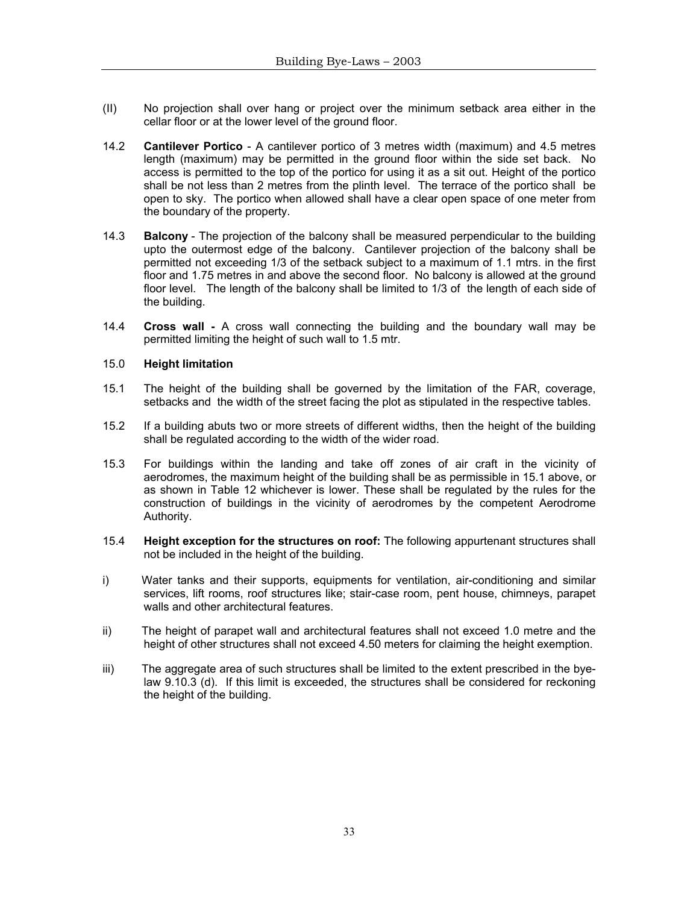(II) No projection shall over hang or project over the minimum setback area either in the cellar floor or at the lower level of the ground floor.

14.2 **Cantilever Portico** - A cantilever portico of 3 metres width (maximum) and 4.5 metres length (maximum) may be permitted in the ground floor within the side set back. No access is permitted to the top of the portico for using it as a sit out. Height of the portico shall be not less than 2 metres from the plinth level. The terrace of the portico shall be open to sky. The portico when allowed shall have a clear open space of one meter from the boundary of the property.

14.3 **Balcony** - The projection of the balcony shall be measured perpendicular to the building upto the outermost edge of the balcony. Cantilever projection of the balcony shall be permitted not exceeding 1/3 of the setback subject to a maximum of 1.1 mtrs. in the first floor and 1.75 metres in and above the second floor. No balcony is allowed at the ground floor level. The length of the balcony shall be limited to 1/3 of the length of each side of the building.

14.4 **Cross wall -** A cross wall connecting the building and the boundary wall may be permitted limiting the height of such wall to 1.5 mtr.

## 15.0 Height limitation

15.1 The height of the building shall be governed by the limitation of the FAR, coverage, setbacks and the width of the street facing the plot as stipulated in the respective tables.

15.2 If a building abuts two or more streets of different widths, then the height of the building shall be regulated according to the width of the wider road.

15.3 For buildings within the landing and take off zones of air craft in the vicinity of aerodromes, the maximum height of the building shall be as permissible in 15.1 above, or as shown in Table 12 whichever is lower. These shall be regulated by the rules for the construction of buildings in the vicinity of aerodromes by the competent Aerodrome Authority.

15.4 **Height exception for the structures on roof:** The following appurtenant structures shall not be included in the height of the building.

i) Water tanks and their supports, equipments for ventilation, air-conditioning and similar services, lift rooms, roof structures like; stair-case room, pent house, chimneys, parapet walls and other architectural features.

ii) The height of parapet wall and architectural features shall not exceed 1.0 metre and the height of other structures shall not exceed 4.50 meters for claiming the height exemption.

iii) The aggregate area of such structures shall be limited to the extent prescribed in the bye-law 9.10.3 (d). If this limit is exceeded, the structures shall be considered for reckoning the height of the building.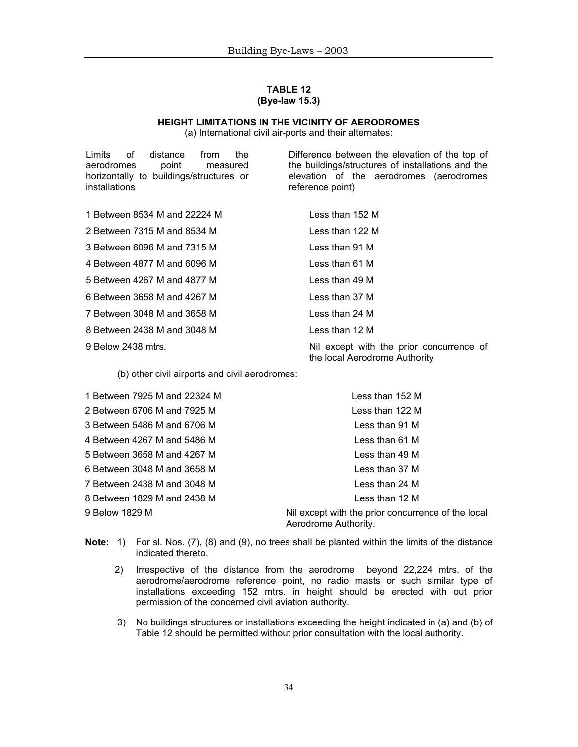**TABLE 12**
**(Bye-law 15.3)**

**HEIGHT LIMITATIONS IN THE VICINITY OF AERODROMES**

(a) International civil air-ports and their alternates:

| Limits of distance from the aerodromes point measured horizontally to buildings/structures or installations | Difference between the elevation of the top of the buildings/structures of installations and the elevation of the aerodromes (aerodromes reference point) |
|---|---|
| 1 Between 8534 M and 22224 M | Less than 152 M |
| 2 Between 7315 M and 8534 M | Less than 122 M |
| 3 Between 6096 M and 7315 M | Less than 91 M |
| 4 Between 4877 M and 6096 M | Less than 61 M |
| 5 Between 4267 M and 4877 M | Less than 49 M |
| 6 Between 3658 M and 4267 M | Less than 37 M |
| 7 Between 3048 M and 3658 M | Less than 24 M |
| 8 Between 2438 M and 3048 M | Less than 12 M |
| 9 Below 2438 mtrs. | Nil except with the prior concurrence of the local Aerodrome Authority |

(b) other civil airports and civil aerodromes:

| | |
|---|---|
| 1 Between 7925 M and 22324 M | Less than 152 M |
| 2 Between 6706 M and 7925 M | Less than 122 M |
| 3 Between 5486 M and 6706 M | Less than 91 M |
| 4 Between 4267 M and 5486 M | Less than 61 M |
| 5 Between 3658 M and 4267 M | Less than 49 M |
| 6 Between 3048 M and 3658 M | Less than 37 M |
| 7 Between 2438 M and 3048 M | Less than 24 M |
| 8 Between 1829 M and 2438 M | Less than 12 M |
| 9 Below 1829 M | Nil except with the prior concurrence of the local Aerodrome Authority. |

**Note:**

1) For sl. Nos. (7), (8) and (9), no trees shall be planted within the limits of the distance indicated thereto.

2) Irrespective of the distance from the aerodrome beyond 22,224 mtrs. of the aerodrome/aerodrome reference point, no radio masts or such similar type of installations exceeding 152 mtrs. in height should be erected with out prior permission of the concerned civil aviation authority.

3) No buildings structures or installations exceeding the height indicated in (a) and (b) of Table 12 should be permitted without prior consultation with the local authority.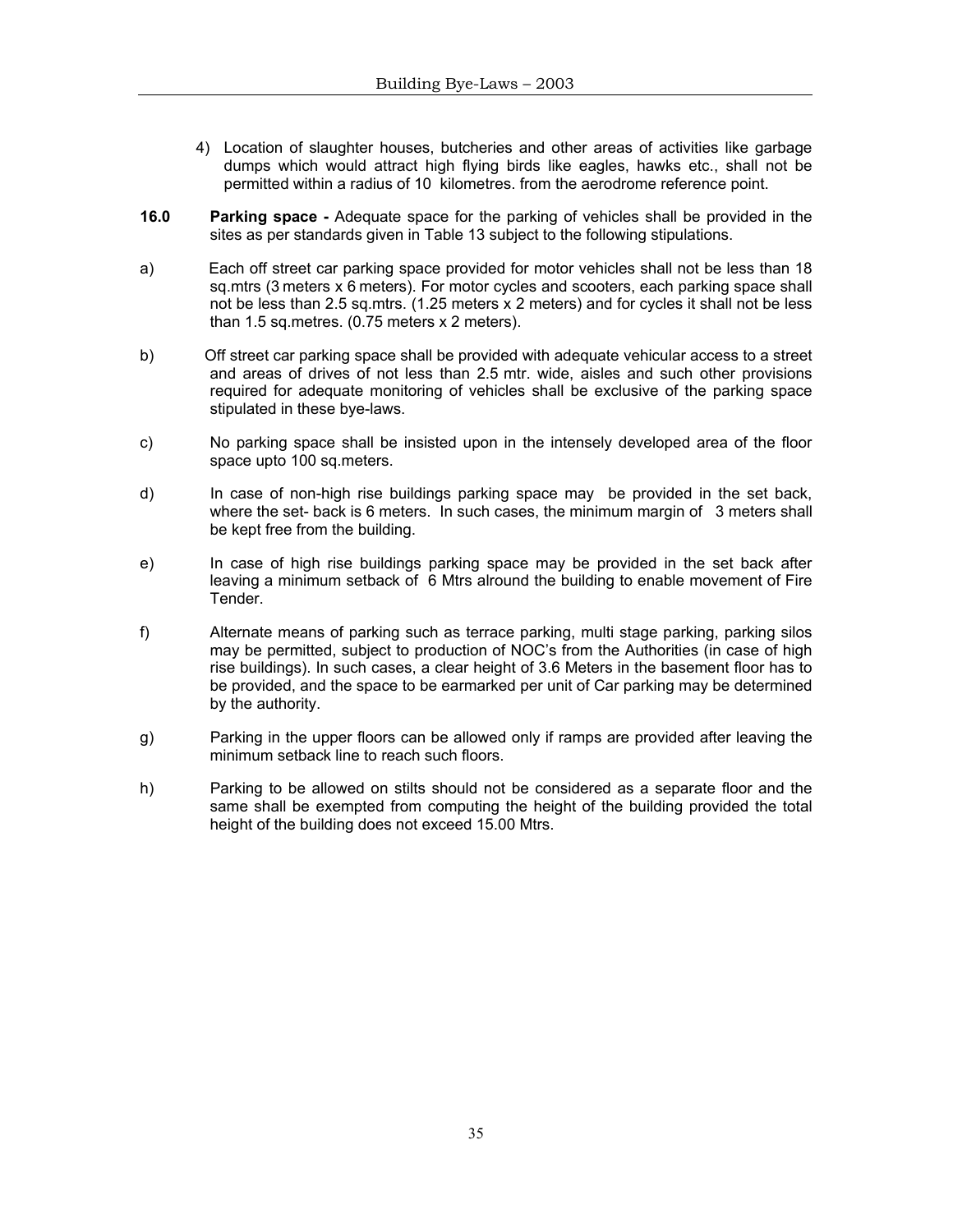4) Location of slaughter houses, butcheries and other areas of activities like garbage dumps which would attract high flying birds like eagles, hawks etc., shall not be permitted within a radius of 10 kilometres. from the aerodrome reference point.

**16.0 Parking space -** Adequate space for the parking of vehicles shall be provided in the sites as per standards given in Table 13 subject to the following stipulations.

a) Each off street car parking space provided for motor vehicles shall not be less than 18 sq.mtrs (3 meters x 6 meters). For motor cycles and scooters, each parking space shall not be less than 2.5 sq.mtrs. (1.25 meters x 2 meters) and for cycles it shall not be less than 1.5 sq.metres. (0.75 meters x 2 meters).

b) Off street car parking space shall be provided with adequate vehicular access to a street and areas of drives of not less than 2.5 mtr. wide, aisles and such other provisions required for adequate monitoring of vehicles shall be exclusive of the parking space stipulated in these bye-laws.

c) No parking space shall be insisted upon in the intensely developed area of the floor space upto 100 sq.meters.

d) In case of non-high rise buildings parking space may be provided in the set back, where the set- back is 6 meters. In such cases, the minimum margin of 3 meters shall be kept free from the building.

e) In case of high rise buildings parking space may be provided in the set back after leaving a minimum setback of 6 Mtrs alround the building to enable movement of Fire Tender.

f) Alternate means of parking such as terrace parking, multi stage parking, parking silos may be permitted, subject to production of NOC's from the Authorities (in case of high rise buildings). In such cases, a clear height of 3.6 Meters in the basement floor has to be provided, and the space to be earmarked per unit of Car parking may be determined by the authority.

g) Parking in the upper floors can be allowed only if ramps are provided after leaving the minimum setback line to reach such floors.

h) Parking to be allowed on stilts should not be considered as a separate floor and the same shall be exempted from computing the height of the building provided the total height of the building does not exceed 15.00 Mtrs.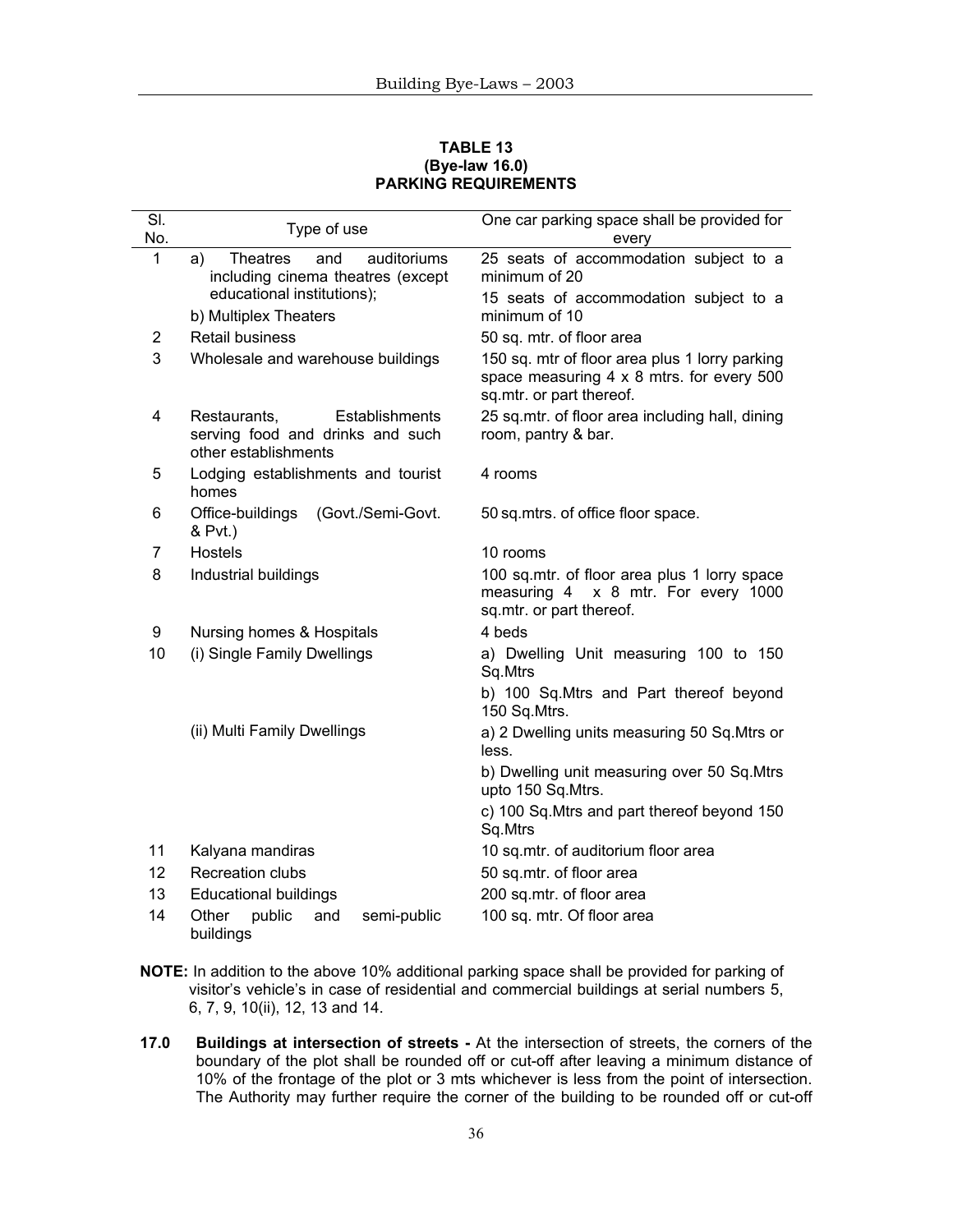**TABLE 13**
**(Bye-law 16.0)**
**PARKING REQUIREMENTS**

| Sl. No. | Type of use | One car parking space shall be provided for every |
|---|---|---|
| 1 | a) Theatres and auditoriums including cinema theatres (except educational institutions); | 25 seats of accommodation subject to a minimum of 20 |
| | b) Multiplex Theaters | 15 seats of accommodation subject to a minimum of 10 |
| 2 | Retail business | 50 sq. mtr. of floor area |
| 3 | Wholesale and warehouse buildings | 150 sq. mtr of floor area plus 1 lorry parking space measuring 4 x 8 mtrs. for every 500 sq.mtr. or part thereof. |
| 4 | Restaurants, Establishments serving food and drinks and such other establishments | 25 sq.mtr. of floor area including hall, dining room, pantry & bar. |
| 5 | Lodging establishments and tourist homes | 4 rooms |
| 6 | Office-buildings (Govt./Semi-Govt. & Pvt.) | 50 sq.mtrs. of office floor space. |
| 7 | Hostels | 10 rooms |
| 8 | Industrial buildings | 100 sq.mtr. of floor area plus 1 lorry space measuring 4 x 8 mtr. For every 1000 sq.mtr. or part thereof. |
| 9 | Nursing homes & Hospitals | 4 beds |
| 10 | (i) Single Family Dwellings | a) Dwelling Unit measuring 100 to 150 Sq.Mtrs |
| | | b) 100 Sq.Mtrs and Part thereof beyond 150 Sq.Mtrs. |
| | (ii) Multi Family Dwellings | a) 2 Dwelling units measuring 50 Sq.Mtrs or less. |
| | | b) Dwelling unit measuring over 50 Sq.Mtrs upto 150 Sq.Mtrs. |
| | | c) 100 Sq.Mtrs and part thereof beyond 150 Sq.Mtrs |
| 11 | Kalyana mandiras | 10 sq.mtr. of auditorium floor area |
| 12 | Recreation clubs | 50 sq.mtr. of floor area |
| 13 | Educational buildings | 200 sq.mtr. of floor area |
| 14 | Other public and semi-public buildings | 100 sq. mtr. Of floor area |

**NOTE:** In addition to the above 10% additional parking space shall be provided for parking of visitor's vehicle's in case of residential and commercial buildings at serial numbers 5, 6, 7, 9, 10(ii), 12, 13 and 14.

**17.0 Buildings at intersection of streets -** At the intersection of streets, the corners of the boundary of the plot shall be rounded off or cut-off after leaving a minimum distance of 10% of the frontage of the plot or 3 mts whichever is less from the point of intersection. The Authority may further require the corner of the building to be rounded off or cut-off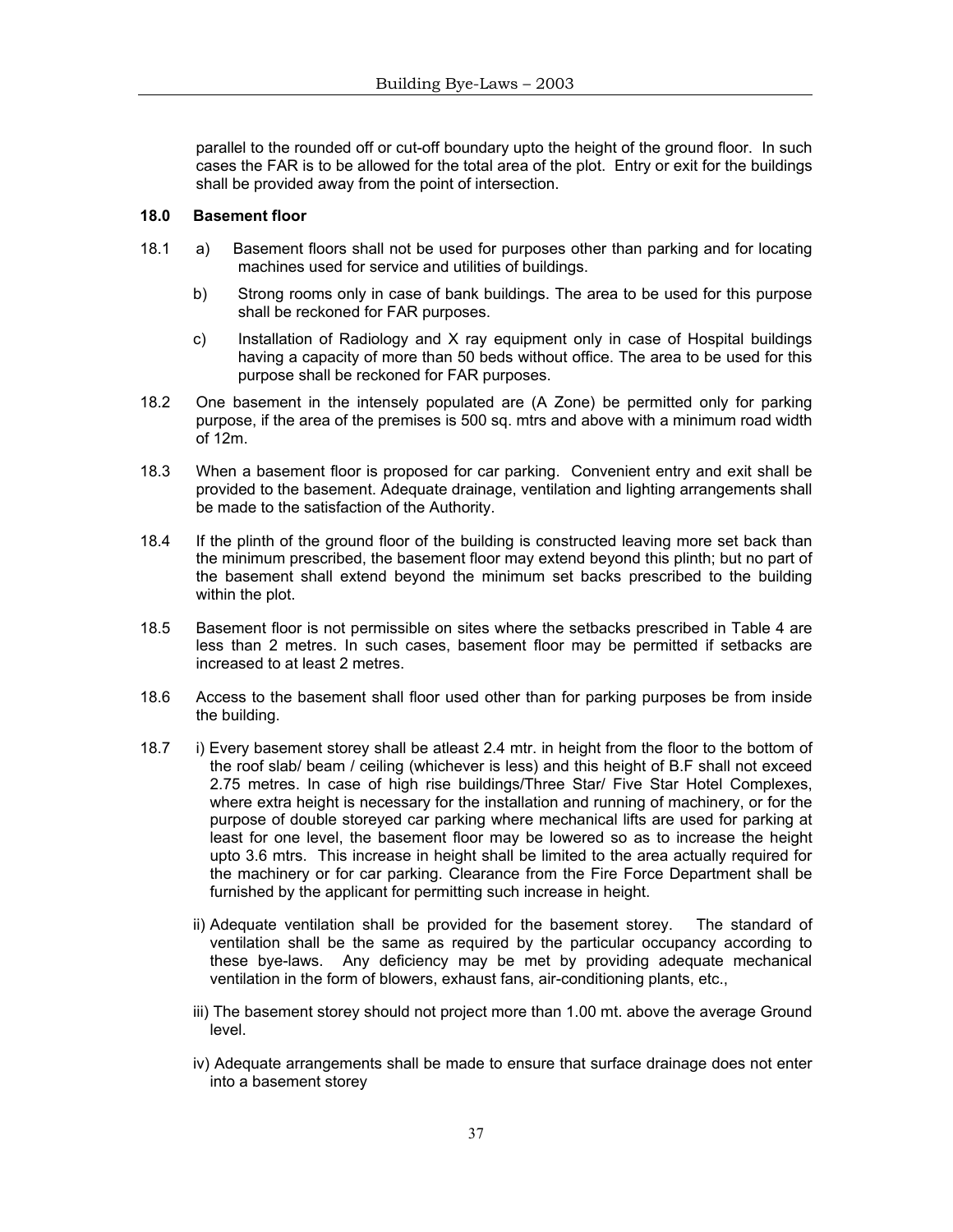parallel to the rounded off or cut-off boundary upto the height of the ground floor. In such cases the FAR is to be allowed for the total area of the plot. Entry or exit for the buildings shall be provided away from the point of intersection.

**18.0 Basement floor**

18.1 a) Basement floors shall not be used for purposes other than parking and for locating machines used for service and utilities of buildings.

b) Strong rooms only in case of bank buildings. The area to be used for this purpose shall be reckoned for FAR purposes.

c) Installation of Radiology and X ray equipment only in case of Hospital buildings having a capacity of more than 50 beds without office. The area to be used for this purpose shall be reckoned for FAR purposes.

18.2 One basement in the intensely populated are (A Zone) be permitted only for parking purpose, if the area of the premises is 500 sq. mtrs and above with a minimum road width of 12m.

18.3 When a basement floor is proposed for car parking. Convenient entry and exit shall be provided to the basement. Adequate drainage, ventilation and lighting arrangements shall be made to the satisfaction of the Authority.

18.4 If the plinth of the ground floor of the building is constructed leaving more set back than the minimum prescribed, the basement floor may extend beyond this plinth; but no part of the basement shall extend beyond the minimum set backs prescribed to the building within the plot.

18.5 Basement floor is not permissible on sites where the setbacks prescribed in Table 4 are less than 2 metres. In such cases, basement floor may be permitted if setbacks are increased to at least 2 metres.

18.6 Access to the basement shall floor used other than for parking purposes be from inside the building.

18.7 i) Every basement storey shall be atleast 2.4 mtr. in height from the floor to the bottom of the roof slab/ beam / ceiling (whichever is less) and this height of B.F shall not exceed 2.75 metres. In case of high rise buildings/Three Star/ Five Star Hotel Complexes, where extra height is necessary for the installation and running of machinery, or for the purpose of double storeyed car parking where mechanical lifts are used for parking at least for one level, the basement floor may be lowered so as to increase the height upto 3.6 mtrs. This increase in height shall be limited to the area actually required for the machinery or for car parking. Clearance from the Fire Force Department shall be furnished by the applicant for permitting such increase in height.

ii) Adequate ventilation shall be provided for the basement storey. The standard of ventilation shall be the same as required by the particular occupancy according to these bye-laws. Any deficiency may be met by providing adequate mechanical ventilation in the form of blowers, exhaust fans, air-conditioning plants, etc.,

iii) The basement storey should not project more than 1.00 mt. above the average Ground level.

iv) Adequate arrangements shall be made to ensure that surface drainage does not enter into a basement storey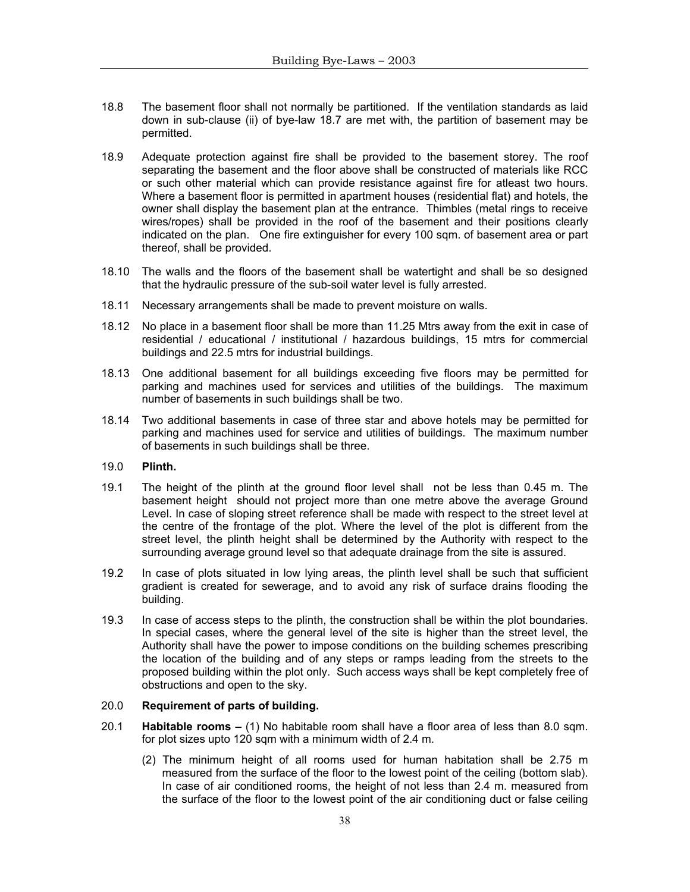18.8 The basement floor shall not normally be partitioned. If the ventilation standards as laid down in sub-clause (ii) of bye-law 18.7 are met with, the partition of basement may be permitted.

18.9 Adequate protection against fire shall be provided to the basement storey. The roof separating the basement and the floor above shall be constructed of materials like RCC or such other material which can provide resistance against fire for atleast two hours. Where a basement floor is permitted in apartment houses (residential flat) and hotels, the owner shall display the basement plan at the entrance. Thimbles (metal rings to receive wires/ropes) shall be provided in the roof of the basement and their positions clearly indicated on the plan. One fire extinguisher for every 100 sqm. of basement area or part thereof, shall be provided.

18.10 The walls and the floors of the basement shall be watertight and shall be so designed that the hydraulic pressure of the sub-soil water level is fully arrested.

18.11 Necessary arrangements shall be made to prevent moisture on walls.

18.12 No place in a basement floor shall be more than 11.25 Mtrs away from the exit in case of residential / educational / institutional / hazardous buildings, 15 mtrs for commercial buildings and 22.5 mtrs for industrial buildings.

18.13 One additional basement for all buildings exceeding five floors may be permitted for parking and machines used for services and utilities of the buildings. The maximum number of basements in such buildings shall be two.

18.14 Two additional basements in case of three star and above hotels may be permitted for parking and machines used for service and utilities of buildings. The maximum number of basements in such buildings shall be three.

## 19.0 **Plinth.**

19.1 The height of the plinth at the ground floor level shall not be less than 0.45 m. The basement height should not project more than one metre above the average Ground Level. In case of sloping street reference shall be made with respect to the street level at the centre of the frontage of the plot. Where the level of the plot is different from the street level, the plinth height shall be determined by the Authority with respect to the surrounding average ground level so that adequate drainage from the site is assured.

19.2 In case of plots situated in low lying areas, the plinth level shall be such that sufficient gradient is created for sewerage, and to avoid any risk of surface drains flooding the building.

19.3 In case of access steps to the plinth, the construction shall be within the plot boundaries. In special cases, where the general level of the site is higher than the street level, the Authority shall have the power to impose conditions on the building schemes prescribing the location of the building and of any steps or ramps leading from the streets to the proposed building within the plot only. Such access ways shall be kept completely free of obstructions and open to the sky.

## 20.0 **Requirement of parts of building.**

20.1 **Habitable rooms –** (1) No habitable room shall have a floor area of less than 8.0 sqm. for plot sizes upto 120 sqm with a minimum width of 2.4 m.

(2) The minimum height of all rooms used for human habitation shall be 2.75 m measured from the surface of the floor to the lowest point of the ceiling (bottom slab). In case of air conditioned rooms, the height of not less than 2.4 m. measured from the surface of the floor to the lowest point of the air conditioning duct or false ceiling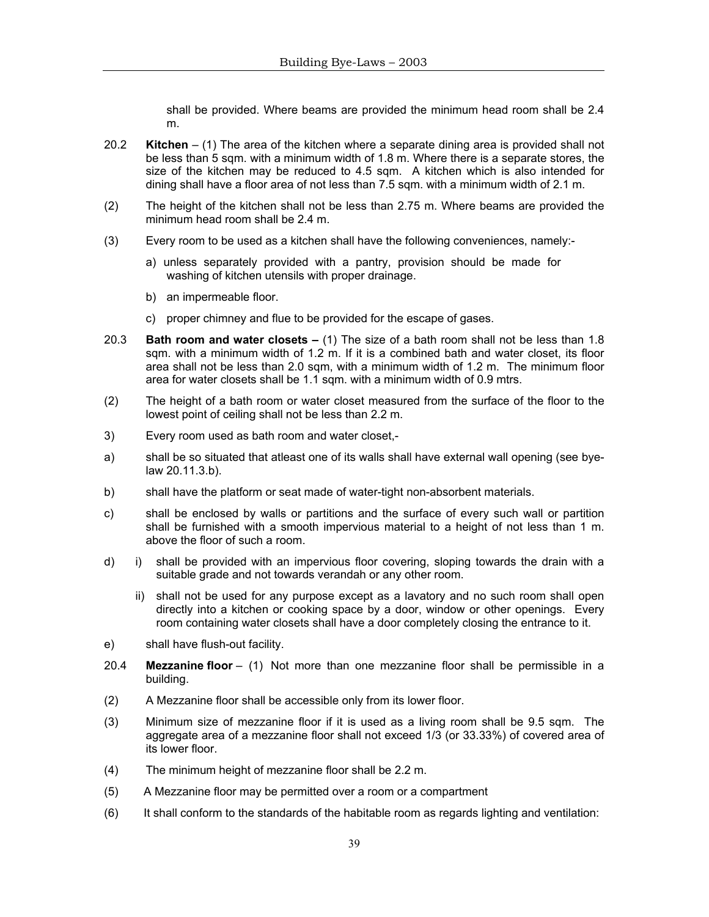shall be provided. Where beams are provided the minimum head room shall be 2.4 m.

20.2 **Kitchen** – (1) The area of the kitchen where a separate dining area is provided shall not be less than 5 sqm. with a minimum width of 1.8 m. Where there is a separate stores, the size of the kitchen may be reduced to 4.5 sqm. A kitchen which is also intended for dining shall have a floor area of not less than 7.5 sqm. with a minimum width of 2.1 m.

(2) The height of the kitchen shall not be less than 2.75 m. Where beams are provided the minimum head room shall be 2.4 m.

(3) Every room to be used as a kitchen shall have the following conveniences, namely:-

a) unless separately provided with a pantry, provision should be made for washing of kitchen utensils with proper drainage.

b) an impermeable floor.

c) proper chimney and flue to be provided for the escape of gases.

20.3 **Bath room and water closets –** (1) The size of a bath room shall not be less than 1.8 sqm. with a minimum width of 1.2 m. If it is a combined bath and water closet, its floor area shall not be less than 2.0 sqm, with a minimum width of 1.2 m. The minimum floor area for water closets shall be 1.1 sqm. with a minimum width of 0.9 mtrs.

(2) The height of a bath room or water closet measured from the surface of the floor to the lowest point of ceiling shall not be less than 2.2 m.

3) Every room used as bath room and water closet,-

a) shall be so situated that atleast one of its walls shall have external wall opening (see bye-law 20.11.3.b).

b) shall have the platform or seat made of water-tight non-absorbent materials.

c) shall be enclosed by walls or partitions and the surface of every such wall or partition shall be furnished with a smooth impervious material to a height of not less than 1 m. above the floor of such a room.

d) i) shall be provided with an impervious floor covering, sloping towards the drain with a suitable grade and not towards verandah or any other room.

ii) shall not be used for any purpose except as a lavatory and no such room shall open directly into a kitchen or cooking space by a door, window or other openings. Every room containing water closets shall have a door completely closing the entrance to it.

e) shall have flush-out facility.

20.4 **Mezzanine floor** – (1) Not more than one mezzanine floor shall be permissible in a building.

(2) A Mezzanine floor shall be accessible only from its lower floor.

(3) Minimum size of mezzanine floor if it is used as a living room shall be 9.5 sqm. The aggregate area of a mezzanine floor shall not exceed 1/3 (or 33.33%) of covered area of its lower floor.

(4) The minimum height of mezzanine floor shall be 2.2 m.

(5) A Mezzanine floor may be permitted over a room or a compartment

(6) It shall conform to the standards of the habitable room as regards lighting and ventilation: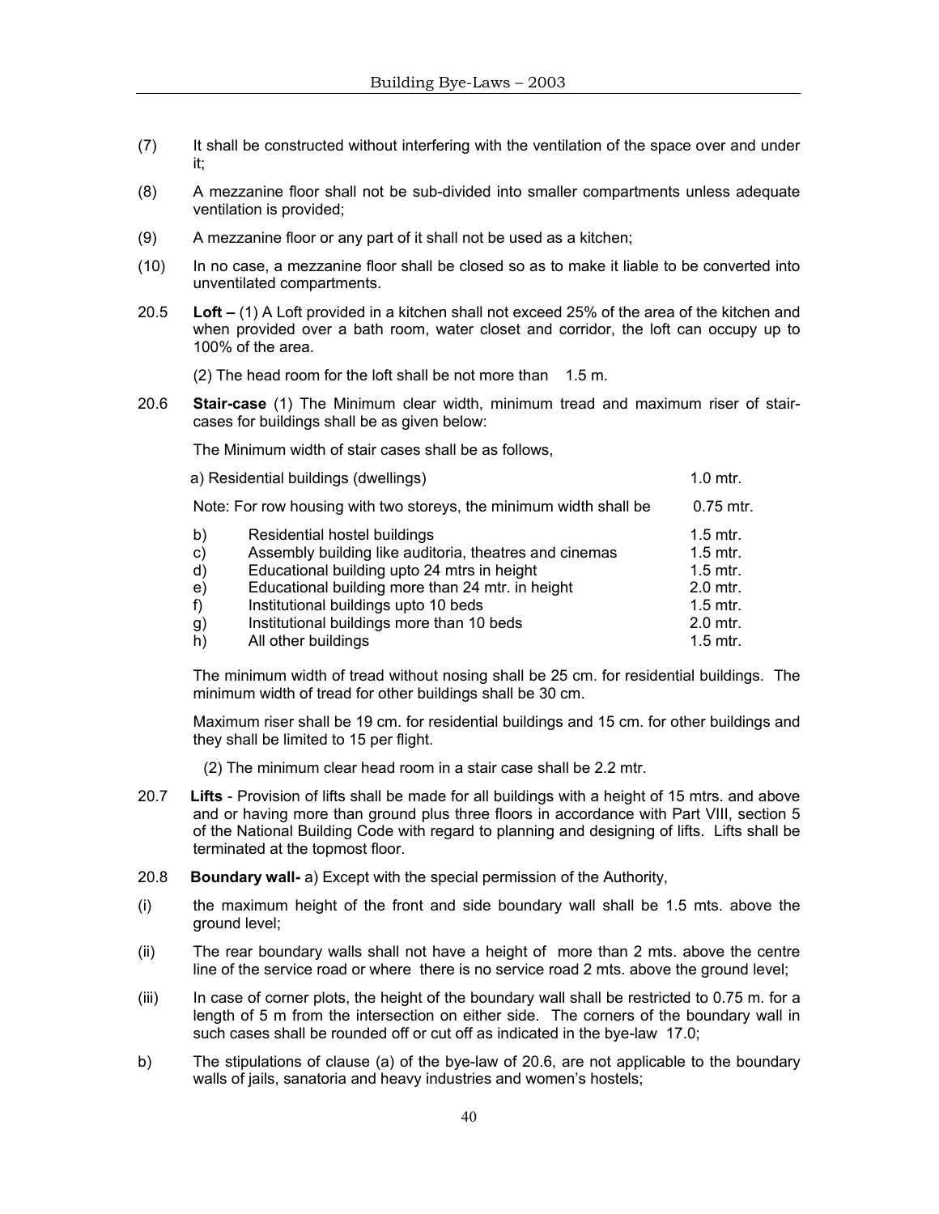(7) It shall be constructed without interfering with the ventilation of the space over and under it;

(8) A mezzanine floor shall not be sub-divided into smaller compartments unless adequate ventilation is provided;

(9) A mezzanine floor or any part of it shall not be used as a kitchen;

(10) In no case, a mezzanine floor shall be closed so as to make it liable to be converted into unventilated compartments.

20.5 **Loft –** (1) A Loft provided in a kitchen shall not exceed 25% of the area of the kitchen and when provided over a bath room, water closet and corridor, the loft can occupy up to 100% of the area.

(2) The head room for the loft shall be not more than 1.5 m.

20.6 **Stair-case** (1) The Minimum clear width, minimum tread and maximum riser of stair-cases for buildings shall be as given below:

The Minimum width of stair cases shall be as follows,

| | | |
|---|---|---|
| a) | Residential buildings (dwellings) | 1.0 mtr. |
| | Note: For row housing with two storeys, the minimum width shall be | 0.75 mtr. |
| b) | Residential hostel buildings | 1.5 mtr. |
| c) | Assembly building like auditoria, theatres and cinemas | 1.5 mtr. |
| d) | Educational building upto 24 mtrs in height | 1.5 mtr. |
| e) | Educational building more than 24 mtr. in height | 2.0 mtr. |
| f) | Institutional buildings upto 10 beds | 1.5 mtr. |
| g) | Institutional buildings more than 10 beds | 2.0 mtr. |
| h) | All other buildings | 1.5 mtr. |

The minimum width of tread without nosing shall be 25 cm. for residential buildings. The minimum width of tread for other buildings shall be 30 cm.

Maximum riser shall be 19 cm. for residential buildings and 15 cm. for other buildings and they shall be limited to 15 per flight.

(2) The minimum clear head room in a stair case shall be 2.2 mtr.

20.7 **Lifts** - Provision of lifts shall be made for all buildings with a height of 15 mtrs. and above and or having more than ground plus three floors in accordance with Part VIII, section 5 of the National Building Code with regard to planning and designing of lifts. Lifts shall be terminated at the topmost floor.

20.8 **Boundary wall-** a) Except with the special permission of the Authority,

(i) the maximum height of the front and side boundary wall shall be 1.5 mts. above the ground level;

(ii) The rear boundary walls shall not have a height of more than 2 mts. above the centre line of the service road or where there is no service road 2 mts. above the ground level;

(iii) In case of corner plots, the height of the boundary wall shall be restricted to 0.75 m. for a length of 5 m from the intersection on either side. The corners of the boundary wall in such cases shall be rounded off or cut off as indicated in the bye-law 17.0;

b) The stipulations of clause (a) of the bye-law of 20.6, are not applicable to the boundary walls of jails, sanatoria and heavy industries and women's hostels;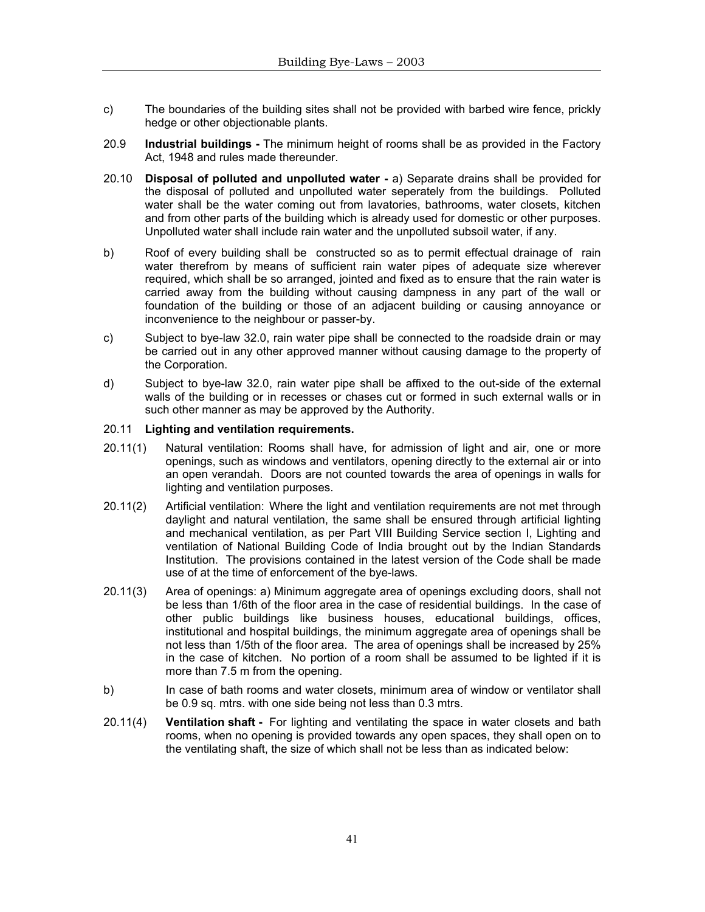c) The boundaries of the building sites shall not be provided with barbed wire fence, prickly hedge or other objectionable plants.

20.9 **Industrial buildings -** The minimum height of rooms shall be as provided in the Factory Act, 1948 and rules made thereunder.

20.10 **Disposal of polluted and unpolluted water -** a) Separate drains shall be provided for the disposal of polluted and unpolluted water seperately from the buildings. Polluted water shall be the water coming out from lavatories, bathrooms, water closets, kitchen and from other parts of the building which is already used for domestic or other purposes. Unpolluted water shall include rain water and the unpolluted subsoil water, if any.

b) Roof of every building shall be constructed so as to permit effectual drainage of rain water therefrom by means of sufficient rain water pipes of adequate size wherever required, which shall be so arranged, jointed and fixed as to ensure that the rain water is carried away from the building without causing dampness in any part of the wall or foundation of the building or those of an adjacent building or causing annoyance or inconvenience to the neighbour or passer-by.

c) Subject to bye-law 32.0, rain water pipe shall be connected to the roadside drain or may be carried out in any other approved manner without causing damage to the property of the Corporation.

d) Subject to bye-law 32.0, rain water pipe shall be affixed to the out-side of the external walls of the building or in recesses or chases cut or formed in such external walls or in such other manner as may be approved by the Authority.

20.11 **Lighting and ventilation requirements.**

20.11(1) Natural ventilation: Rooms shall have, for admission of light and air, one or more openings, such as windows and ventilators, opening directly to the external air or into an open verandah. Doors are not counted towards the area of openings in walls for lighting and ventilation purposes.

20.11(2) Artificial ventilation: Where the light and ventilation requirements are not met through daylight and natural ventilation, the same shall be ensured through artificial lighting and mechanical ventilation, as per Part VIII Building Service section I, Lighting and ventilation of National Building Code of India brought out by the Indian Standards Institution. The provisions contained in the latest version of the Code shall be made use of at the time of enforcement of the bye-laws.

20.11(3) Area of openings: a) Minimum aggregate area of openings excluding doors, shall not be less than 1/6th of the floor area in the case of residential buildings. In the case of other public buildings like business houses, educational buildings, offices, institutional and hospital buildings, the minimum aggregate area of openings shall be not less than 1/5th of the floor area. The area of openings shall be increased by 25% in the case of kitchen. No portion of a room shall be assumed to be lighted if it is more than 7.5 m from the opening.

b) In case of bath rooms and water closets, minimum area of window or ventilator shall be 0.9 sq. mtrs. with one side being not less than 0.3 mtrs.

20.11(4) **Ventilation shaft -** For lighting and ventilating the space in water closets and bath rooms, when no opening is provided towards any open spaces, they shall open on to the ventilating shaft, the size of which shall not be less than as indicated below: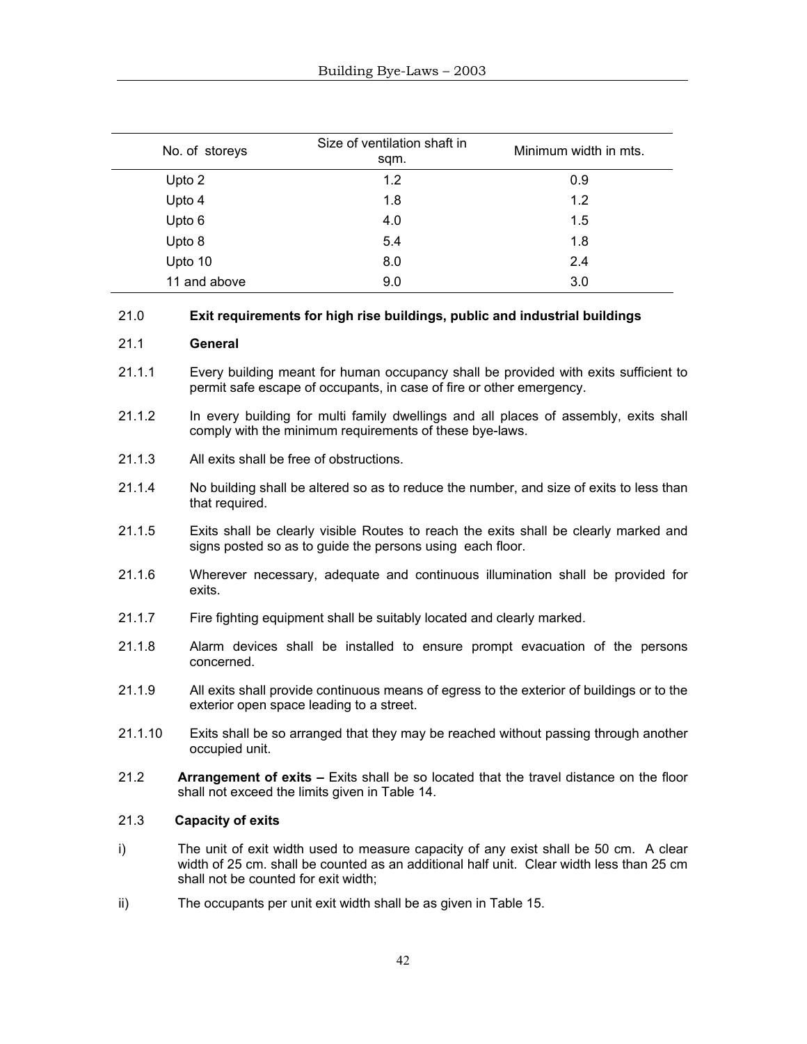| No. of storeys | Size of ventilation shaft in sqm. | Minimum width in mts. |
|---|---|---|
| Upto 2 | 1.2 | 0.9 |
| Upto 4 | 1.8 | 1.2 |
| Upto 6 | 4.0 | 1.5 |
| Upto 8 | 5.4 | 1.8 |
| Upto 10 | 8.0 | 2.4 |
| 11 and above | 9.0 | 3.0 |

## 21.0 Exit requirements for high rise buildings, public and industrial buildings

### 21.1 General

21.1.1 Every building meant for human occupancy shall be provided with exits sufficient to permit safe escape of occupants, in case of fire or other emergency.

21.1.2 In every building for multi family dwellings and all places of assembly, exits shall comply with the minimum requirements of these bye-laws.

21.1.3 All exits shall be free of obstructions.

21.1.4 No building shall be altered so as to reduce the number, and size of exits to less than that required.

21.1.5 Exits shall be clearly visible Routes to reach the exits shall be clearly marked and signs posted so as to guide the persons using each floor.

21.1.6 Wherever necessary, adequate and continuous illumination shall be provided for exits.

21.1.7 Fire fighting equipment shall be suitably located and clearly marked.

21.1.8 Alarm devices shall be installed to ensure prompt evacuation of the persons concerned.

21.1.9 All exits shall provide continuous means of egress to the exterior of buildings or to the exterior open space leading to a street.

21.1.10 Exits shall be so arranged that they may be reached without passing through another occupied unit.

21.2 **Arrangement of exits –** Exits shall be so located that the travel distance on the floor shall not exceed the limits given in Table 14.

### 21.3 Capacity of exits

i) The unit of exit width used to measure capacity of any exist shall be 50 cm. A clear width of 25 cm. shall be counted as an additional half unit. Clear width less than 25 cm shall not be counted for exit width;

ii) The occupants per unit exit width shall be as given in Table 15.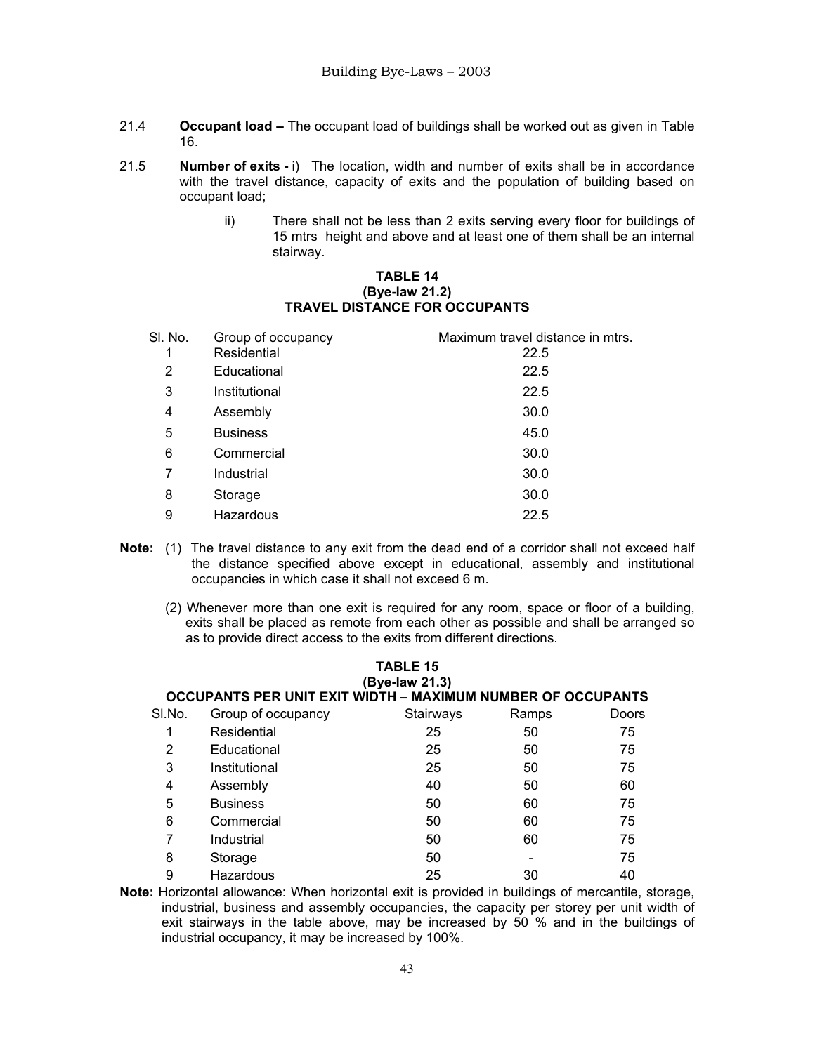21.4 **Occupant load –** The occupant load of buildings shall be worked out as given in Table 16.

21.5 **Number of exits -** i) The location, width and number of exits shall be in accordance with the travel distance, capacity of exits and the population of building based on occupant load;

ii) There shall not be less than 2 exits serving every floor for buildings of 15 mtrs height and above and at least one of them shall be an internal stairway.

**TABLE 14**
**(Bye-law 21.2)**
**TRAVEL DISTANCE FOR OCCUPANTS**

| Sl. No. | Group of occupancy | Maximum travel distance in mtrs. |
|---|---|---|
| 1 | Residential | 22.5 |
| 2 | Educational | 22.5 |
| 3 | Institutional | 22.5 |
| 4 | Assembly | 30.0 |
| 5 | Business | 45.0 |
| 6 | Commercial | 30.0 |
| 7 | Industrial | 30.0 |
| 8 | Storage | 30.0 |
| 9 | Hazardous | 22.5 |

**Note:** (1) The travel distance to any exit from the dead end of a corridor shall not exceed half the distance specified above except in educational, assembly and institutional occupancies in which case it shall not exceed 6 m.

(2) Whenever more than one exit is required for any room, space or floor of a building, exits shall be placed as remote from each other as possible and shall be arranged so as to provide direct access to the exits from different directions.

**TABLE 15**
**(Bye-law 21.3)**
**OCCUPANTS PER UNIT EXIT WIDTH – MAXIMUM NUMBER OF OCCUPANTS**

| Sl.No. | Group of occupancy | Stairways | Ramps | Doors |
|---|---|---|---|---|
| 1 | Residential | 25 | 50 | 75 |
| 2 | Educational | 25 | 50 | 75 |
| 3 | Institutional | 25 | 50 | 75 |
| 4 | Assembly | 40 | 50 | 60 |
| 5 | Business | 50 | 60 | 75 |
| 6 | Commercial | 50 | 60 | 75 |
| 7 | Industrial | 50 | 60 | 75 |
| 8 | Storage | 50 | - | 75 |
| 9 | Hazardous | 25 | 30 | 40 |

**Note:** Horizontal allowance: When horizontal exit is provided in buildings of mercantile, storage, industrial, business and assembly occupancies, the capacity per storey per unit width of exit stairways in the table above, may be increased by 50 % and in the buildings of industrial occupancy, it may be increased by 100%.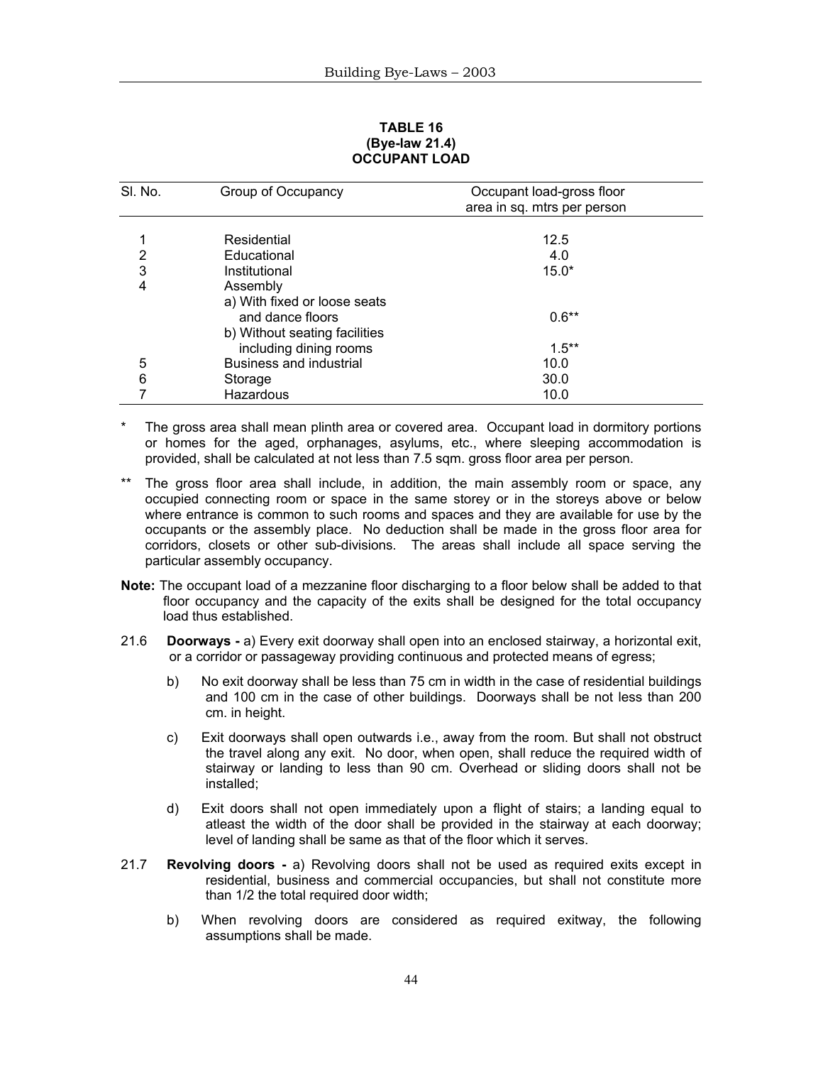**TABLE 16**
**(Bye-law 21.4)**
**OCCUPANT LOAD**

| Sl. No. | Group of Occupancy | Occupant load-gross floor area in sq. mtrs per person |
|---|---|---|
| 1 | Residential | 12.5 |
| 2 | Educational | 4.0 |
| 3 | Institutional | 15.0* |
| 4 | Assembly | |
| | a) With fixed or loose seats and dance floors | 0.6** |
| | b) Without seating facilities including dining rooms | 1.5** |
| 5 | Business and industrial | 10.0 |
| 6 | Storage | 30.0 |
| 7 | Hazardous | 10.0 |

\* The gross area shall mean plinth area or covered area. Occupant load in dormitory portions or homes for the aged, orphanages, asylums, etc., where sleeping accommodation is provided, shall be calculated at not less than 7.5 sqm. gross floor area per person.

\*\* The gross floor area shall include, in addition, the main assembly room or space, any occupied connecting room or space in the same storey or in the storeys above or below where entrance is common to such rooms and spaces and they are available for use by the occupants or the assembly place. No deduction shall be made in the gross floor area for corridors, closets or other sub-divisions. The areas shall include all space serving the particular assembly occupancy.

**Note:** The occupant load of a mezzanine floor discharging to a floor below shall be added to that floor occupancy and the capacity of the exits shall be designed for the total occupancy load thus established.

21.6 **Doorways -** a) Every exit doorway shall open into an enclosed stairway, a horizontal exit, or a corridor or passageway providing continuous and protected means of egress;

b) No exit doorway shall be less than 75 cm in width in the case of residential buildings and 100 cm in the case of other buildings. Doorways shall be not less than 200 cm. in height.

c) Exit doorways shall open outwards i.e., away from the room. But shall not obstruct the travel along any exit. No door, when open, shall reduce the required width of stairway or landing to less than 90 cm. Overhead or sliding doors shall not be installed;

d) Exit doors shall not open immediately upon a flight of stairs; a landing equal to atleast the width of the door shall be provided in the stairway at each doorway; level of landing shall be same as that of the floor which it serves.

21.7 **Revolving doors -** a) Revolving doors shall not be used as required exits except in residential, business and commercial occupancies, but shall not constitute more than 1/2 the total required door width;

b) When revolving doors are considered as required exitway, the following assumptions shall be made.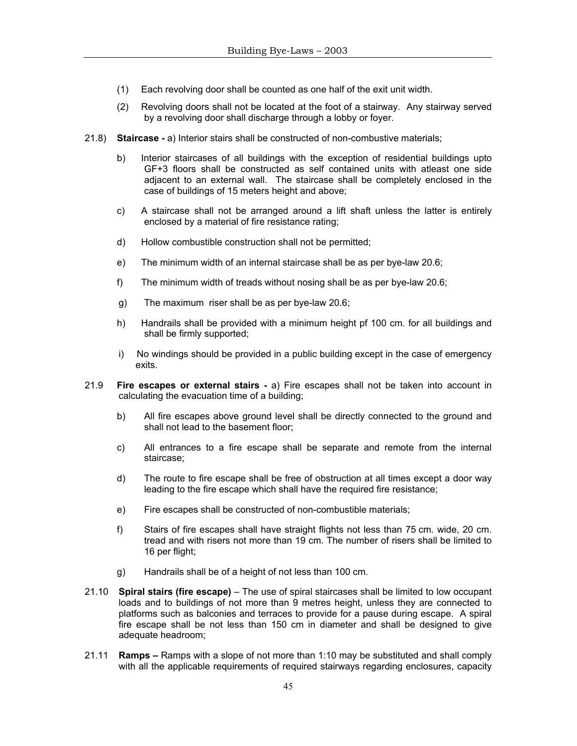(1) Each revolving door shall be counted as one half of the exit unit width.

(2) Revolving doors shall not be located at the foot of a stairway. Any stairway served by a revolving door shall discharge through a lobby or foyer.

21.8) **Staircase -** a) Interior stairs shall be constructed of non-combustive materials;

b) Interior staircases of all buildings with the exception of residential buildings upto GF+3 floors shall be constructed as self contained units with atleast one side adjacent to an external wall. The staircase shall be completely enclosed in the case of buildings of 15 meters height and above;

c) A staircase shall not be arranged around a lift shaft unless the latter is entirely enclosed by a material of fire resistance rating;

d) Hollow combustible construction shall not be permitted;

e) The minimum width of an internal staircase shall be as per bye-law 20.6;

f) The minimum width of treads without nosing shall be as per bye-law 20.6;

g) The maximum riser shall be as per bye-law 20.6;

h) Handrails shall be provided with a minimum height pf 100 cm. for all buildings and shall be firmly supported;

i) No windings should be provided in a public building except in the case of emergency exits.

21.9 **Fire escapes or external stairs -** a) Fire escapes shall not be taken into account in calculating the evacuation time of a building;

b) All fire escapes above ground level shall be directly connected to the ground and shall not lead to the basement floor;

c) All entrances to a fire escape shall be separate and remote from the internal staircase;

d) The route to fire escape shall be free of obstruction at all times except a door way leading to the fire escape which shall have the required fire resistance;

e) Fire escapes shall be constructed of non-combustible materials;

f) Stairs of fire escapes shall have straight flights not less than 75 cm. wide, 20 cm. tread and with risers not more than 19 cm. The number of risers shall be limited to 16 per flight;

g) Handrails shall be of a height of not less than 100 cm.

21.10 **Spiral stairs (fire escape)** – The use of spiral staircases shall be limited to low occupant loads and to buildings of not more than 9 metres height, unless they are connected to platforms such as balconies and terraces to provide for a pause during escape. A spiral fire escape shall be not less than 150 cm in diameter and shall be designed to give adequate headroom;

21.11 **Ramps –** Ramps with a slope of not more than 1:10 may be substituted and shall comply with all the applicable requirements of required stairways regarding enclosures, capacity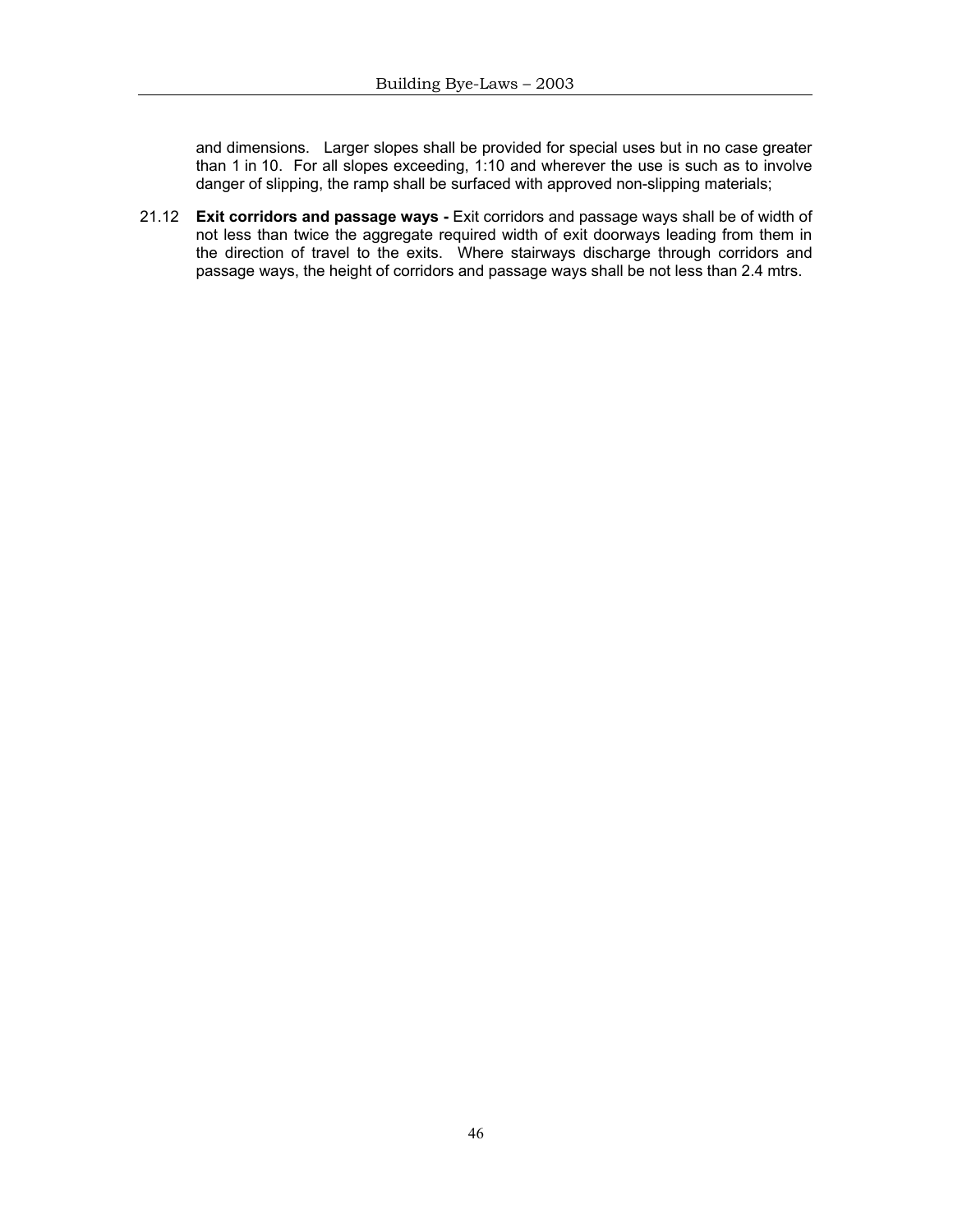and dimensions. Larger slopes shall be provided for special uses but in no case greater than 1 in 10. For all slopes exceeding, 1:10 and wherever the use is such as to involve danger of slipping, the ramp shall be surfaced with approved non-slipping materials;

21.12 **Exit corridors and passage ways -** Exit corridors and passage ways shall be of width of not less than twice the aggregate required width of exit doorways leading from them in the direction of travel to the exits. Where stairways discharge through corridors and passage ways, the height of corridors and passage ways shall be not less than 2.4 mtrs.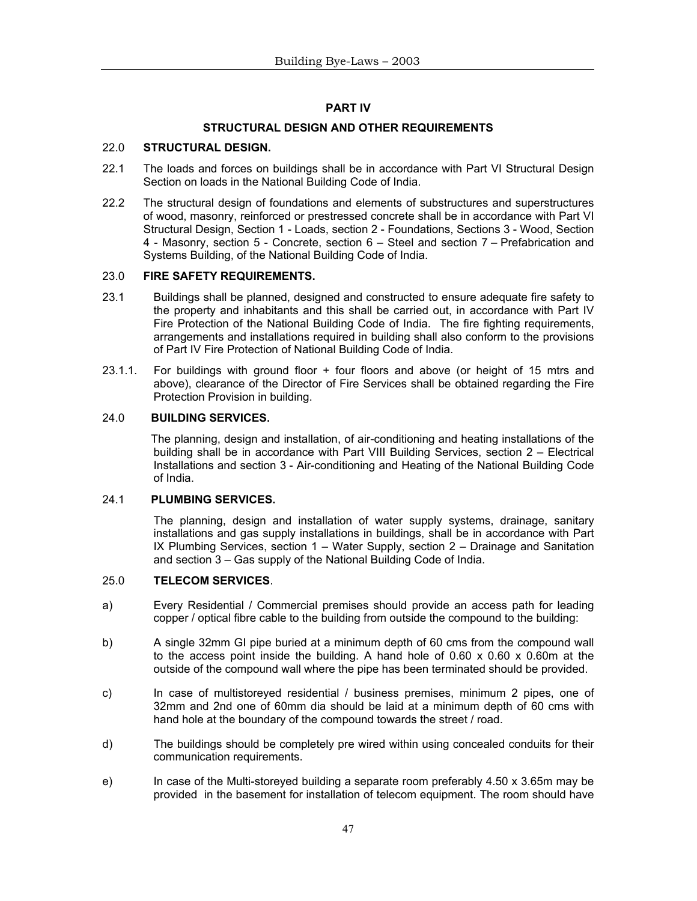## PART IV

## STRUCTURAL DESIGN AND OTHER REQUIREMENTS

### 22.0 STRUCTURAL DESIGN.

22.1 The loads and forces on buildings shall be in accordance with Part VI Structural Design Section on loads in the National Building Code of India.

22.2 The structural design of foundations and elements of substructures and superstructures of wood, masonry, reinforced or prestressed concrete shall be in accordance with Part VI Structural Design, Section 1 - Loads, section 2 - Foundations, Sections 3 - Wood, Section 4 - Masonry, section 5 - Concrete, section 6 – Steel and section 7 – Prefabrication and Systems Building, of the National Building Code of India.

### 23.0 FIRE SAFETY REQUIREMENTS.

23.1 Buildings shall be planned, designed and constructed to ensure adequate fire safety to the property and inhabitants and this shall be carried out, in accordance with Part IV Fire Protection of the National Building Code of India. The fire fighting requirements, arrangements and installations required in building shall also conform to the provisions of Part IV Fire Protection of National Building Code of India.

23.1.1. For buildings with ground floor + four floors and above (or height of 15 mtrs and above), clearance of the Director of Fire Services shall be obtained regarding the Fire Protection Provision in building.

### 24.0 BUILDING SERVICES.

The planning, design and installation, of air-conditioning and heating installations of the building shall be in accordance with Part VIII Building Services, section 2 – Electrical Installations and section 3 - Air-conditioning and Heating of the National Building Code of India.

### 24.1 PLUMBING SERVICES.

The planning, design and installation of water supply systems, drainage, sanitary installations and gas supply installations in buildings, shall be in accordance with Part IX Plumbing Services, section 1 – Water Supply, section 2 – Drainage and Sanitation and section 3 – Gas supply of the National Building Code of India.

### 25.0 TELECOM SERVICES.

a) Every Residential / Commercial premises should provide an access path for leading copper / optical fibre cable to the building from outside the compound to the building:

b) A single 32mm GI pipe buried at a minimum depth of 60 cms from the compound wall to the access point inside the building. A hand hole of 0.60 x 0.60 x 0.60m at the outside of the compound wall where the pipe has been terminated should be provided.

c) In case of multistoreyed residential / business premises, minimum 2 pipes, one of 32mm and 2nd one of 60mm dia should be laid at a minimum depth of 60 cms with hand hole at the boundary of the compound towards the street / road.

d) The buildings should be completely pre wired within using concealed conduits for their communication requirements.

e) In case of the Multi-storeyed building a separate room preferably 4.50 x 3.65m may be provided in the basement for installation of telecom equipment. The room should have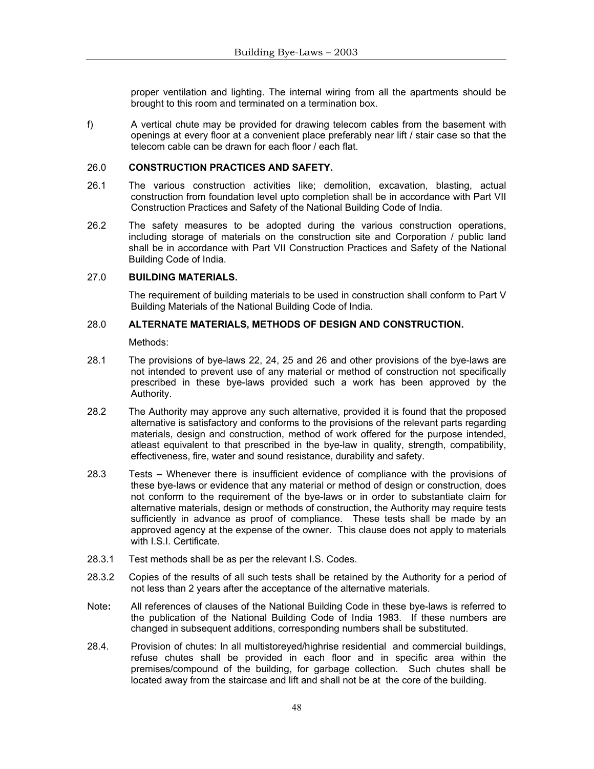proper ventilation and lighting. The internal wiring from all the apartments should be brought to this room and terminated on a termination box.

f) A vertical chute may be provided for drawing telecom cables from the basement with openings at every floor at a convenient place preferably near lift / stair case so that the telecom cable can be drawn for each floor / each flat.

## 26.0 CONSTRUCTION PRACTICES AND SAFETY.

26.1 The various construction activities like; demolition, excavation, blasting, actual construction from foundation level upto completion shall be in accordance with Part VII Construction Practices and Safety of the National Building Code of India.

26.2 The safety measures to be adopted during the various construction operations, including storage of materials on the construction site and Corporation / public land shall be in accordance with Part VII Construction Practices and Safety of the National Building Code of India.

## 27.0 BUILDING MATERIALS.

The requirement of building materials to be used in construction shall conform to Part V Building Materials of the National Building Code of India.

## 28.0 ALTERNATE MATERIALS, METHODS OF DESIGN AND CONSTRUCTION.

Methods:

28.1 The provisions of bye-laws 22, 24, 25 and 26 and other provisions of the bye-laws are not intended to prevent use of any material or method of construction not specifically prescribed in these bye-laws provided such a work has been approved by the Authority.

28.2 The Authority may approve any such alternative, provided it is found that the proposed alternative is satisfactory and conforms to the provisions of the relevant parts regarding materials, design and construction, method of work offered for the purpose intended, atleast equivalent to that prescribed in the bye-law in quality, strength, compatibility, effectiveness, fire, water and sound resistance, durability and safety.

28.3 Tests **–** Whenever there is insufficient evidence of compliance with the provisions of these bye-laws or evidence that any material or method of design or construction, does not conform to the requirement of the bye-laws or in order to substantiate claim for alternative materials, design or methods of construction, the Authority may require tests sufficiently in advance as proof of compliance. These tests shall be made by an approved agency at the expense of the owner. This clause does not apply to materials with I.S.I. Certificate.

28.3.1 Test methods shall be as per the relevant I.S. Codes.

28.3.2 Copies of the results of all such tests shall be retained by the Authority for a period of not less than 2 years after the acceptance of the alternative materials.

Note**:** All references of clauses of the National Building Code in these bye-laws is referred to the publication of the National Building Code of India 1983. If these numbers are changed in subsequent additions, corresponding numbers shall be substituted.

28.4. Provision of chutes: In all multistoreyed/highrise residential and commercial buildings, refuse chutes shall be provided in each floor and in specific area within the premises/compound of the building, for garbage collection. Such chutes shall be located away from the staircase and lift and shall not be at the core of the building.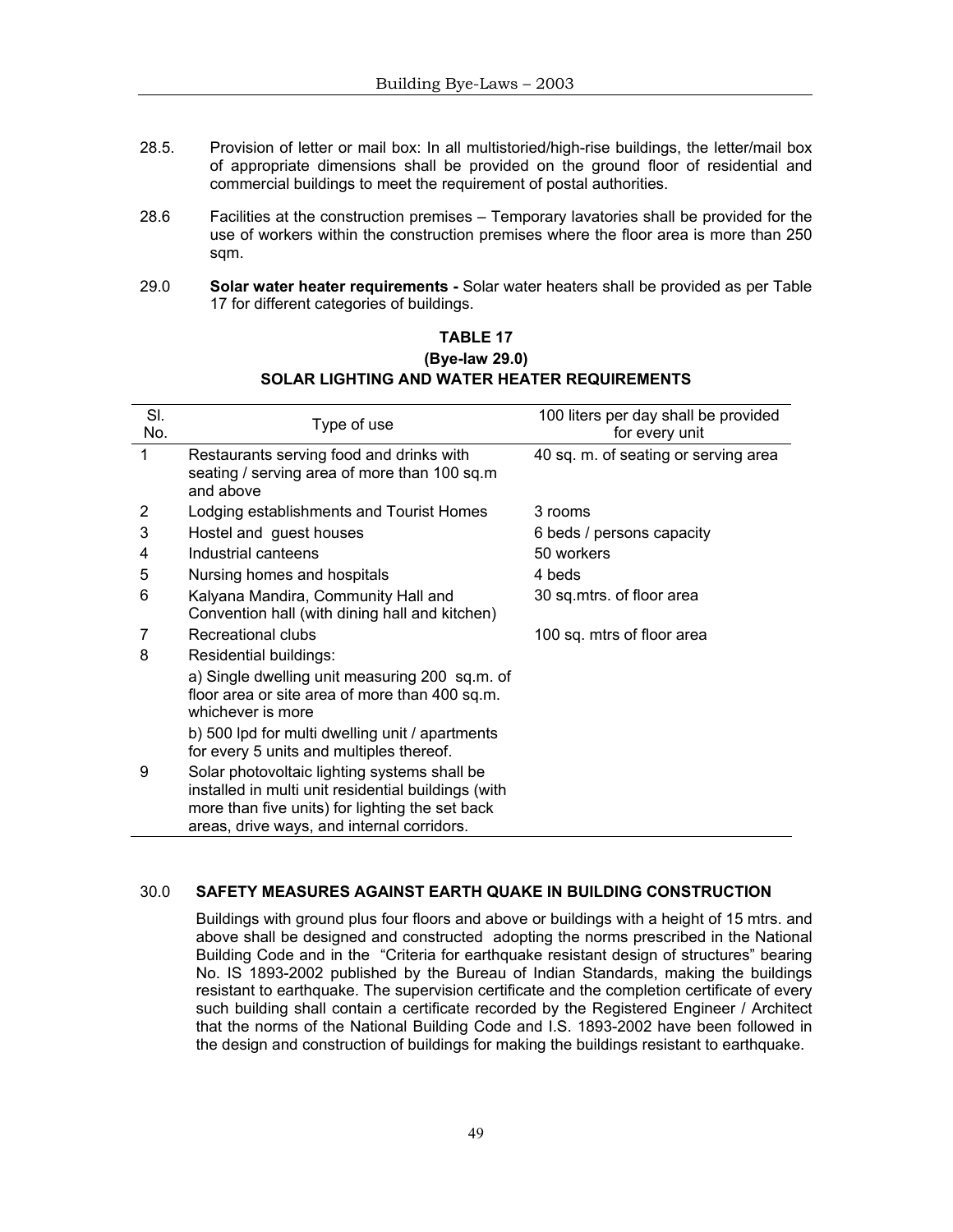28.5. Provision of letter or mail box: In all multistoried/high-rise buildings, the letter/mail box of appropriate dimensions shall be provided on the ground floor of residential and commercial buildings to meet the requirement of postal authorities.

28.6 Facilities at the construction premises – Temporary lavatories shall be provided for the use of workers within the construction premises where the floor area is more than 250 sqm.

29.0 **Solar water heater requirements -** Solar water heaters shall be provided as per Table 17 for different categories of buildings.

**TABLE 17**
**(Bye-law 29.0)**
**SOLAR LIGHTING AND WATER HEATER REQUIREMENTS**

| Sl. No. | Type of use | 100 liters per day shall be provided for every unit |
|---|---|---|
| 1 | Restaurants serving food and drinks with seating / serving area of more than 100 sq.m and above | 40 sq. m. of seating or serving area |
| 2 | Lodging establishments and Tourist Homes | 3 rooms |
| 3 | Hostel and guest houses | 6 beds / persons capacity |
| 4 | Industrial canteens | 50 workers |
| 5 | Nursing homes and hospitals | 4 beds |
| 6 | Kalyana Mandira, Community Hall and Convention hall (with dining hall and kitchen) | 30 sq.mtrs. of floor area |
| 7 | Recreational clubs | 100 sq. mtrs of floor area |
| 8 | Residential buildings: | |
| | a) Single dwelling unit measuring 200 sq.m. of floor area or site area of more than 400 sq.m. whichever is more | |
| | b) 500 lpd for multi dwelling unit / apartments for every 5 units and multiples thereof. | |
| 9 | Solar photovoltaic lighting systems shall be installed in multi unit residential buildings (with more than five units) for lighting the set back areas, drive ways, and internal corridors. | |

30.0 **SAFETY MEASURES AGAINST EARTH QUAKE IN BUILDING CONSTRUCTION**

Buildings with ground plus four floors and above or buildings with a height of 15 mtrs. and above shall be designed and constructed adopting the norms prescribed in the National Building Code and in the "Criteria for earthquake resistant design of structures" bearing No. IS 1893-2002 published by the Bureau of Indian Standards, making the buildings resistant to earthquake. The supervision certificate and the completion certificate of every such building shall contain a certificate recorded by the Registered Engineer / Architect that the norms of the National Building Code and I.S. 1893-2002 have been followed in the design and construction of buildings for making the buildings resistant to earthquake.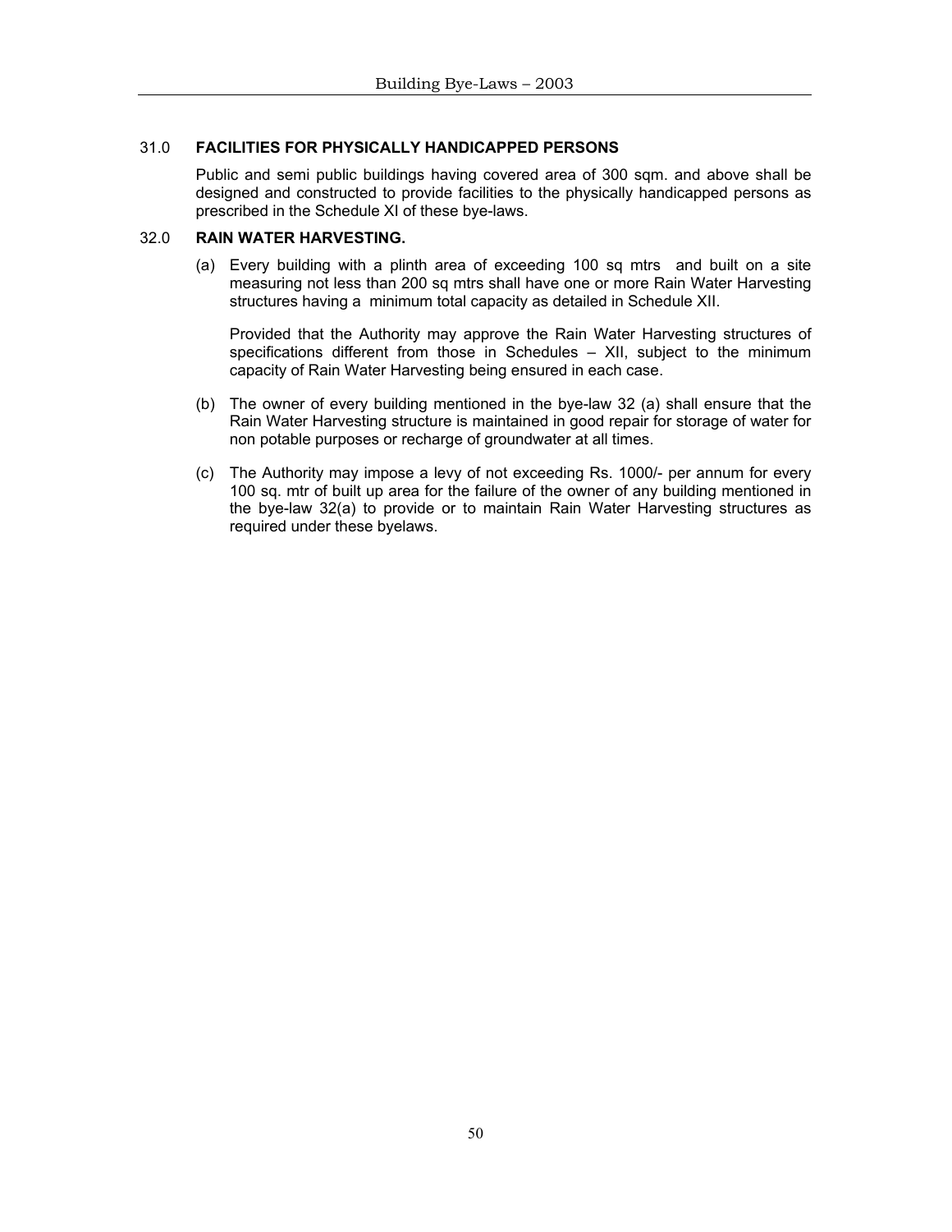## 31.0 FACILITIES FOR PHYSICALLY HANDICAPPED PERSONS

Public and semi public buildings having covered area of 300 sqm. and above shall be designed and constructed to provide facilities to the physically handicapped persons as prescribed in the Schedule XI of these bye-laws.

## 32.0 RAIN WATER HARVESTING.

(a) Every building with a plinth area of exceeding 100 sq mtrs and built on a site measuring not less than 200 sq mtrs shall have one or more Rain Water Harvesting structures having a minimum total capacity as detailed in Schedule XII.

Provided that the Authority may approve the Rain Water Harvesting structures of specifications different from those in Schedules – XII, subject to the minimum capacity of Rain Water Harvesting being ensured in each case.

(b) The owner of every building mentioned in the bye-law 32 (a) shall ensure that the Rain Water Harvesting structure is maintained in good repair for storage of water for non potable purposes or recharge of groundwater at all times.

(c) The Authority may impose a levy of not exceeding Rs. 1000/- per annum for every 100 sq. mtr of built up area for the failure of the owner of any building mentioned in the bye-law 32(a) to provide or to maintain Rain Water Harvesting structures as required under these byelaws.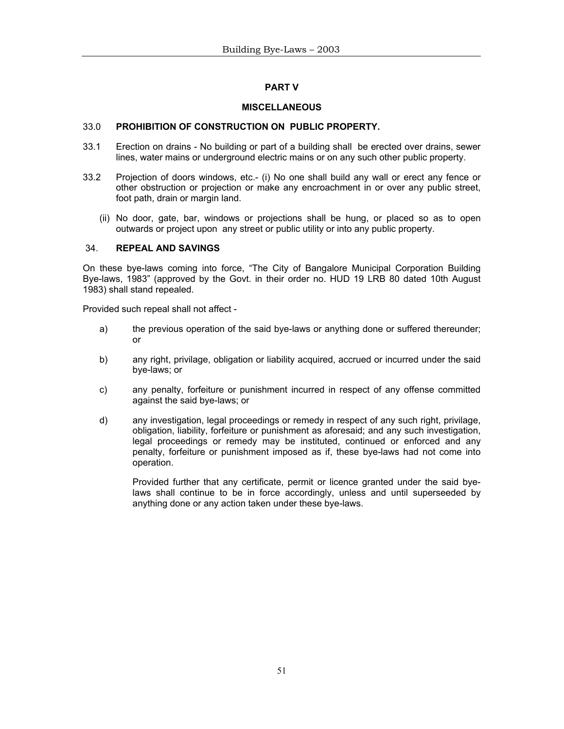## PART V

## MISCELLANEOUS

### 33.0 PROHIBITION OF CONSTRUCTION ON PUBLIC PROPERTY.

33.1 Erection on drains - No building or part of a building shall be erected over drains, sewer lines, water mains or underground electric mains or on any such other public property.

33.2 Projection of doors windows, etc.- (i) No one shall build any wall or erect any fence or other obstruction or projection or make any encroachment in or over any public street, foot path, drain or margin land.

(ii) No door, gate, bar, windows or projections shall be hung, or placed so as to open outwards or project upon any street or public utility or into any public property.

### 34. REPEAL AND SAVINGS

On these bye-laws coming into force, "The City of Bangalore Municipal Corporation Building Bye-laws, 1983" (approved by the Govt. in their order no. HUD 19 LRB 80 dated 10th August 1983) shall stand repealed.

Provided such repeal shall not affect -

a) the previous operation of the said bye-laws or anything done or suffered thereunder; or

b) any right, privilege, obligation or liability acquired, accrued or incurred under the said bye-laws; or

c) any penalty, forfeiture or punishment incurred in respect of any offense committed against the said bye-laws; or

d) any investigation, legal proceedings or remedy in respect of any such right, privilege, obligation, liability, forfeiture or punishment as aforesaid; and any such investigation, legal proceedings or remedy may be instituted, continued or enforced and any penalty, forfeiture or punishment imposed as if, these bye-laws had not come into operation.

Provided further that any certificate, permit or licence granted under the said bye-laws shall continue to be in force accordingly, unless and until superseeded by anything done or any action taken under these bye-laws.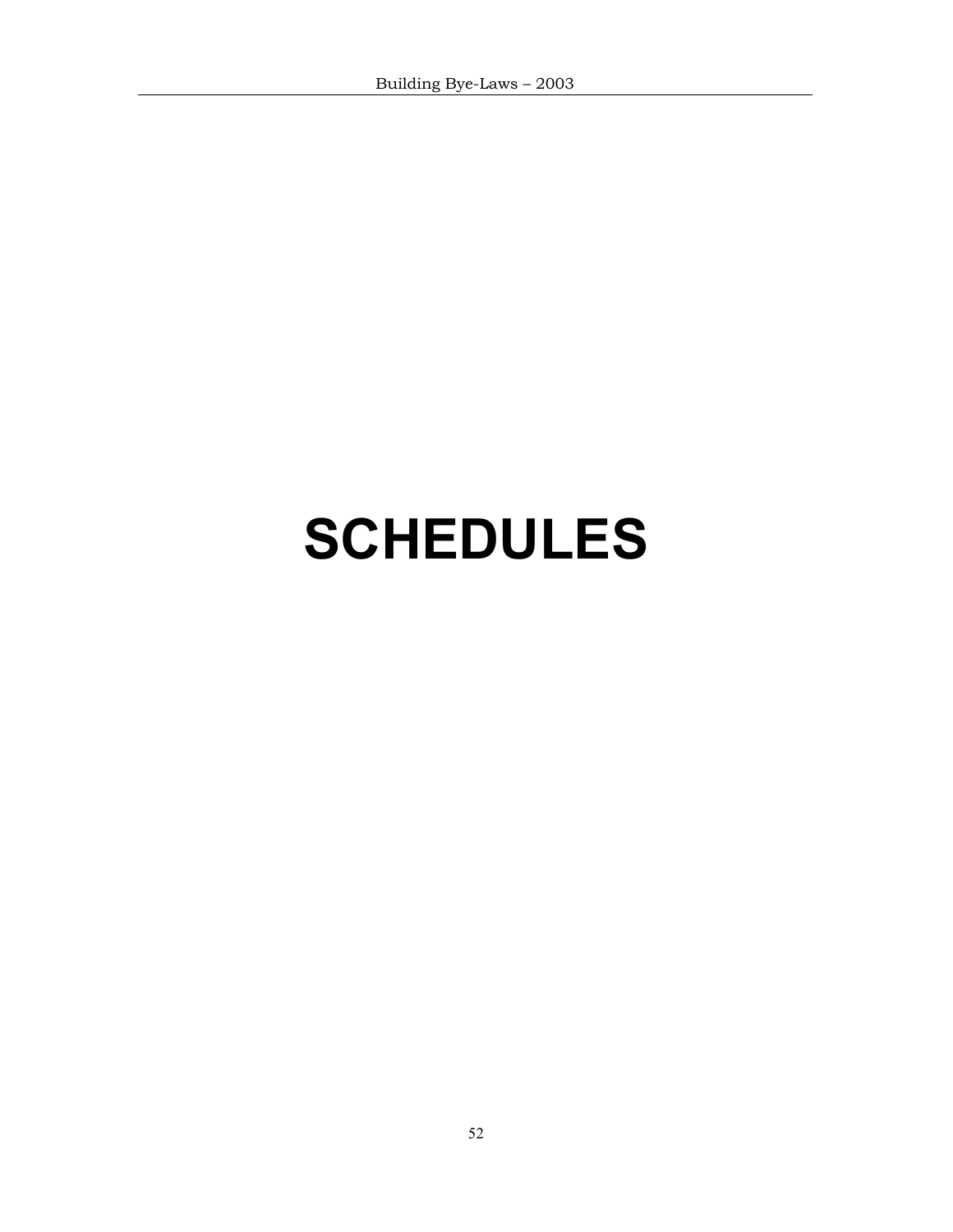# SCHEDULES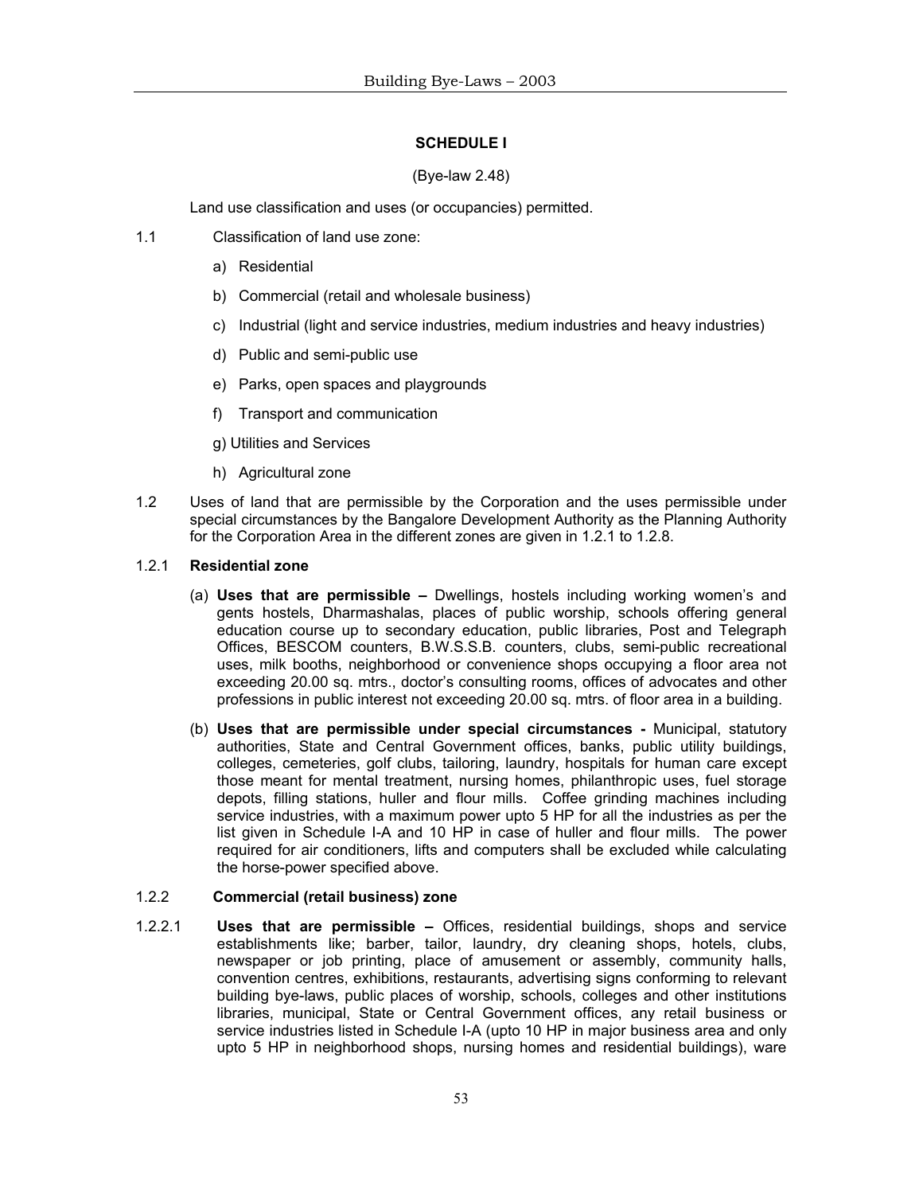## SCHEDULE I

(Bye-law 2.48)

Land use classification and uses (or occupancies) permitted.

1.1 Classification of land use zone:

a) Residential

b) Commercial (retail and wholesale business)

c) Industrial (light and service industries, medium industries and heavy industries)

d) Public and semi-public use

e) Parks, open spaces and playgrounds

f) Transport and communication

g) Utilities and Services

h) Agricultural zone

1.2 Uses of land that are permissible by the Corporation and the uses permissible under special circumstances by the Bangalore Development Authority as the Planning Authority for the Corporation Area in the different zones are given in 1.2.1 to 1.2.8.

### 1.2.1 Residential zone

(a) **Uses that are permissible –** Dwellings, hostels including working women's and gents hostels, Dharmashalas, places of public worship, schools offering general education course up to secondary education, public libraries, Post and Telegraph Offices, BESCOM counters, B.W.S.S.B. counters, clubs, semi-public recreational uses, milk booths, neighborhood or convenience shops occupying a floor area not exceeding 20.00 sq. mtrs., doctor's consulting rooms, offices of advocates and other professions in public interest not exceeding 20.00 sq. mtrs. of floor area in a building.

(b) **Uses that are permissible under special circumstances -** Municipal, statutory authorities, State and Central Government offices, banks, public utility buildings, colleges, cemeteries, golf clubs, tailoring, laundry, hospitals for human care except those meant for mental treatment, nursing homes, philanthropic uses, fuel storage depots, filling stations, huller and flour mills. Coffee grinding machines including service industries, with a maximum power upto 5 HP for all the industries as per the list given in Schedule I-A and 10 HP in case of huller and flour mills. The power required for air conditioners, lifts and computers shall be excluded while calculating the horse-power specified above.

### 1.2.2 Commercial (retail business) zone

1.2.2.1 **Uses that are permissible –** Offices, residential buildings, shops and service establishments like; barber, tailor, laundry, dry cleaning shops, hotels, clubs, newspaper or job printing, place of amusement or assembly, community halls, convention centres, exhibitions, restaurants, advertising signs conforming to relevant building bye-laws, public places of worship, schools, colleges and other institutions libraries, municipal, State or Central Government offices, any retail business or service industries listed in Schedule I-A (upto 10 HP in major business area and only upto 5 HP in neighborhood shops, nursing homes and residential buildings), ware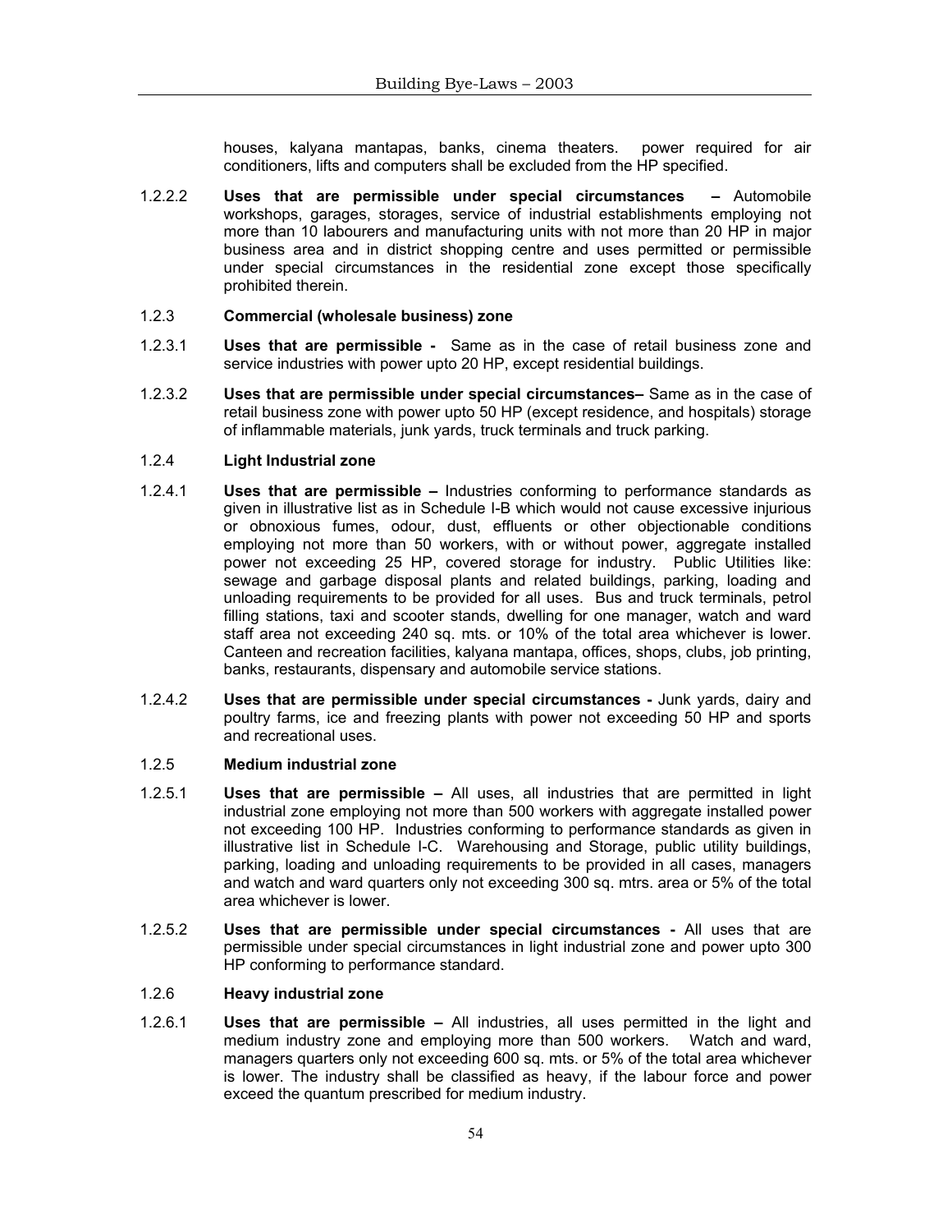houses, kalyana mantapas, banks, cinema theaters. power required for air conditioners, lifts and computers shall be excluded from the HP specified.

1.2.2.2 **Uses that are permissible under special circumstances –** Automobile workshops, garages, storages, service of industrial establishments employing not more than 10 labourers and manufacturing units with not more than 20 HP in major business area and in district shopping centre and uses permitted or permissible under special circumstances in the residential zone except those specifically prohibited therein.

1.2.3 **Commercial (wholesale business) zone**

1.2.3.1 **Uses that are permissible -** Same as in the case of retail business zone and service industries with power upto 20 HP, except residential buildings.

1.2.3.2 **Uses that are permissible under special circumstances–** Same as in the case of retail business zone with power upto 50 HP (except residence, and hospitals) storage of inflammable materials, junk yards, truck terminals and truck parking.

1.2.4 **Light Industrial zone**

1.2.4.1 **Uses that are permissible –** Industries conforming to performance standards as given in illustrative list as in Schedule I-B which would not cause excessive injurious or obnoxious fumes, odour, dust, effluents or other objectionable conditions employing not more than 50 workers, with or without power, aggregate installed power not exceeding 25 HP, covered storage for industry. Public Utilities like: sewage and garbage disposal plants and related buildings, parking, loading and unloading requirements to be provided for all uses. Bus and truck terminals, petrol filling stations, taxi and scooter stands, dwelling for one manager, watch and ward staff area not exceeding 240 sq. mts. or 10% of the total area whichever is lower. Canteen and recreation facilities, kalyana mantapa, offices, shops, clubs, job printing, banks, restaurants, dispensary and automobile service stations.

1.2.4.2 **Uses that are permissible under special circumstances -** Junk yards, dairy and poultry farms, ice and freezing plants with power not exceeding 50 HP and sports and recreational uses.

1.2.5 **Medium industrial zone**

1.2.5.1 **Uses that are permissible –** All uses, all industries that are permitted in light industrial zone employing not more than 500 workers with aggregate installed power not exceeding 100 HP. Industries conforming to performance standards as given in illustrative list in Schedule I-C. Warehousing and Storage, public utility buildings, parking, loading and unloading requirements to be provided in all cases, managers and watch and ward quarters only not exceeding 300 sq. mtrs. area or 5% of the total area whichever is lower.

1.2.5.2 **Uses that are permissible under special circumstances -** All uses that are permissible under special circumstances in light industrial zone and power upto 300 HP conforming to performance standard.

1.2.6 **Heavy industrial zone**

1.2.6.1 **Uses that are permissible –** All industries, all uses permitted in the light and medium industry zone and employing more than 500 workers. Watch and ward, managers quarters only not exceeding 600 sq. mts. or 5% of the total area whichever is lower. The industry shall be classified as heavy, if the labour force and power exceed the quantum prescribed for medium industry.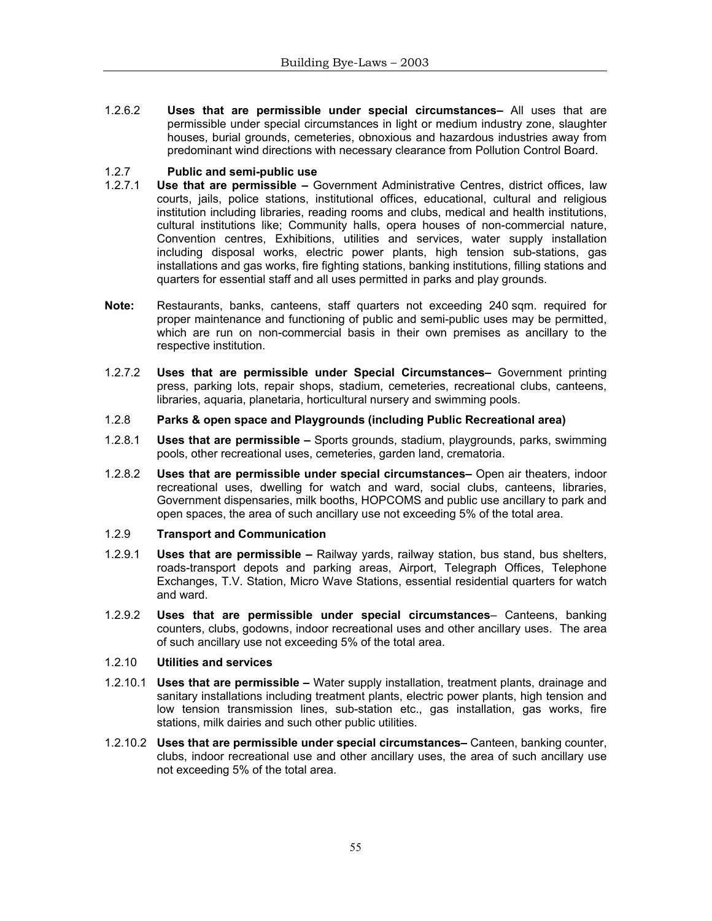1.2.6.2 **Uses that are permissible under special circumstances–** All uses that are permissible under special circumstances in light or medium industry zone, slaughter houses, burial grounds, cemeteries, obnoxious and hazardous industries away from predominant wind directions with necessary clearance from Pollution Control Board.

### 1.2.7 Public and semi-public use

1.2.7.1 **Use that are permissible –** Government Administrative Centres, district offices, law courts, jails, police stations, institutional offices, educational, cultural and religious institution including libraries, reading rooms and clubs, medical and health institutions, cultural institutions like; Community halls, opera houses of non-commercial nature, Convention centres, Exhibitions, utilities and services, water supply installation including disposal works, electric power plants, high tension sub-stations, gas installations and gas works, fire fighting stations, banking institutions, filling stations and quarters for essential staff and all uses permitted in parks and play grounds.

**Note:** Restaurants, banks, canteens, staff quarters not exceeding 240 sqm. required for proper maintenance and functioning of public and semi-public uses may be permitted, which are run on non-commercial basis in their own premises as ancillary to the respective institution.

1.2.7.2 **Uses that are permissible under Special Circumstances–** Government printing press, parking lots, repair shops, stadium, cemeteries, recreational clubs, canteens, libraries, aquaria, planetaria, horticultural nursery and swimming pools.

### 1.2.8 Parks & open space and Playgrounds (including Public Recreational area)

1.2.8.1 **Uses that are permissible –** Sports grounds, stadium, playgrounds, parks, swimming pools, other recreational uses, cemeteries, garden land, crematoria.

1.2.8.2 **Uses that are permissible under special circumstances–** Open air theaters, indoor recreational uses, dwelling for watch and ward, social clubs, canteens, libraries, Government dispensaries, milk booths, HOPCOMS and public use ancillary to park and open spaces, the area of such ancillary use not exceeding 5% of the total area.

### 1.2.9 Transport and Communication

1.2.9.1 **Uses that are permissible –** Railway yards, railway station, bus stand, bus shelters, roads-transport depots and parking areas, Airport, Telegraph Offices, Telephone Exchanges, T.V. Station, Micro Wave Stations, essential residential quarters for watch and ward.

1.2.9.2 **Uses that are permissible under special circumstances**– Canteens, banking counters, clubs, godowns, indoor recreational uses and other ancillary uses. The area of such ancillary use not exceeding 5% of the total area.

### 1.2.10 Utilities and services

1.2.10.1 **Uses that are permissible –** Water supply installation, treatment plants, drainage and sanitary installations including treatment plants, electric power plants, high tension and low tension transmission lines, sub-station etc., gas installation, gas works, fire stations, milk dairies and such other public utilities.

1.2.10.2 **Uses that are permissible under special circumstances–** Canteen, banking counter, clubs, indoor recreational use and other ancillary uses, the area of such ancillary use not exceeding 5% of the total area.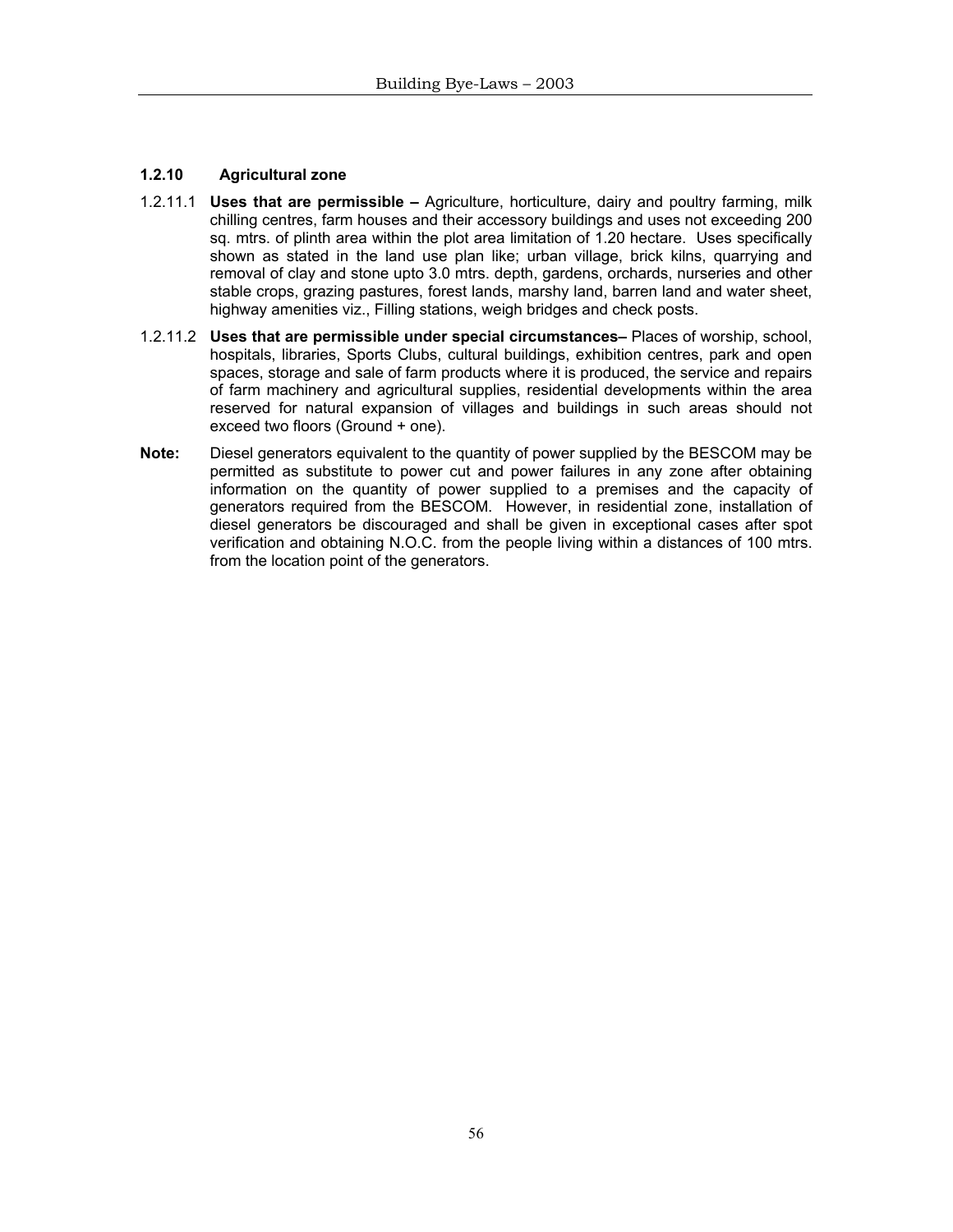### 1.2.10 Agricultural zone

1.2.11.1 **Uses that are permissible –** Agriculture, horticulture, dairy and poultry farming, milk chilling centres, farm houses and their accessory buildings and uses not exceeding 200 sq. mtrs. of plinth area within the plot area limitation of 1.20 hectare. Uses specifically shown as stated in the land use plan like; urban village, brick kilns, quarrying and removal of clay and stone upto 3.0 mtrs. depth, gardens, orchards, nurseries and other stable crops, grazing pastures, forest lands, marshy land, barren land and water sheet, highway amenities viz., Filling stations, weigh bridges and check posts.

1.2.11.2 **Uses that are permissible under special circumstances–** Places of worship, school, hospitals, libraries, Sports Clubs, cultural buildings, exhibition centres, park and open spaces, storage and sale of farm products where it is produced, the service and repairs of farm machinery and agricultural supplies, residential developments within the area reserved for natural expansion of villages and buildings in such areas should not exceed two floors (Ground + one).

**Note:** Diesel generators equivalent to the quantity of power supplied by the BESCOM may be permitted as substitute to power cut and power failures in any zone after obtaining information on the quantity of power supplied to a premises and the capacity of generators required from the BESCOM. However, in residential zone, installation of diesel generators be discouraged and shall be given in exceptional cases after spot verification and obtaining N.O.C. from the people living within a distances of 100 mtrs. from the location point of the generators.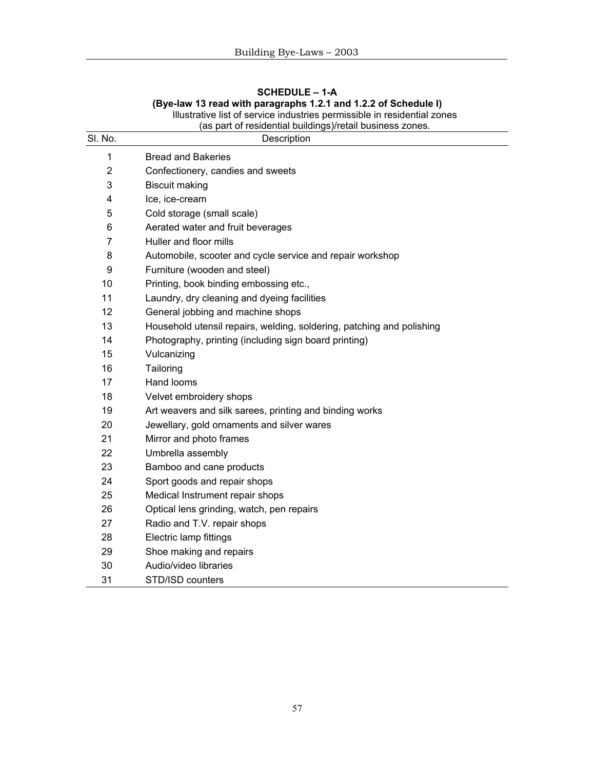## SCHEDULE – 1-A

**(Bye-law 13 read with paragraphs 1.2.1 and 1.2.2 of Schedule I)**

Illustrative list of service industries permissible in residential zones (as part of residential buildings)/retail business zones.

| Sl. No. | Description |
|---|---|
| 1 | Bread and Bakeries |
| 2 | Confectionery, candies and sweets |
| 3 | Biscuit making |
| 4 | Ice, ice-cream |
| 5 | Cold storage (small scale) |
| 6 | Aerated water and fruit beverages |
| 7 | Huller and floor mills |
| 8 | Automobile, scooter and cycle service and repair workshop |
| 9 | Furniture (wooden and steel) |
| 10 | Printing, book binding embossing etc., |
| 11 | Laundry, dry cleaning and dyeing facilities |
| 12 | General jobbing and machine shops |
| 13 | Household utensil repairs, welding, soldering, patching and polishing |
| 14 | Photography, printing (including sign board printing) |
| 15 | Vulcanizing |
| 16 | Tailoring |
| 17 | Hand looms |
| 18 | Velvet embroidery shops |
| 19 | Art weavers and silk sarees, printing and binding works |
| 20 | Jewellary, gold ornaments and silver wares |
| 21 | Mirror and photo frames |
| 22 | Umbrella assembly |
| 23 | Bamboo and cane products |
| 24 | Sport goods and repair shops |
| 25 | Medical Instrument repair shops |
| 26 | Optical lens grinding, watch, pen repairs |
| 27 | Radio and T.V. repair shops |
| 28 | Electric lamp fittings |
| 29 | Shoe making and repairs |
| 30 | Audio/video libraries |
| 31 | STD/ISD counters |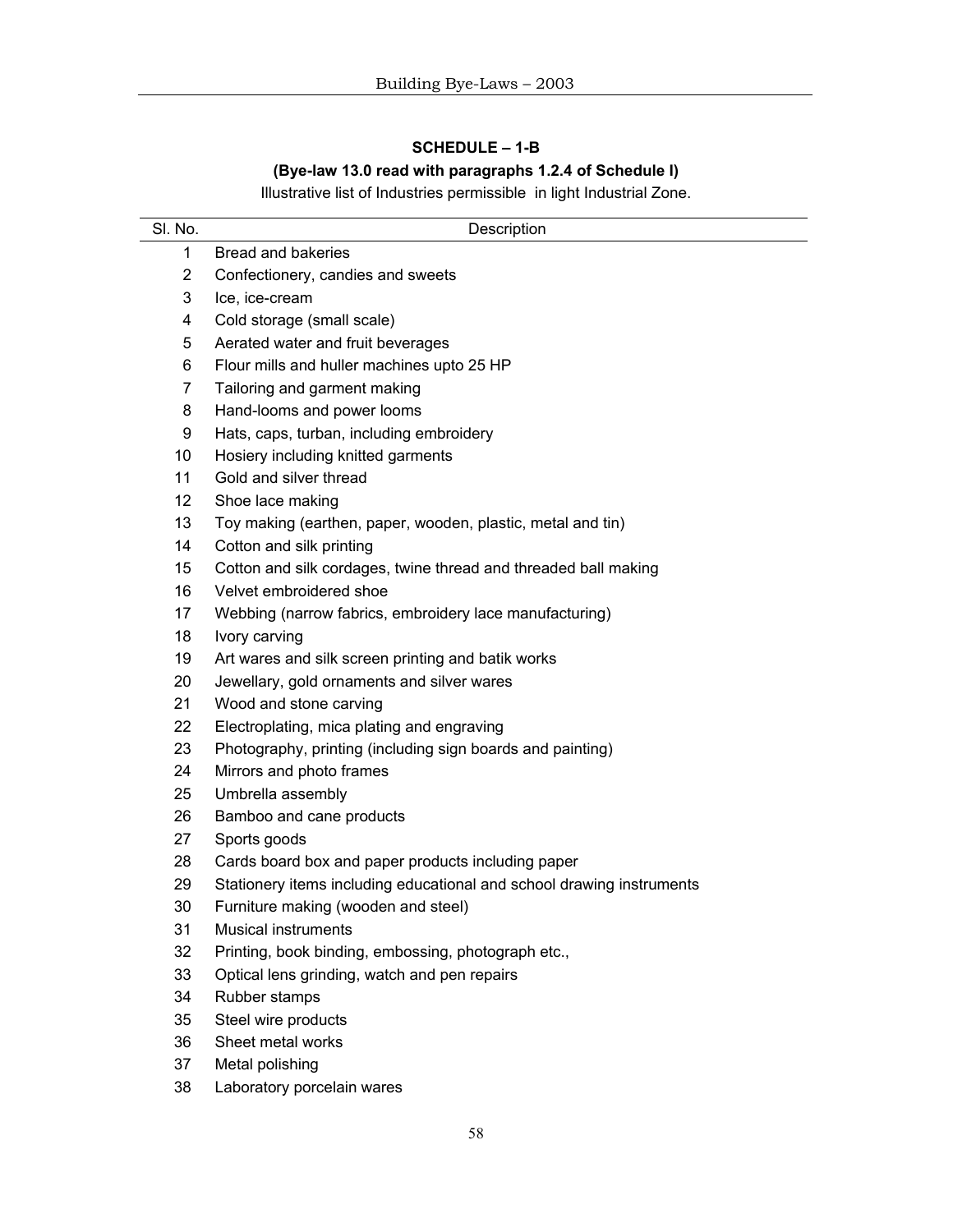### SCHEDULE – 1-B

**(Bye-law 13.0 read with paragraphs 1.2.4 of Schedule I)**

Illustrative list of Industries permissible in light Industrial Zone.

| Sl. No. | Description |
|---|---|
| 1 | Bread and bakeries |
| 2 | Confectionery, candies and sweets |
| 3 | Ice, ice-cream |
| 4 | Cold storage (small scale) |
| 5 | Aerated water and fruit beverages |
| 6 | Flour mills and huller machines upto 25 HP |
| 7 | Tailoring and garment making |
| 8 | Hand-looms and power looms |
| 9 | Hats, caps, turban, including embroidery |
| 10 | Hosiery including knitted garments |
| 11 | Gold and silver thread |
| 12 | Shoe lace making |
| 13 | Toy making (earthen, paper, wooden, plastic, metal and tin) |
| 14 | Cotton and silk printing |
| 15 | Cotton and silk cordages, twine thread and threaded ball making |
| 16 | Velvet embroidered shoe |
| 17 | Webbing (narrow fabrics, embroidery lace manufacturing) |
| 18 | Ivory carving |
| 19 | Art wares and silk screen printing and batik works |
| 20 | Jewellary, gold ornaments and silver wares |
| 21 | Wood and stone carving |
| 22 | Electroplating, mica plating and engraving |
| 23 | Photography, printing (including sign boards and painting) |
| 24 | Mirrors and photo frames |
| 25 | Umbrella assembly |
| 26 | Bamboo and cane products |
| 27 | Sports goods |
| 28 | Cards board box and paper products including paper |
| 29 | Stationery items including educational and school drawing instruments |
| 30 | Furniture making (wooden and steel) |
| 31 | Musical instruments |
| 32 | Printing, book binding, embossing, photograph etc., |
| 33 | Optical lens grinding, watch and pen repairs |
| 34 | Rubber stamps |
| 35 | Steel wire products |
| 36 | Sheet metal works |
| 37 | Metal polishing |
| 38 | Laboratory porcelain wares |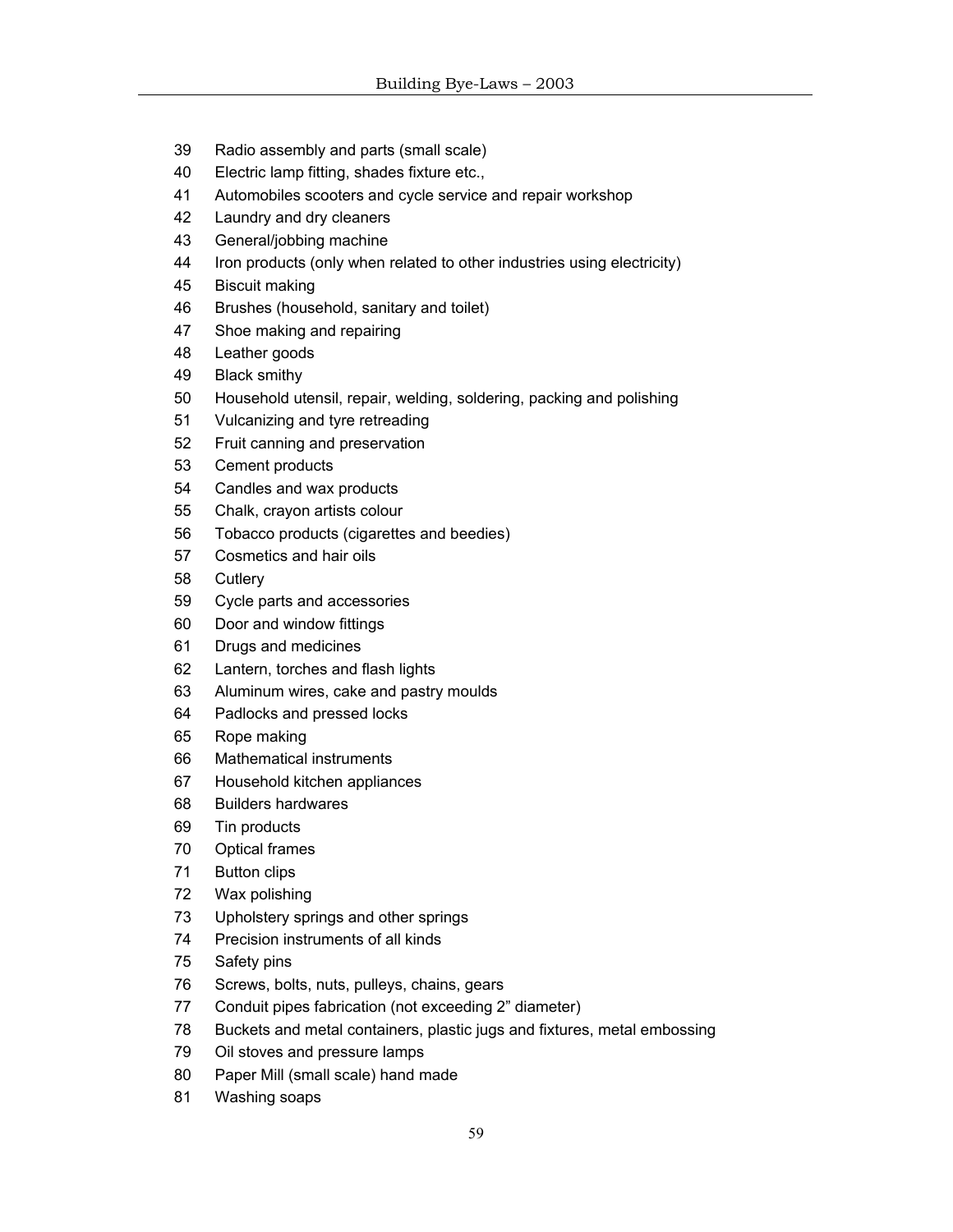39 Radio assembly and parts (small scale)
40 Electric lamp fitting, shades fixture etc.,
41 Automobiles scooters and cycle service and repair workshop
42 Laundry and dry cleaners
43 General/jobbing machine
44 Iron products (only when related to other industries using electricity)
45 Biscuit making
46 Brushes (household, sanitary and toilet)
47 Shoe making and repairing
48 Leather goods
49 Black smithy
50 Household utensil, repair, welding, soldering, packing and polishing
51 Vulcanizing and tyre retreading
52 Fruit canning and preservation
53 Cement products
54 Candles and wax products
55 Chalk, crayon artists colour
56 Tobacco products (cigarettes and beedies)
57 Cosmetics and hair oils
58 Cutlery
59 Cycle parts and accessories
60 Door and window fittings
61 Drugs and medicines
62 Lantern, torches and flash lights
63 Aluminum wires, cake and pastry moulds
64 Padlocks and pressed locks
65 Rope making
66 Mathematical instruments
67 Household kitchen appliances
68 Builders hardwares
69 Tin products
70 Optical frames
71 Button clips
72 Wax polishing
73 Upholstery springs and other springs
74 Precision instruments of all kinds
75 Safety pins
76 Screws, bolts, nuts, pulleys, chains, gears
77 Conduit pipes fabrication (not exceeding 2" diameter)
78 Buckets and metal containers, plastic jugs and fixtures, metal embossing
79 Oil stoves and pressure lamps
80 Paper Mill (small scale) hand made
81 Washing soaps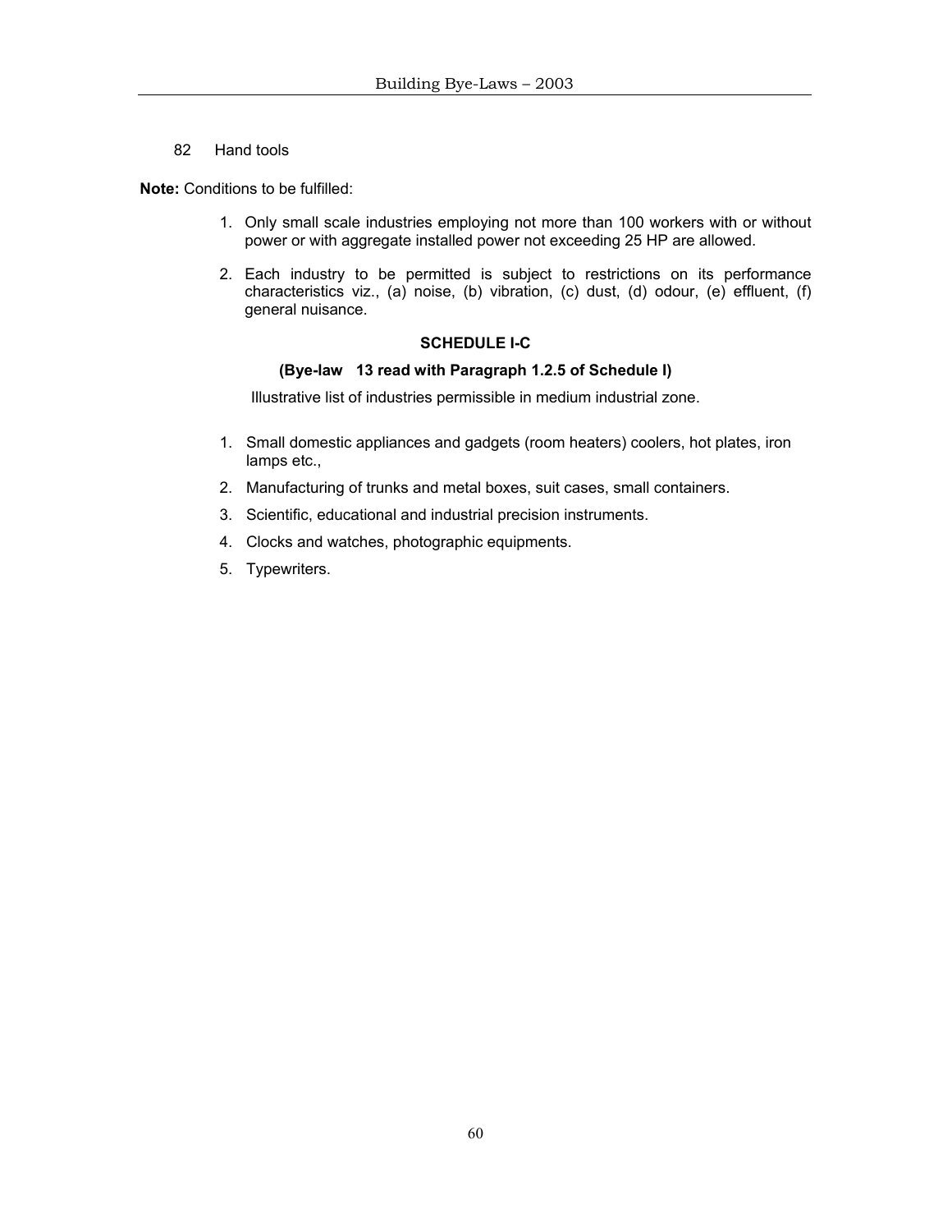82 Hand tools

**Note:** Conditions to be fulfilled:

1. Only small scale industries employing not more than 100 workers with or without power or with aggregate installed power not exceeding 25 HP are allowed.
2. Each industry to be permitted is subject to restrictions on its performance characteristics viz., (a) noise, (b) vibration, (c) dust, (d) odour, (e) effluent, (f) general nuisance.

**SCHEDULE I-C**

**(Bye-law 13 read with Paragraph 1.2.5 of Schedule I)**

Illustrative list of industries permissible in medium industrial zone.

1. Small domestic appliances and gadgets (room heaters) coolers, hot plates, iron lamps etc.,
2. Manufacturing of trunks and metal boxes, suit cases, small containers.
3. Scientific, educational and industrial precision instruments.
4. Clocks and watches, photographic equipments.
5. Typewriters.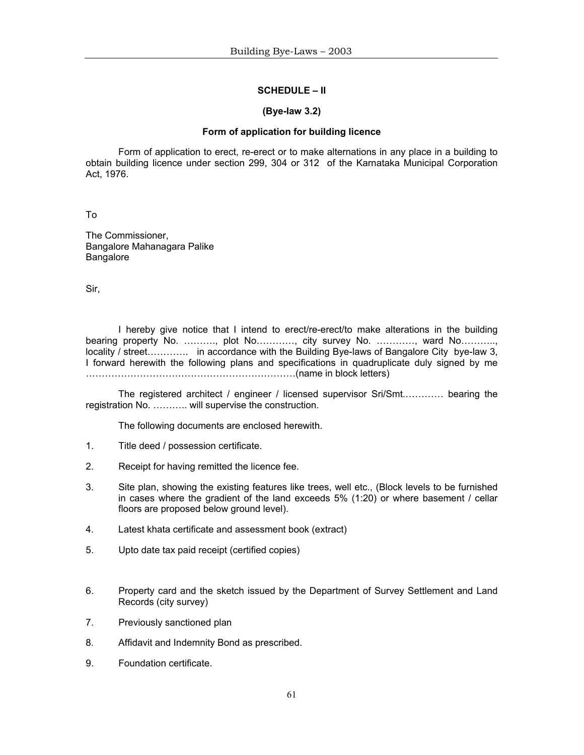## SCHEDULE – II

### (Bye-law 3.2)

### Form of application for building licence

Form of application to erect, re-erect or to make alternations in any place in a building to obtain building licence under section 299, 304 or 312 of the Karnataka Municipal Corporation Act, 1976.

To

The Commissioner,
Bangalore Mahanagara Palike
Bangalore

Sir,

I hereby give notice that I intend to erect/re-erect/to make alterations in the building bearing property No. ………., plot No…………, city survey No. …………, ward No……….., locality / street…………. in accordance with the Building Bye-laws of Bangalore City bye-law 3, I forward herewith the following plans and specifications in quadruplicate duly signed by me …………………………………………………………(name in block letters)

The registered architect / engineer / licensed supervisor Sri/Smt.………… bearing the registration No. ……….. will supervise the construction.

The following documents are enclosed herewith.

1. Title deed / possession certificate.
2. Receipt for having remitted the licence fee.
3. Site plan, showing the existing features like trees, well etc., (Block levels to be furnished in cases where the gradient of the land exceeds 5% (1:20) or where basement / cellar floors are proposed below ground level).
4. Latest khata certificate and assessment book (extract)
5. Upto date tax paid receipt (certified copies)
6. Property card and the sketch issued by the Department of Survey Settlement and Land Records (city survey)
7. Previously sanctioned plan
8. Affidavit and Indemnity Bond as prescribed.
9. Foundation certificate.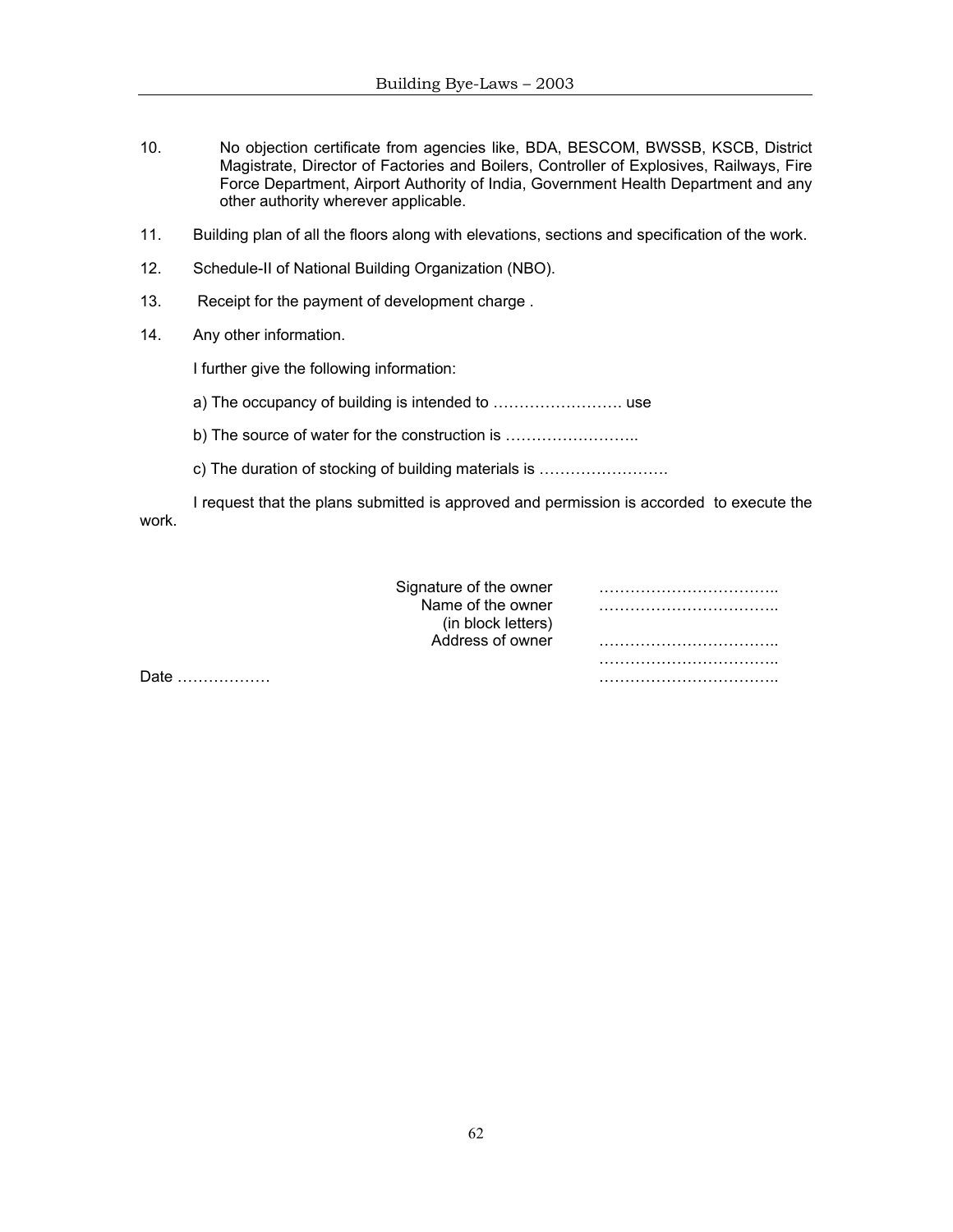10. No objection certificate from agencies like, BDA, BESCOM, BWSSB, KSCB, District Magistrate, Director of Factories and Boilers, Controller of Explosives, Railways, Fire Force Department, Airport Authority of India, Government Health Department and any other authority wherever applicable.

11. Building plan of all the floors along with elevations, sections and specification of the work.

12. Schedule-II of National Building Organization (NBO).

13. Receipt for the payment of development charge .

14. Any other information.

I further give the following information:

a) The occupancy of building is intended to ……………………. use

b) The source of water for the construction is ……………………..

c) The duration of stocking of building materials is …………………….

I request that the plans submitted is approved and permission is accorded to execute the work.

Signature of the owner ……………………………..

Name of the owner (in block letters) ……………………………..

Address of owner ……………………………..

……………………………..

……………………………..

Date ………………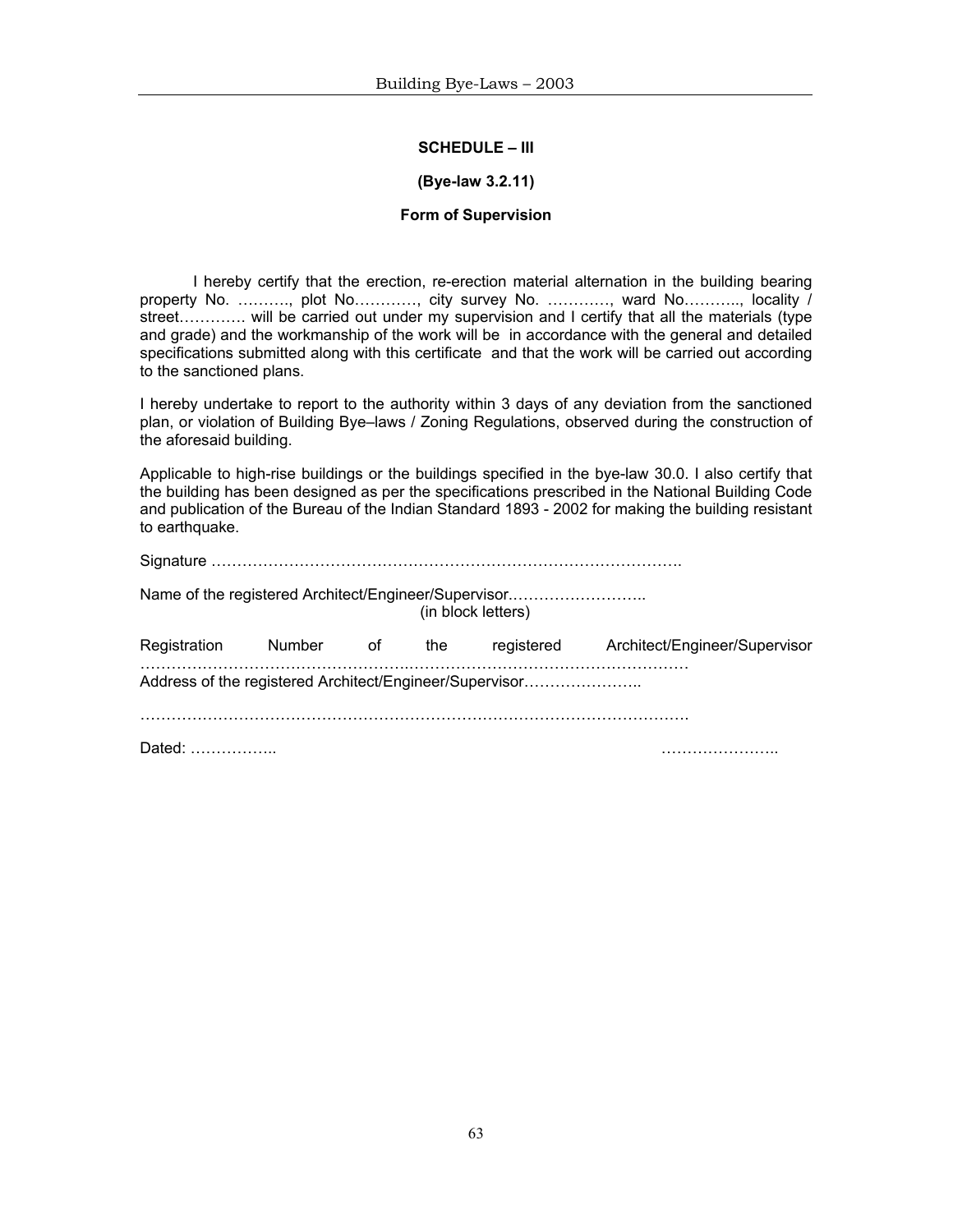## SCHEDULE – III

**(Bye-law 3.2.11)**

**Form of Supervision**

I hereby certify that the erection, re-erection material alternation in the building bearing property No. ………., plot No…………, city survey No. …………, ward No……….., locality / street…………. will be carried out under my supervision and I certify that all the materials (type and grade) and the workmanship of the work will be in accordance with the general and detailed specifications submitted along with this certificate and that the work will be carried out according to the sanctioned plans.

I hereby undertake to report to the authority within 3 days of any deviation from the sanctioned plan, or violation of Building Bye–laws / Zoning Regulations, observed during the construction of the aforesaid building.

Applicable to high-rise buildings or the buildings specified in the bye-law 30.0. I also certify that the building has been designed as per the specifications prescribed in the National Building Code and publication of the Bureau of the Indian Standard 1893 - 2002 for making the building resistant to earthquake.

Signature ……………………………………………………………………………….

Name of the registered Architect/Engineer/Supervisor……………………..
(in block letters)

Registration Number of the registered Architect/Engineer/Supervisor
……………………………………………………………………………………………
Address of the registered Architect/Engineer/Supervisor…………………..

…………………………………………………………………………………………….

Dated: …………….. …………………..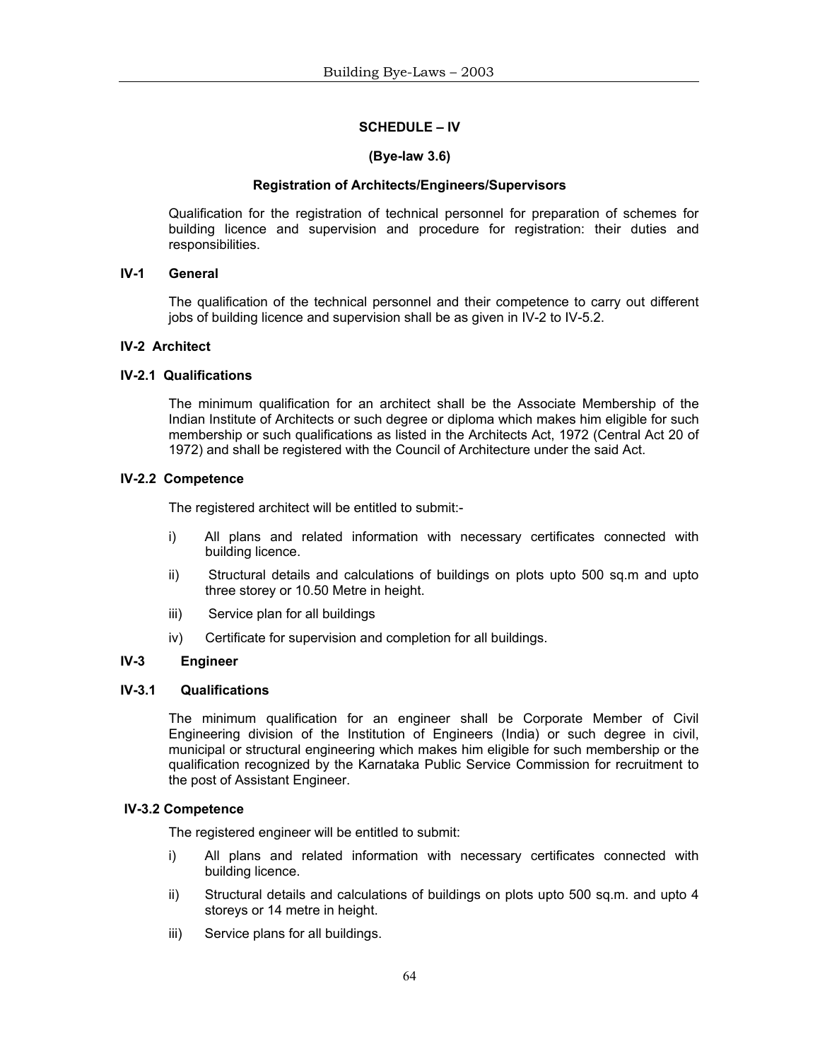## SCHEDULE – IV

**(Bye-law 3.6)**

**Registration of Architects/Engineers/Supervisors**

Qualification for the registration of technical personnel for preparation of schemes for building licence and supervision and procedure for registration: their duties and responsibilities.

### IV-1 General

The qualification of the technical personnel and their competence to carry out different jobs of building licence and supervision shall be as given in IV-2 to IV-5.2.

### IV-2 Architect

#### IV-2.1 Qualifications

The minimum qualification for an architect shall be the Associate Membership of the Indian Institute of Architects or such degree or diploma which makes him eligible for such membership or such qualifications as listed in the Architects Act, 1972 (Central Act 20 of 1972) and shall be registered with the Council of Architecture under the said Act.

#### IV-2.2 Competence

The registered architect will be entitled to submit:-

i) All plans and related information with necessary certificates connected with building licence.

ii) Structural details and calculations of buildings on plots upto 500 sq.m and upto three storey or 10.50 Metre in height.

iii) Service plan for all buildings

iv) Certificate for supervision and completion for all buildings.

### IV-3 Engineer

#### IV-3.1 Qualifications

The minimum qualification for an engineer shall be Corporate Member of Civil Engineering division of the Institution of Engineers (India) or such degree in civil, municipal or structural engineering which makes him eligible for such membership or the qualification recognized by the Karnataka Public Service Commission for recruitment to the post of Assistant Engineer.

#### IV-3.2 Competence

The registered engineer will be entitled to submit:

i) All plans and related information with necessary certificates connected with building licence.

ii) Structural details and calculations of buildings on plots upto 500 sq.m. and upto 4 storeys or 14 metre in height.

iii) Service plans for all buildings.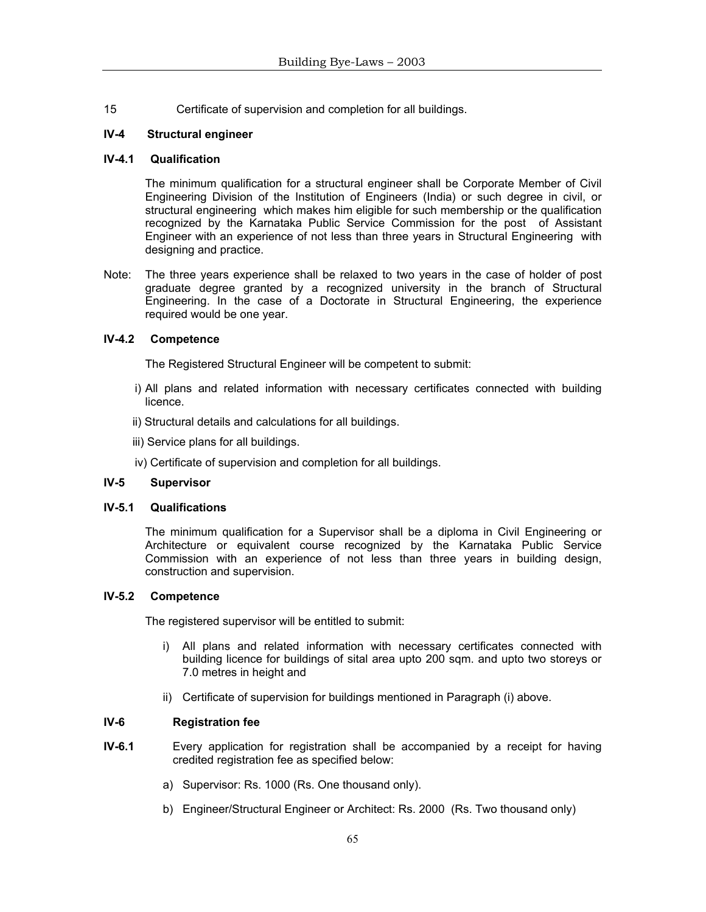15 Certificate of supervision and completion for all buildings.

### IV-4 Structural engineer

### IV-4.1 Qualification

The minimum qualification for a structural engineer shall be Corporate Member of Civil Engineering Division of the Institution of Engineers (India) or such degree in civil, or structural engineering which makes him eligible for such membership or the qualification recognized by the Karnataka Public Service Commission for the post of Assistant Engineer with an experience of not less than three years in Structural Engineering with designing and practice.

Note: The three years experience shall be relaxed to two years in the case of holder of post graduate degree granted by a recognized university in the branch of Structural Engineering. In the case of a Doctorate in Structural Engineering, the experience required would be one year.

### IV-4.2 Competence

The Registered Structural Engineer will be competent to submit:

i) All plans and related information with necessary certificates connected with building licence.

ii) Structural details and calculations for all buildings.

iii) Service plans for all buildings.

iv) Certificate of supervision and completion for all buildings.

### IV-5 Supervisor

### IV-5.1 Qualifications

The minimum qualification for a Supervisor shall be a diploma in Civil Engineering or Architecture or equivalent course recognized by the Karnataka Public Service Commission with an experience of not less than three years in building design, construction and supervision.

### IV-5.2 Competence

The registered supervisor will be entitled to submit:

i) All plans and related information with necessary certificates connected with building licence for buildings of sital area upto 200 sqm. and upto two storeys or 7.0 metres in height and

ii) Certificate of supervision for buildings mentioned in Paragraph (i) above.

### IV-6 Registration fee

**IV-6.1** Every application for registration shall be accompanied by a receipt for having credited registration fee as specified below:

a) Supervisor: Rs. 1000 (Rs. One thousand only).

b) Engineer/Structural Engineer or Architect: Rs. 2000 (Rs. Two thousand only)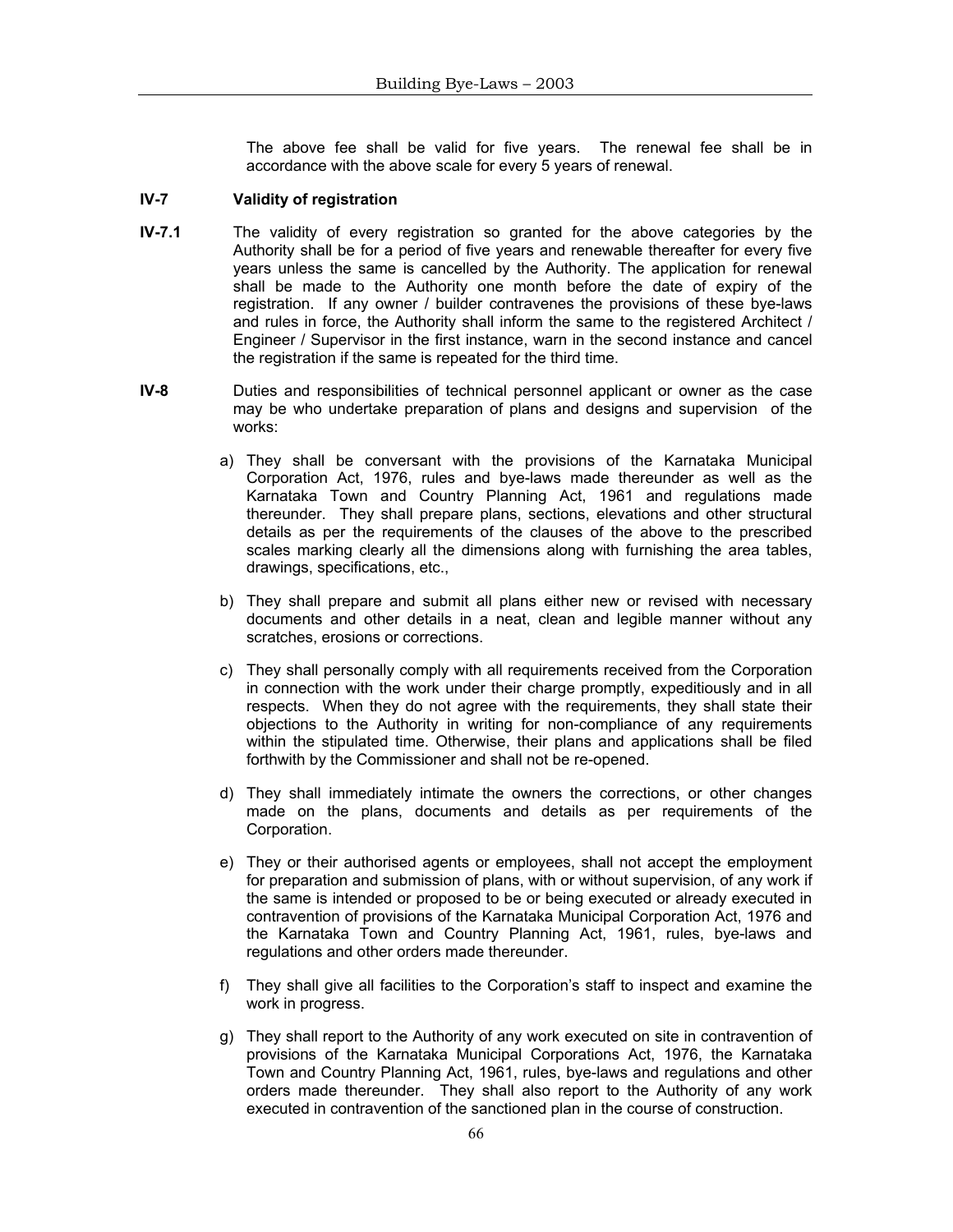The above fee shall be valid for five years. The renewal fee shall be in accordance with the above scale for every 5 years of renewal.

**IV-7 Validity of registration**

**IV-7.1** The validity of every registration so granted for the above categories by the Authority shall be for a period of five years and renewable thereafter for every five years unless the same is cancelled by the Authority. The application for renewal shall be made to the Authority one month before the date of expiry of the registration. If any owner / builder contravenes the provisions of these bye-laws and rules in force, the Authority shall inform the same to the registered Architect / Engineer / Supervisor in the first instance, warn in the second instance and cancel the registration if the same is repeated for the third time.

**IV-8** Duties and responsibilities of technical personnel applicant or owner as the case may be who undertake preparation of plans and designs and supervision of the works:

a) They shall be conversant with the provisions of the Karnataka Municipal Corporation Act, 1976, rules and bye-laws made thereunder as well as the Karnataka Town and Country Planning Act, 1961 and regulations made thereunder. They shall prepare plans, sections, elevations and other structural details as per the requirements of the clauses of the above to the prescribed scales marking clearly all the dimensions along with furnishing the area tables, drawings, specifications, etc.,

b) They shall prepare and submit all plans either new or revised with necessary documents and other details in a neat, clean and legible manner without any scratches, erosions or corrections.

c) They shall personally comply with all requirements received from the Corporation in connection with the work under their charge promptly, expeditiously and in all respects. When they do not agree with the requirements, they shall state their objections to the Authority in writing for non-compliance of any requirements within the stipulated time. Otherwise, their plans and applications shall be filed forthwith by the Commissioner and shall not be re-opened.

d) They shall immediately intimate the owners the corrections, or other changes made on the plans, documents and details as per requirements of the Corporation.

e) They or their authorised agents or employees, shall not accept the employment for preparation and submission of plans, with or without supervision, of any work if the same is intended or proposed to be or being executed or already executed in contravention of provisions of the Karnataka Municipal Corporation Act, 1976 and the Karnataka Town and Country Planning Act, 1961, rules, bye-laws and regulations and other orders made thereunder.

f) They shall give all facilities to the Corporation's staff to inspect and examine the work in progress.

g) They shall report to the Authority of any work executed on site in contravention of provisions of the Karnataka Municipal Corporations Act, 1976, the Karnataka Town and Country Planning Act, 1961, rules, bye-laws and regulations and other orders made thereunder. They shall also report to the Authority of any work executed in contravention of the sanctioned plan in the course of construction.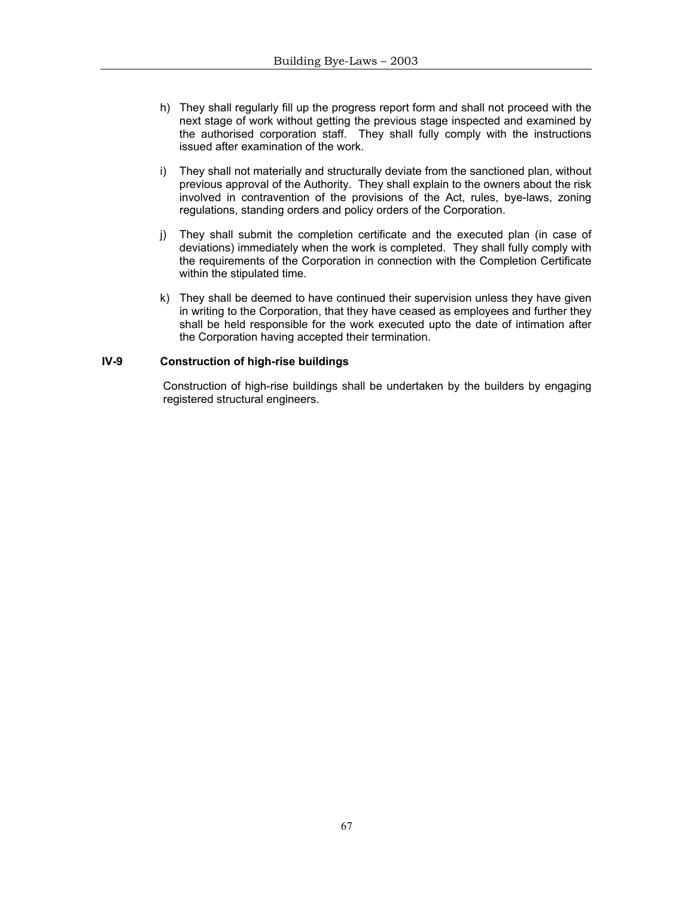h) They shall regularly fill up the progress report form and shall not proceed with the next stage of work without getting the previous stage inspected and examined by the authorised corporation staff. They shall fully comply with the instructions issued after examination of the work.

i) They shall not materially and structurally deviate from the sanctioned plan, without previous approval of the Authority. They shall explain to the owners about the risk involved in contravention of the provisions of the Act, rules, bye-laws, zoning regulations, standing orders and policy orders of the Corporation.

j) They shall submit the completion certificate and the executed plan (in case of deviations) immediately when the work is completed. They shall fully comply with the requirements of the Corporation in connection with the Completion Certificate within the stipulated time.

k) They shall be deemed to have continued their supervision unless they have given in writing to the Corporation, that they have ceased as employees and further they shall be held responsible for the work executed upto the date of intimation after the Corporation having accepted their termination.

**IV-9 Construction of high-rise buildings**

Construction of high-rise buildings shall be undertaken by the builders by engaging registered structural engineers.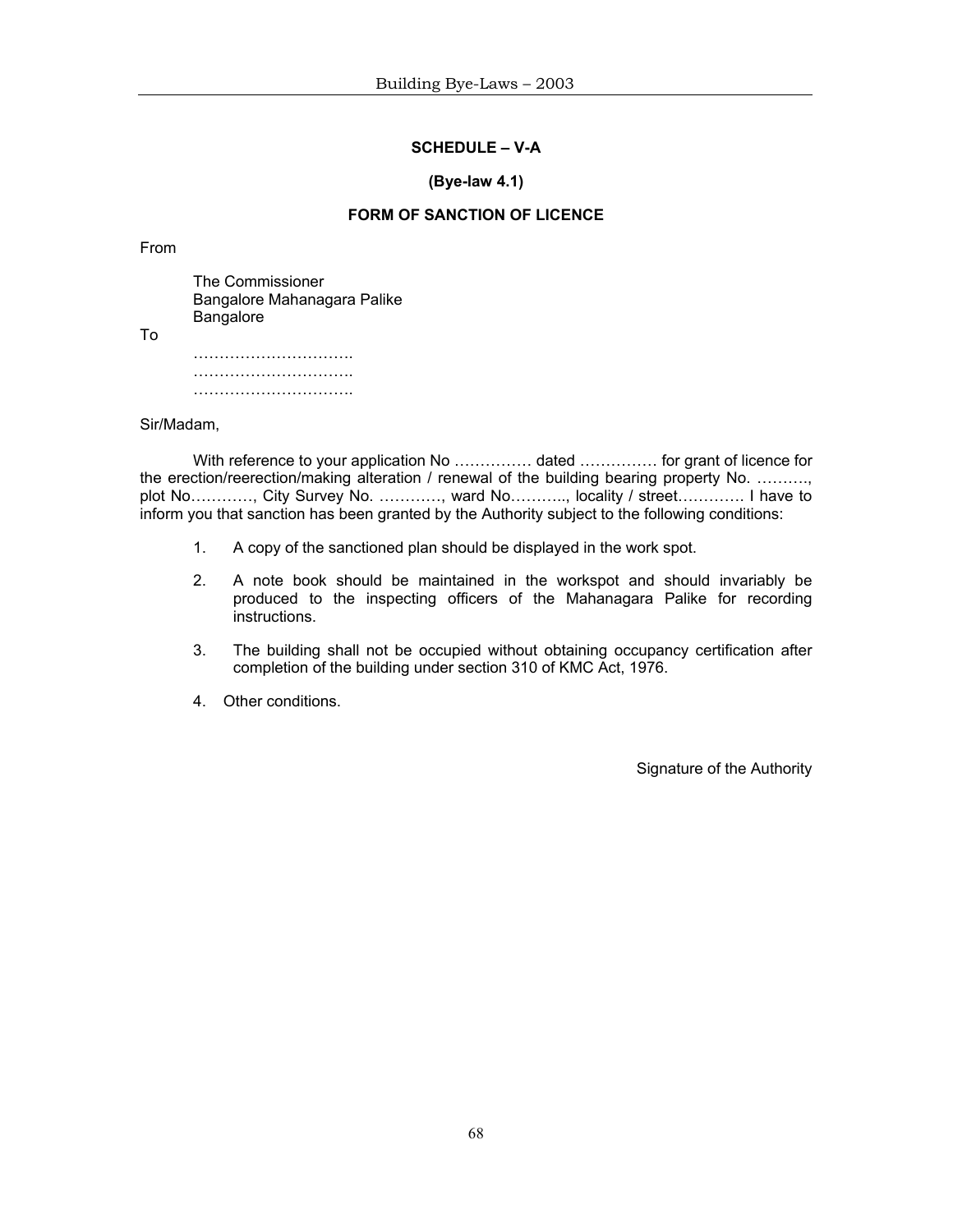## SCHEDULE – V-A

**(Bye-law 4.1)**

**FORM OF SANCTION OF LICENCE**

From

The Commissioner
Bangalore Mahanagara Palike
Bangalore

To

………………………….
………………………….
………………………….

Sir/Madam,

With reference to your application No …………… dated …………… for grant of licence for the erection/reerection/making alteration / renewal of the building bearing property No. ………., plot No…………, City Survey No. …………, ward No……….., locality / street…………. I have to inform you that sanction has been granted by the Authority subject to the following conditions:

1. A copy of the sanctioned plan should be displayed in the work spot.
2. A note book should be maintained in the workspot and should invariably be produced to the inspecting officers of the Mahanagara Palike for recording instructions.
3. The building shall not be occupied without obtaining occupancy certification after completion of the building under section 310 of KMC Act, 1976.
4. Other conditions.

Signature of the Authority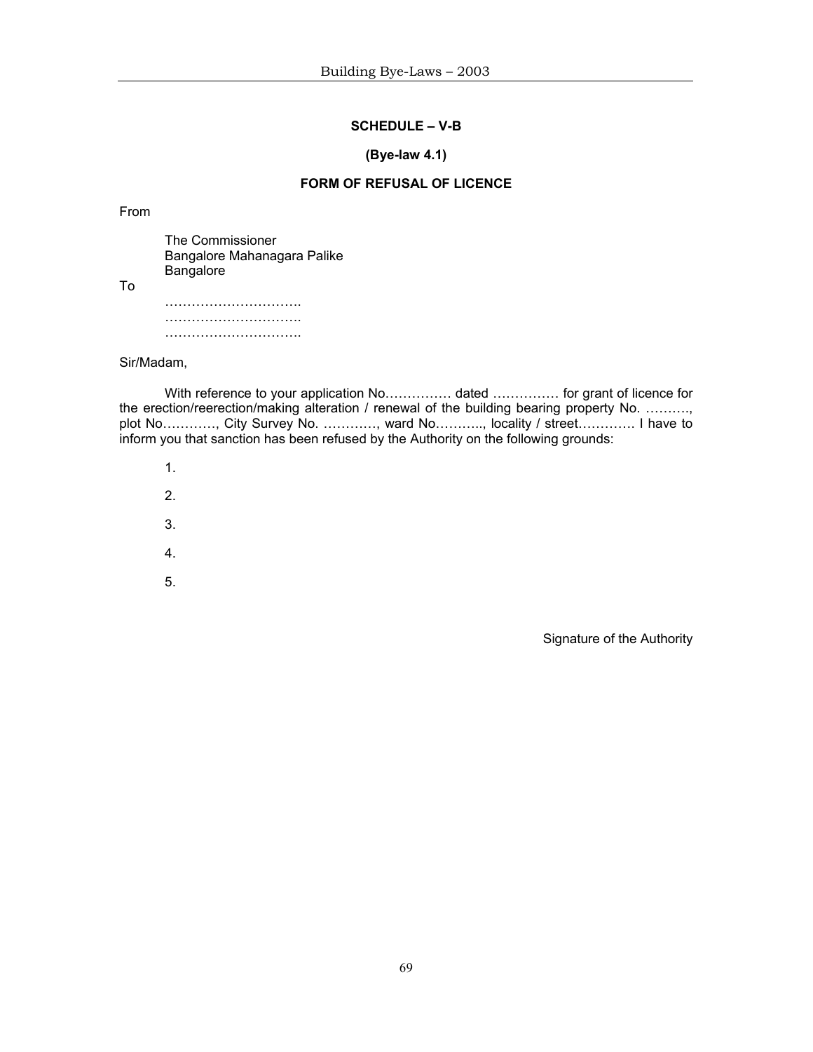## SCHEDULE – V-B

### (Bye-law 4.1)

### FORM OF REFUSAL OF LICENCE

From

The Commissioner
Bangalore Mahanagara Palike
Bangalore

To

………………………….
………………………….
………………………….

Sir/Madam,

With reference to your application No…………… dated …………… for grant of licence for the erection/reerection/making alteration / renewal of the building bearing property No. ………., plot No…………, City Survey No. …………, ward No……….., locality / street………… I have to inform you that sanction has been refused by the Authority on the following grounds:

1.

2.

3.

4.

5.

Signature of the Authority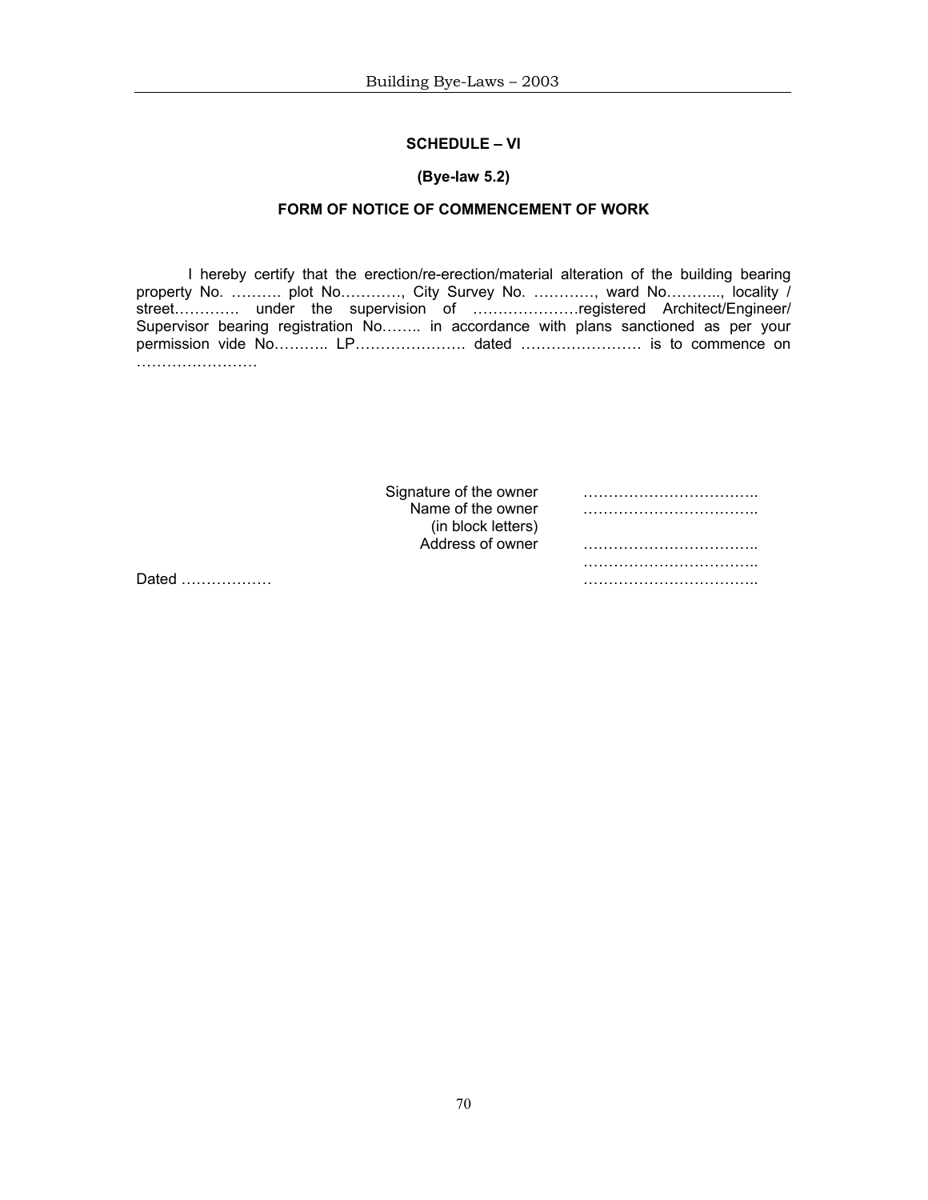## SCHEDULE – VI

**(Bye-law 5.2)**

**FORM OF NOTICE OF COMMENCEMENT OF WORK**

I hereby certify that the erection/re-erection/material alteration of the building bearing property No. ………. plot No…………, City Survey No. …………, ward No……….., locality / street…………. under the supervision of …………………registered Architect/Engineer/ Supervisor bearing registration No…….. in accordance with plans sanctioned as per your permission vide No……….. LP…………………. dated …………………… is to commence on ……………………

Signature of the owner ……………………………..
Name of the owner ……………………………..
(in block letters)
Address of owner ……………………………..
……………………………..
……………………………..

Dated ………………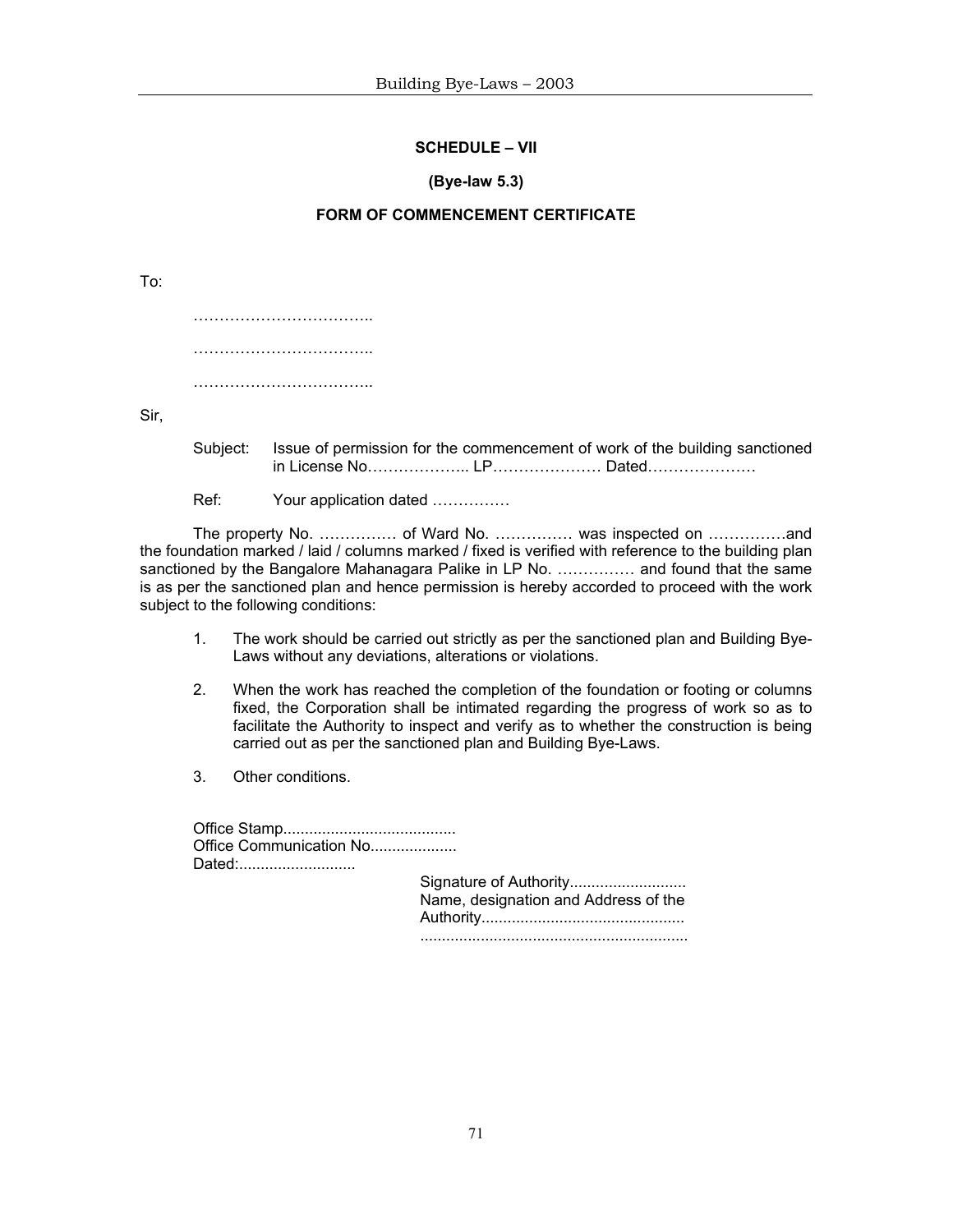**SCHEDULE – VII**

**(Bye-law 5.3)**

**FORM OF COMMENCEMENT CERTIFICATE**

To:

……………………………..

……………………………..

……………………………..

Sir,

Subject: Issue of permission for the commencement of work of the building sanctioned in License No……………….. LP………………… Dated…………………

Ref: Your application dated ……………

The property No. …………… of Ward No. …………… was inspected on ……………and the foundation marked / laid / columns marked / fixed is verified with reference to the building plan sanctioned by the Bangalore Mahanagara Palike in LP No. …………… and found that the same is as per the sanctioned plan and hence permission is hereby accorded to proceed with the work subject to the following conditions:

1. The work should be carried out strictly as per the sanctioned plan and Building Bye-Laws without any deviations, alterations or violations.
2. When the work has reached the completion of the foundation or footing or columns fixed, the Corporation shall be intimated regarding the progress of work so as to facilitate the Authority to inspect and verify as to whether the construction is being carried out as per the sanctioned plan and Building Bye-Laws.
3. Other conditions.

Office Stamp.......................................
Office Communication No...................
Dated:...........................

Signature of Authority...........................
Name, designation and Address of the Authority..............................................
.............................................................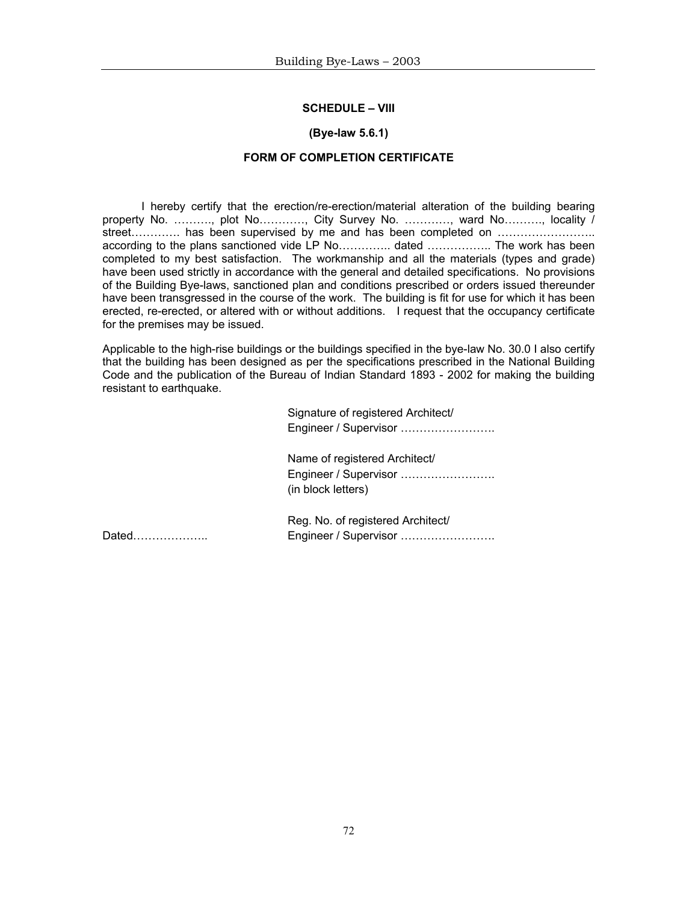**SCHEDULE – VIII**

**(Bye-law 5.6.1)**

**FORM OF COMPLETION CERTIFICATE**

I hereby certify that the erection/re-erection/material alteration of the building bearing property No. ………., plot No…………, City Survey No. …………, ward No………., locality / street…………. has been supervised by me and has been completed on …………………….. according to the plans sanctioned vide LP No………….. dated …………….. The work has been completed to my best satisfaction. The workmanship and all the materials (types and grade) have been used strictly in accordance with the general and detailed specifications. No provisions of the Building Bye-laws, sanctioned plan and conditions prescribed or orders issued thereunder have been transgressed in the course of the work. The building is fit for use for which it has been erected, re-erected, or altered with or without additions. I request that the occupancy certificate for the premises may be issued.

Applicable to the high-rise buildings or the buildings specified in the bye-law No. 30.0 I also certify that the building has been designed as per the specifications prescribed in the National Building Code and the publication of the Bureau of Indian Standard 1893 - 2002 for making the building resistant to earthquake.

Signature of registered Architect/
Engineer / Supervisor …………………….

Name of registered Architect/
Engineer / Supervisor …………………….
(in block letters)

Reg. No. of registered Architect/
Engineer / Supervisor …………………….

Dated………………..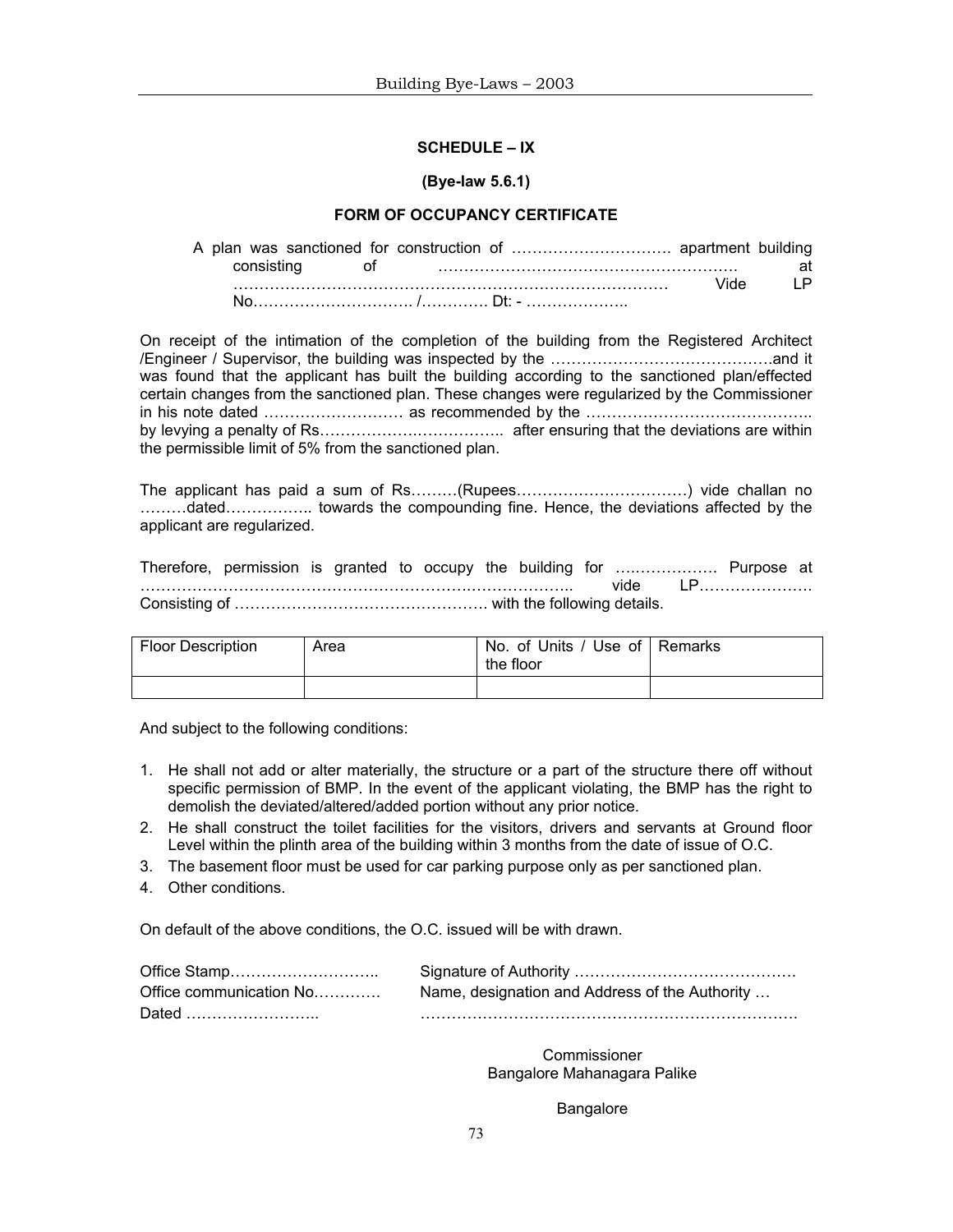**SCHEDULE – IX**

**(Bye-law 5.6.1)**

**FORM OF OCCUPANCY CERTIFICATE**

A plan was sanctioned for construction of …………………………. apartment building consisting of ………………………………………………. at ……………………………………………………………………… Vide LP No…………………………. /………… Dt: - ………………..

On receipt of the intimation of the completion of the building from the Registered Architect /Engineer / Supervisor, the building was inspected by the …………………………………….and it was found that the applicant has built the building according to the sanctioned plan/effected certain changes from the sanctioned plan. These changes were regularized by the Commissioner in his note dated ……………………… as recommended by the …………………………………….. by levying a penalty of Rs…………………………….. after ensuring that the deviations are within the permissible limit of 5% from the sanctioned plan.

The applicant has paid a sum of Rs………(Rupees……………………………) vide challan no ………dated…………….. towards the compounding fine. Hence, the deviations affected by the applicant are regularized.

Therefore, permission is granted to occupy the building for ………………. Purpose at …………………………………………………………………….. vide LP…………………. Consisting of …………………………………………. with the following details.

| Floor Description | Area | No. of Units / Use of the floor | Remarks |
|---|---|---|---|
| | | | |

And subject to the following conditions:

1. He shall not add or alter materially, the structure or a part of the structure there off without specific permission of BMP. In the event of the applicant violating, the BMP has the right to demolish the deviated/altered/added portion without any prior notice.
2. He shall construct the toilet facilities for the visitors, drivers and servants at Ground floor Level within the plinth area of the building within 3 months from the date of issue of O.C.
3. The basement floor must be used for car parking purpose only as per sanctioned plan.
4. Other conditions.

On default of the above conditions, the O.C. issued will be with drawn.

Office Stamp……………………….. Signature of Authority ……………………………………

Office communication No…………. Name, designation and Address of the Authority …

Dated …………………….. ……………………………………………………………

Commissioner
Bangalore Mahanagara Palike

Bangalore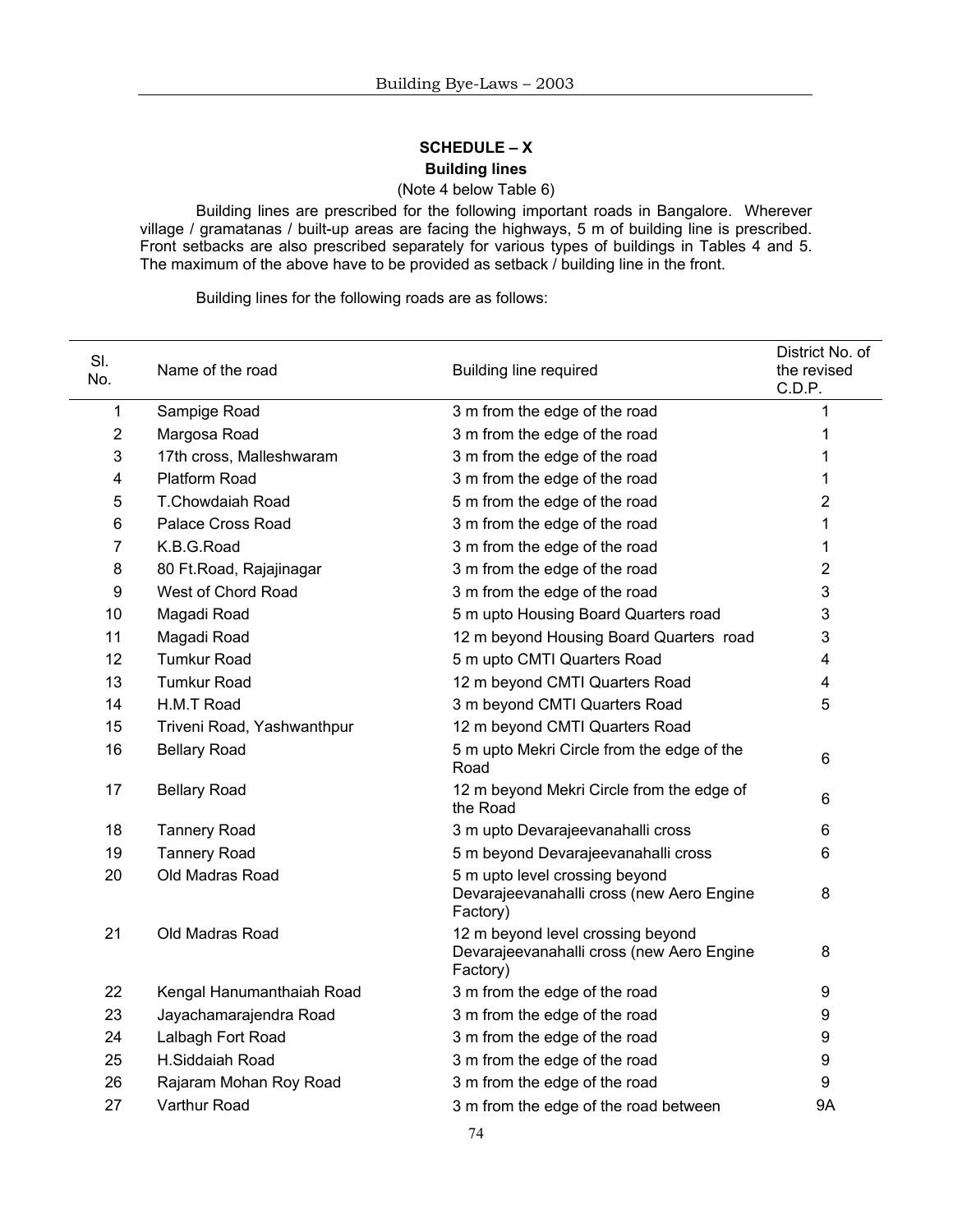## SCHEDULE – X

### Building lines

(Note 4 below Table 6)

Building lines are prescribed for the following important roads in Bangalore. Wherever village / gramatanas / built-up areas are facing the highways, 5 m of building line is prescribed. Front setbacks are also prescribed separately for various types of buildings in Tables 4 and 5. The maximum of the above have to be provided as setback / building line in the front.

Building lines for the following roads are as follows:

| Sl. No. | Name of the road | Building line required | District No. of the revised C.D.P. |
|---|---|---|---|
| 1 | Sampige Road | 3 m from the edge of the road | 1 |
| 2 | Margosa Road | 3 m from the edge of the road | 1 |
| 3 | 17th cross, Malleshwaram | 3 m from the edge of the road | 1 |
| 4 | Platform Road | 3 m from the edge of the road | 1 |
| 5 | T.Chowdaiah Road | 5 m from the edge of the road | 2 |
| 6 | Palace Cross Road | 3 m from the edge of the road | 1 |
| 7 | K.B.G.Road | 3 m from the edge of the road | 1 |
| 8 | 80 Ft.Road, Rajajinagar | 3 m from the edge of the road | 2 |
| 9 | West of Chord Road | 3 m from the edge of the road | 3 |
| 10 | Magadi Road | 5 m upto Housing Board Quarters road | 3 |
| 11 | Magadi Road | 12 m beyond Housing Board Quarters road | 3 |
| 12 | Tumkur Road | 5 m upto CMTI Quarters Road | 4 |
| 13 | Tumkur Road | 12 m beyond CMTI Quarters Road | 4 |
| 14 | H.M.T Road | 3 m beyond CMTI Quarters Road | 5 |
| 15 | Triveni Road, Yashwanthpur | 12 m beyond CMTI Quarters Road | |
| 16 | Bellary Road | 5 m upto Mekri Circle from the edge of the Road | 6 |
| 17 | Bellary Road | 12 m beyond Mekri Circle from the edge of the Road | 6 |
| 18 | Tannery Road | 3 m upto Devarajeevanahalli cross | 6 |
| 19 | Tannery Road | 5 m beyond Devarajeevanahalli cross | 6 |
| 20 | Old Madras Road | 5 m upto level crossing beyond Devarajeevanahalli cross (new Aero Engine Factory) | 8 |
| 21 | Old Madras Road | 12 m beyond level crossing beyond Devarajeevanahalli cross (new Aero Engine Factory) | 8 |
| 22 | Kengal Hanumanthaiah Road | 3 m from the edge of the road | 9 |
| 23 | Jayachamarajendra Road | 3 m from the edge of the road | 9 |
| 24 | Lalbagh Fort Road | 3 m from the edge of the road | 9 |
| 25 | H.Siddaiah Road | 3 m from the edge of the road | 9 |
| 26 | Rajaram Mohan Roy Road | 3 m from the edge of the road | 9 |
| 27 | Varthur Road | 3 m from the edge of the road between | 9A |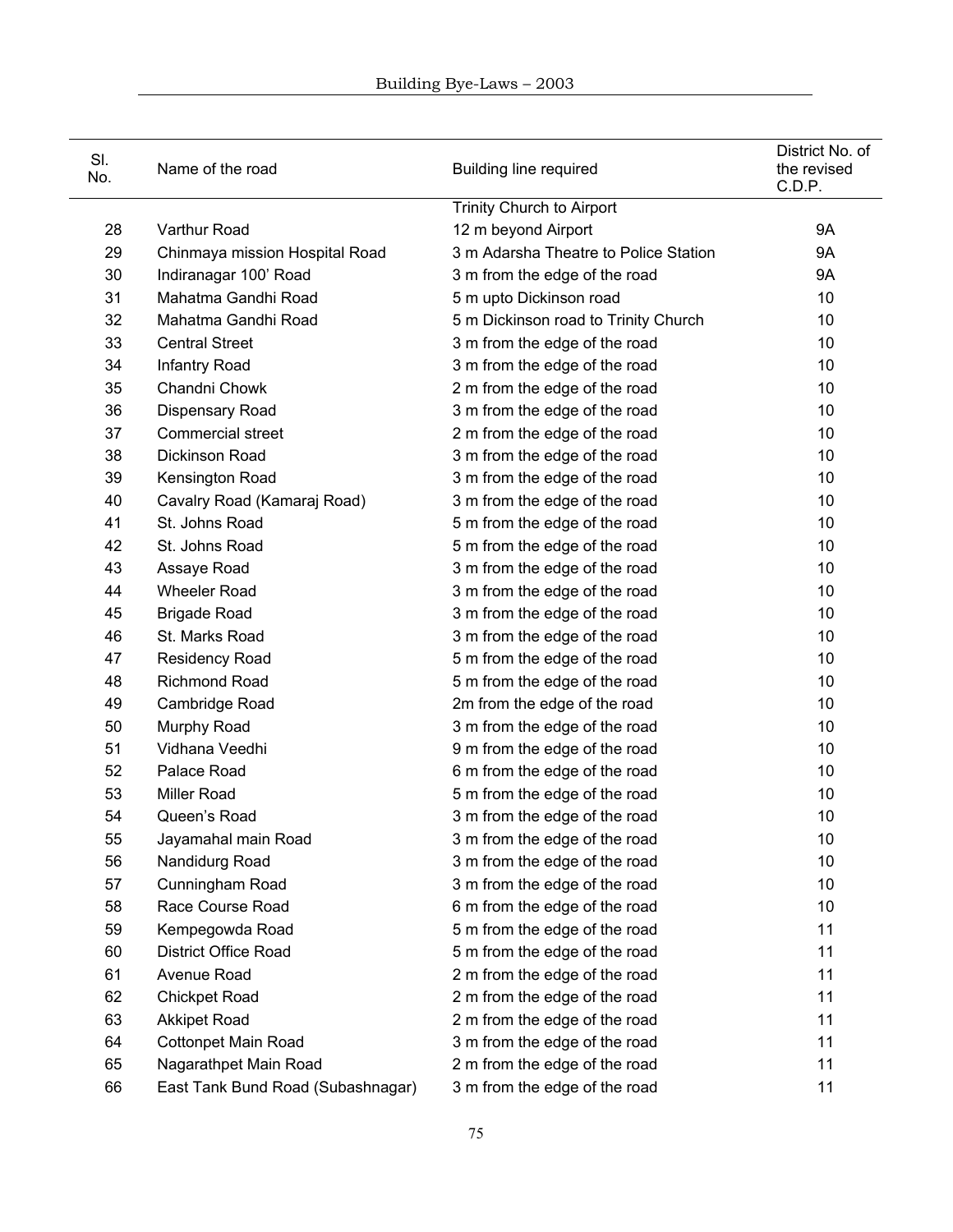| Sl. No. | Name of the road | Building line required | District No. of the revised C.D.P. |
|---|---|---|---|
| | | Trinity Church to Airport | |
| 28 | Varthur Road | 12 m beyond Airport | 9A |
| 29 | Chinmaya mission Hospital Road | 3 m Adarsha Theatre to Police Station | 9A |
| 30 | Indiranagar 100' Road | 3 m from the edge of the road | 9A |
| 31 | Mahatma Gandhi Road | 5 m upto Dickinson road | 10 |
| 32 | Mahatma Gandhi Road | 5 m Dickinson road to Trinity Church | 10 |
| 33 | Central Street | 3 m from the edge of the road | 10 |
| 34 | Infantry Road | 3 m from the edge of the road | 10 |
| 35 | Chandni Chowk | 2 m from the edge of the road | 10 |
| 36 | Dispensary Road | 3 m from the edge of the road | 10 |
| 37 | Commercial street | 2 m from the edge of the road | 10 |
| 38 | Dickinson Road | 3 m from the edge of the road | 10 |
| 39 | Kensington Road | 3 m from the edge of the road | 10 |
| 40 | Cavalry Road (Kamaraj Road) | 3 m from the edge of the road | 10 |
| 41 | St. Johns Road | 5 m from the edge of the road | 10 |
| 42 | St. Johns Road | 5 m from the edge of the road | 10 |
| 43 | Assaye Road | 3 m from the edge of the road | 10 |
| 44 | Wheeler Road | 3 m from the edge of the road | 10 |
| 45 | Brigade Road | 3 m from the edge of the road | 10 |
| 46 | St. Marks Road | 3 m from the edge of the road | 10 |
| 47 | Residency Road | 5 m from the edge of the road | 10 |
| 48 | Richmond Road | 5 m from the edge of the road | 10 |
| 49 | Cambridge Road | 2m from the edge of the road | 10 |
| 50 | Murphy Road | 3 m from the edge of the road | 10 |
| 51 | Vidhana Veedhi | 9 m from the edge of the road | 10 |
| 52 | Palace Road | 6 m from the edge of the road | 10 |
| 53 | Miller Road | 5 m from the edge of the road | 10 |
| 54 | Queen's Road | 3 m from the edge of the road | 10 |
| 55 | Jayamahal main Road | 3 m from the edge of the road | 10 |
| 56 | Nandidurg Road | 3 m from the edge of the road | 10 |
| 57 | Cunningham Road | 3 m from the edge of the road | 10 |
| 58 | Race Course Road | 6 m from the edge of the road | 10 |
| 59 | Kempegowda Road | 5 m from the edge of the road | 11 |
| 60 | District Office Road | 5 m from the edge of the road | 11 |
| 61 | Avenue Road | 2 m from the edge of the road | 11 |
| 62 | Chickpet Road | 2 m from the edge of the road | 11 |
| 63 | Akkipet Road | 2 m from the edge of the road | 11 |
| 64 | Cottonpet Main Road | 3 m from the edge of the road | 11 |
| 65 | Nagarathpet Main Road | 2 m from the edge of the road | 11 |
| 66 | East Tank Bund Road (Subashnagar) | 3 m from the edge of the road | 11 |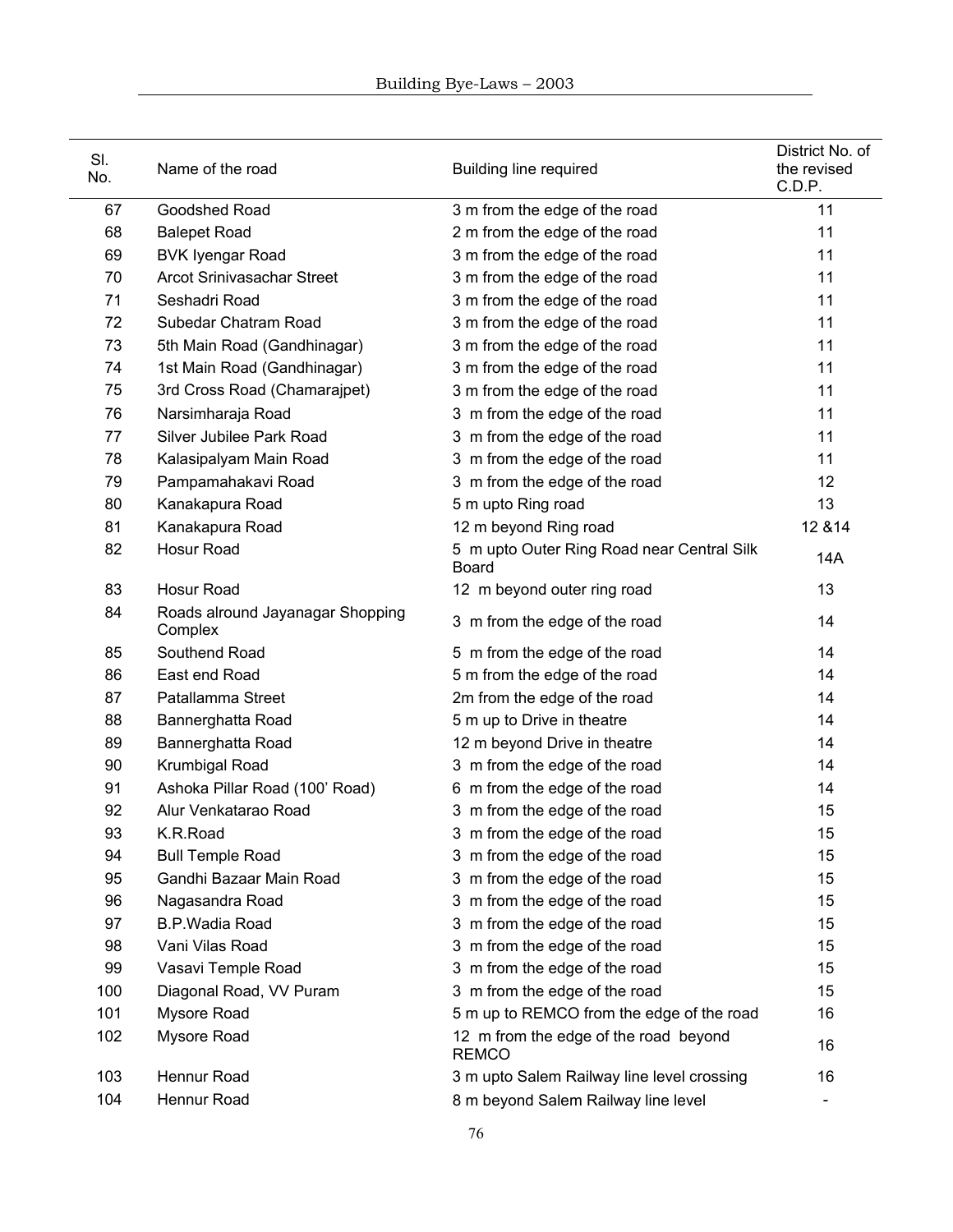| Sl. No. | Name of the road | Building line required | District No. of the revised C.D.P. |
|---|---|---|---|
| 67 | Goodshed Road | 3 m from the edge of the road | 11 |
| 68 | Balepet Road | 2 m from the edge of the road | 11 |
| 69 | BVK Iyengar Road | 3 m from the edge of the road | 11 |
| 70 | Arcot Srinivasachar Street | 3 m from the edge of the road | 11 |
| 71 | Seshadri Road | 3 m from the edge of the road | 11 |
| 72 | Subedar Chatram Road | 3 m from the edge of the road | 11 |
| 73 | 5th Main Road (Gandhinagar) | 3 m from the edge of the road | 11 |
| 74 | 1st Main Road (Gandhinagar) | 3 m from the edge of the road | 11 |
| 75 | 3rd Cross Road (Chamarajpet) | 3 m from the edge of the road | 11 |
| 76 | Narsimharaja Road | 3 m from the edge of the road | 11 |
| 77 | Silver Jubilee Park Road | 3 m from the edge of the road | 11 |
| 78 | Kalasipalyam Main Road | 3 m from the edge of the road | 11 |
| 79 | Pampamahakavi Road | 3 m from the edge of the road | 12 |
| 80 | Kanakapura Road | 5 m upto Ring road | 13 |
| 81 | Kanakapura Road | 12 m beyond Ring road | 12 &14 |
| 82 | Hosur Road | 5 m upto Outer Ring Road near Central Silk Board | 14A |
| 83 | Hosur Road | 12 m beyond outer ring road | 13 |
| 84 | Roads alround Jayanagar Shopping Complex | 3 m from the edge of the road | 14 |
| 85 | Southend Road | 5 m from the edge of the road | 14 |
| 86 | East end Road | 5 m from the edge of the road | 14 |
| 87 | Patallamma Street | 2m from the edge of the road | 14 |
| 88 | Bannerghatta Road | 5 m up to Drive in theatre | 14 |
| 89 | Bannerghatta Road | 12 m beyond Drive in theatre | 14 |
| 90 | Krumbigal Road | 3 m from the edge of the road | 14 |
| 91 | Ashoka Pillar Road (100' Road) | 6 m from the edge of the road | 14 |
| 92 | Alur Venkatarao Road | 3 m from the edge of the road | 15 |
| 93 | K.R.Road | 3 m from the edge of the road | 15 |
| 94 | Bull Temple Road | 3 m from the edge of the road | 15 |
| 95 | Gandhi Bazaar Main Road | 3 m from the edge of the road | 15 |
| 96 | Nagasandra Road | 3 m from the edge of the road | 15 |
| 97 | B.P.Wadia Road | 3 m from the edge of the road | 15 |
| 98 | Vani Vilas Road | 3 m from the edge of the road | 15 |
| 99 | Vasavi Temple Road | 3 m from the edge of the road | 15 |
| 100 | Diagonal Road, VV Puram | 3 m from the edge of the road | 15 |
| 101 | Mysore Road | 5 m up to REMCO from the edge of the road | 16 |
| 102 | Mysore Road | 12 m from the edge of the road beyond REMCO | 16 |
| 103 | Hennur Road | 3 m upto Salem Railway line level crossing | 16 |
| 104 | Hennur Road | 8 m beyond Salem Railway line level | - |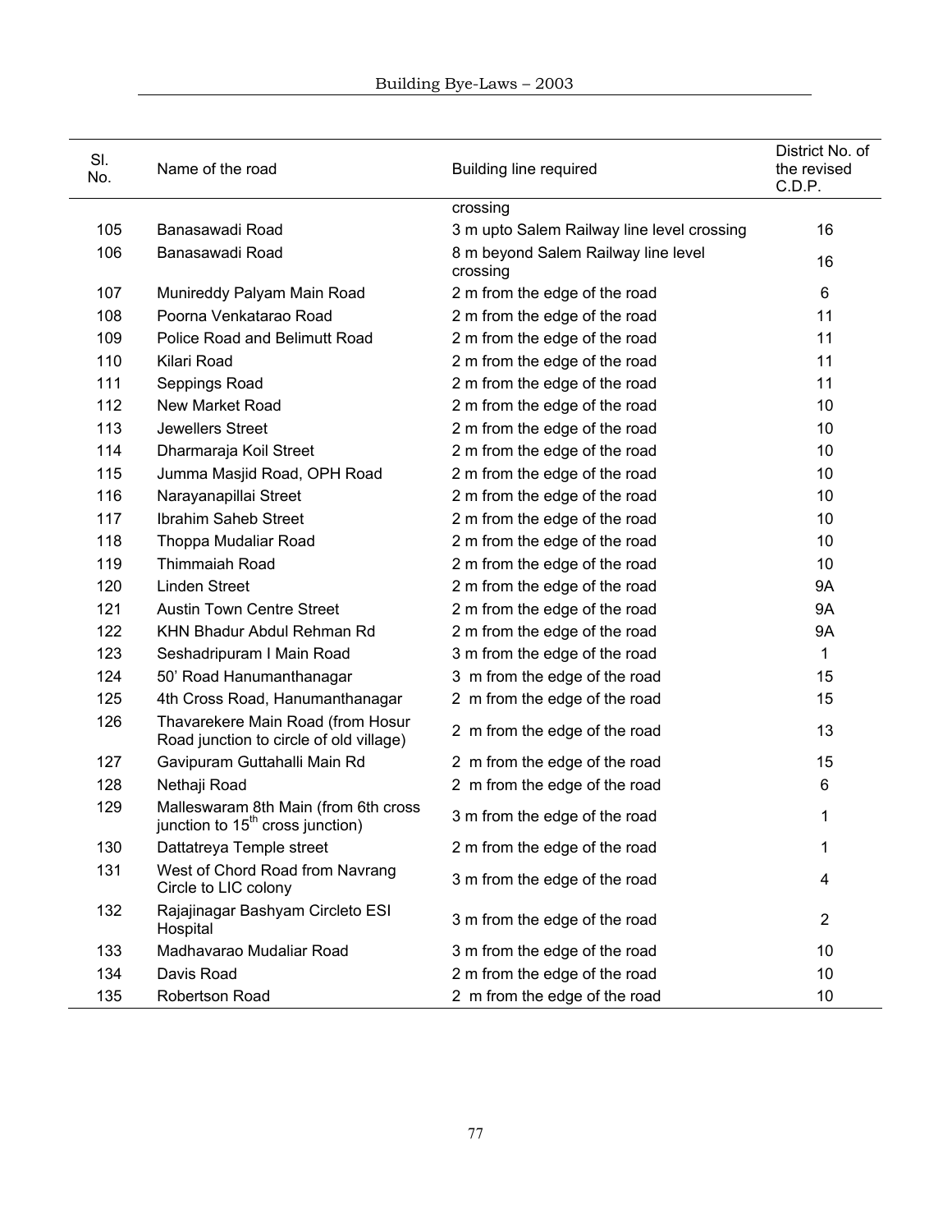| Sl. No. | Name of the road | Building line required | District No. of the revised C.D.P. |
|---|---|---|---|
| | | crossing | |
| 105 | Banasawadi Road | 3 m upto Salem Railway line level crossing | 16 |
| 106 | Banasawadi Road | 8 m beyond Salem Railway line level crossing | 16 |
| 107 | Munireddy Palyam Main Road | 2 m from the edge of the road | 6 |
| 108 | Poorna Venkatarao Road | 2 m from the edge of the road | 11 |
| 109 | Police Road and Belimutt Road | 2 m from the edge of the road | 11 |
| 110 | Kilari Road | 2 m from the edge of the road | 11 |
| 111 | Seppings Road | 2 m from the edge of the road | 11 |
| 112 | New Market Road | 2 m from the edge of the road | 10 |
| 113 | Jewellers Street | 2 m from the edge of the road | 10 |
| 114 | Dharmaraja Koil Street | 2 m from the edge of the road | 10 |
| 115 | Jumma Masjid Road, OPH Road | 2 m from the edge of the road | 10 |
| 116 | Narayanapillai Street | 2 m from the edge of the road | 10 |
| 117 | Ibrahim Saheb Street | 2 m from the edge of the road | 10 |
| 118 | Thoppa Mudaliar Road | 2 m from the edge of the road | 10 |
| 119 | Thimmaiah Road | 2 m from the edge of the road | 10 |
| 120 | Linden Street | 2 m from the edge of the road | 9A |
| 121 | Austin Town Centre Street | 2 m from the edge of the road | 9A |
| 122 | KHN Bhadur Abdul Rehman Rd | 2 m from the edge of the road | 9A |
| 123 | Seshadripuram I Main Road | 3 m from the edge of the road | 1 |
| 124 | 50' Road Hanumanthanagar | 3 m from the edge of the road | 15 |
| 125 | 4th Cross Road, Hanumanthanagar | 2 m from the edge of the road | 15 |
| 126 | Thavarekere Main Road (from Hosur Road junction to circle of old village) | 2 m from the edge of the road | 13 |
| 127 | Gavipuram Guttahalli Main Rd | 2 m from the edge of the road | 15 |
| 128 | Nethaji Road | 2 m from the edge of the road | 6 |
| 129 | Malleswaram 8th Main (from 6th cross junction to 15th cross junction) | 3 m from the edge of the road | 1 |
| 130 | Dattatreya Temple street | 2 m from the edge of the road | 1 |
| 131 | West of Chord Road from Navrang Circle to LIC colony | 3 m from the edge of the road | 4 |
| 132 | Rajajinagar Bashyam Circleto ESI Hospital | 3 m from the edge of the road | 2 |
| 133 | Madhavarao Mudaliar Road | 3 m from the edge of the road | 10 |
| 134 | Davis Road | 2 m from the edge of the road | 10 |
| 135 | Robertson Road | 2 m from the edge of the road | 10 |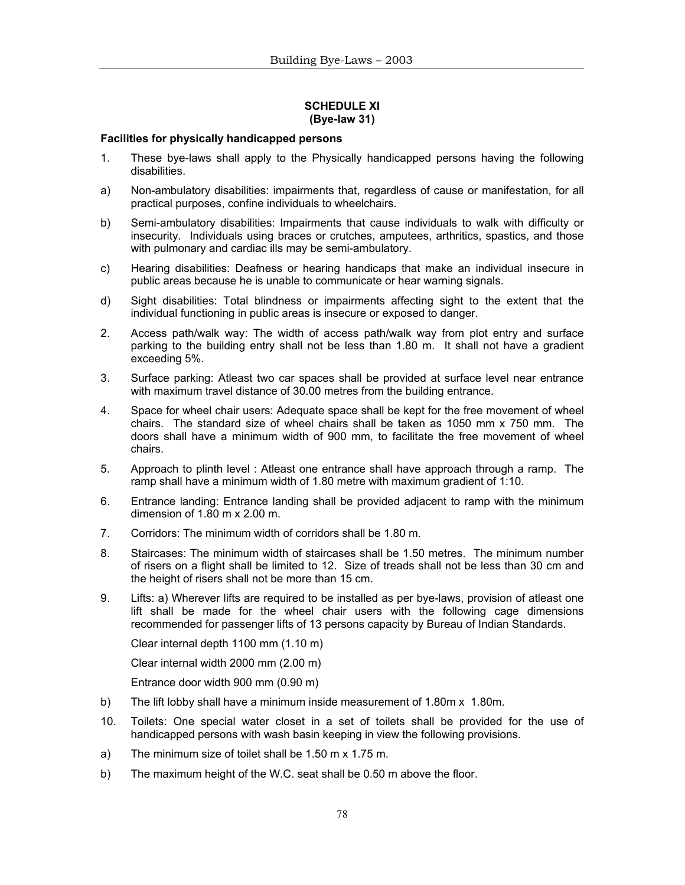## SCHEDULE XI
## (Bye-law 31)

**Facilities for physically handicapped persons**

1. These bye-laws shall apply to the Physically handicapped persons having the following disabilities.

a) Non-ambulatory disabilities: impairments that, regardless of cause or manifestation, for all practical purposes, confine individuals to wheelchairs.

b) Semi-ambulatory disabilities: Impairments that cause individuals to walk with difficulty or insecurity. Individuals using braces or crutches, amputees, arthritics, spastics, and those with pulmonary and cardiac ills may be semi-ambulatory.

c) Hearing disabilities: Deafness or hearing handicaps that make an individual insecure in public areas because he is unable to communicate or hear warning signals.

d) Sight disabilities: Total blindness or impairments affecting sight to the extent that the individual functioning in public areas is insecure or exposed to danger.

2. Access path/walk way: The width of access path/walk way from plot entry and surface parking to the building entry shall not be less than 1.80 m. It shall not have a gradient exceeding 5%.

3. Surface parking: Atleast two car spaces shall be provided at surface level near entrance with maximum travel distance of 30.00 metres from the building entrance.

4. Space for wheel chair users: Adequate space shall be kept for the free movement of wheel chairs. The standard size of wheel chairs shall be taken as 1050 mm x 750 mm. The doors shall have a minimum width of 900 mm, to facilitate the free movement of wheel chairs.

5. Approach to plinth level : Atleast one entrance shall have approach through a ramp. The ramp shall have a minimum width of 1.80 metre with maximum gradient of 1:10.

6. Entrance landing: Entrance landing shall be provided adjacent to ramp with the minimum dimension of 1.80 m x 2.00 m.

7. Corridors: The minimum width of corridors shall be 1.80 m.

8. Staircases: The minimum width of staircases shall be 1.50 metres. The minimum number of risers on a flight shall be limited to 12. Size of treads shall not be less than 30 cm and the height of risers shall not be more than 15 cm.

9. Lifts: a) Wherever lifts are required to be installed as per bye-laws, provision of atleast one lift shall be made for the wheel chair users with the following cage dimensions recommended for passenger lifts of 13 persons capacity by Bureau of Indian Standards.

   Clear internal depth 1100 mm (1.10 m)

   Clear internal width 2000 mm (2.00 m)

   Entrance door width 900 mm (0.90 m)

b) The lift lobby shall have a minimum inside measurement of 1.80m x 1.80m.

10. Toilets: One special water closet in a set of toilets shall be provided for the use of handicapped persons with wash basin keeping in view the following provisions.

a) The minimum size of toilet shall be 1.50 m x 1.75 m.

b) The maximum height of the W.C. seat shall be 0.50 m above the floor.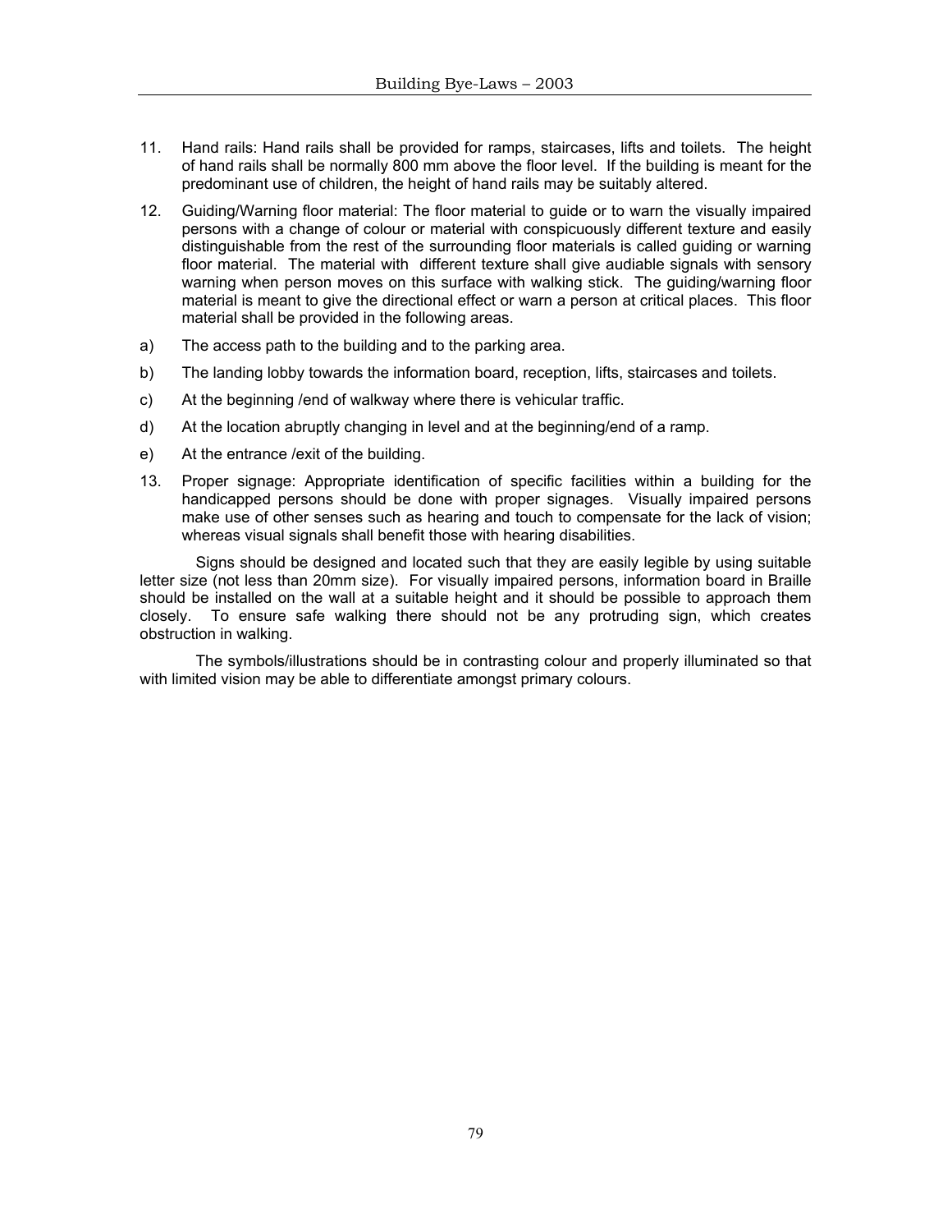11. Hand rails: Hand rails shall be provided for ramps, staircases, lifts and toilets. The height of hand rails shall be normally 800 mm above the floor level. If the building is meant for the predominant use of children, the height of hand rails may be suitably altered.

12. Guiding/Warning floor material: The floor material to guide or to warn the visually impaired persons with a change of colour or material with conspicuously different texture and easily distinguishable from the rest of the surrounding floor materials is called guiding or warning floor material. The material with different texture shall give audiable signals with sensory warning when person moves on this surface with walking stick. The guiding/warning floor material is meant to give the directional effect or warn a person at critical places. This floor material shall be provided in the following areas.

a) The access path to the building and to the parking area.

b) The landing lobby towards the information board, reception, lifts, staircases and toilets.

c) At the beginning /end of walkway where there is vehicular traffic.

d) At the location abruptly changing in level and at the beginning/end of a ramp.

e) At the entrance /exit of the building.

13. Proper signage: Appropriate identification of specific facilities within a building for the handicapped persons should be done with proper signages. Visually impaired persons make use of other senses such as hearing and touch to compensate for the lack of vision; whereas visual signals shall benefit those with hearing disabilities.

Signs should be designed and located such that they are easily legible by using suitable letter size (not less than 20mm size). For visually impaired persons, information board in Braille should be installed on the wall at a suitable height and it should be possible to approach them closely. To ensure safe walking there should not be any protruding sign, which creates obstruction in walking.

The symbols/illustrations should be in contrasting colour and properly illuminated so that with limited vision may be able to differentiate amongst primary colours.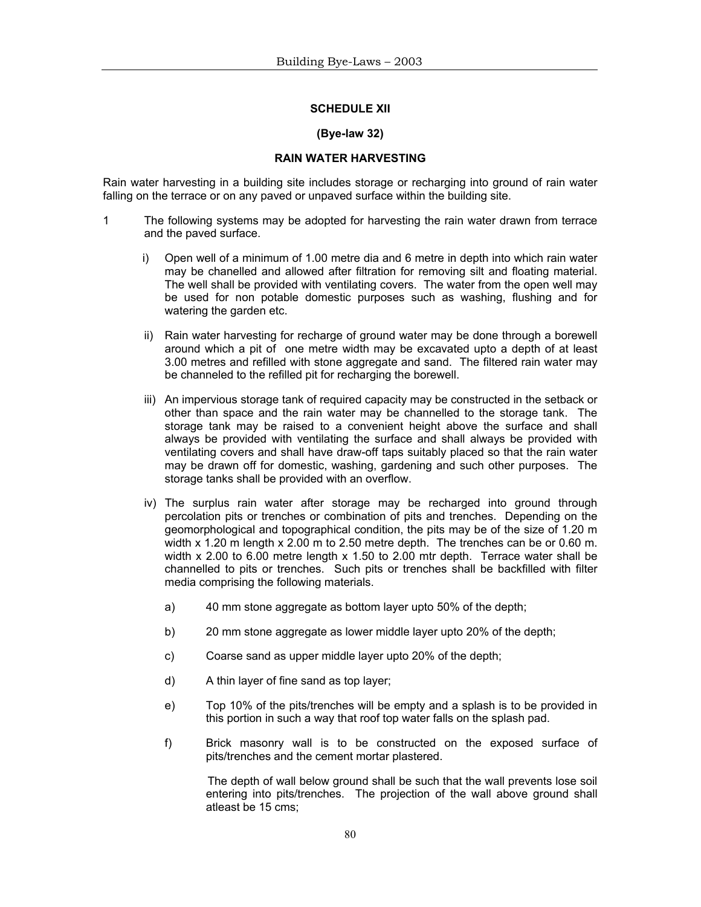## SCHEDULE XII

**(Bye-law 32)**

**RAIN WATER HARVESTING**

Rain water harvesting in a building site includes storage or recharging into ground of rain water falling on the terrace or on any paved or unpaved surface within the building site.

1. The following systems may be adopted for harvesting the rain water drawn from terrace and the paved surface.

   i) Open well of a minimum of 1.00 metre dia and 6 metre in depth into which rain water may be chanelled and allowed after filtration for removing silt and floating material. The well shall be provided with ventilating covers. The water from the open well may be used for non potable domestic purposes such as washing, flushing and for watering the garden etc.

   ii) Rain water harvesting for recharge of ground water may be done through a borewell around which a pit of one metre width may be excavated upto a depth of at least 3.00 metres and refilled with stone aggregate and sand. The filtered rain water may be channeled to the refilled pit for recharging the borewell.

   iii) An impervious storage tank of required capacity may be constructed in the setback or other than space and the rain water may be channelled to the storage tank. The storage tank may be raised to a convenient height above the surface and shall always be provided with ventilating the surface and shall always be provided with ventilating covers and shall have draw-off taps suitably placed so that the rain water may be drawn off for domestic, washing, gardening and such other purposes. The storage tanks shall be provided with an overflow.

   iv) The surplus rain water after storage may be recharged into ground through percolation pits or trenches or combination of pits and trenches. Depending on the geomorphological and topographical condition, the pits may be of the size of 1.20 m width x 1.20 m length x 2.00 m to 2.50 metre depth. The trenches can be or 0.60 m. width x 2.00 to 6.00 metre length x 1.50 to 2.00 mtr depth. Terrace water shall be channelled to pits or trenches. Such pits or trenches shall be backfilled with filter media comprising the following materials.

      a) 40 mm stone aggregate as bottom layer upto 50% of the depth;

      b) 20 mm stone aggregate as lower middle layer upto 20% of the depth;

      c) Coarse sand as upper middle layer upto 20% of the depth;

      d) A thin layer of fine sand as top layer;

      e) Top 10% of the pits/trenches will be empty and a splash is to be provided in this portion in such a way that roof top water falls on the splash pad.

      f) Brick masonry wall is to be constructed on the exposed surface of pits/trenches and the cement mortar plastered.

         The depth of wall below ground shall be such that the wall prevents lose soil entering into pits/trenches. The projection of the wall above ground shall atleast be 15 cms;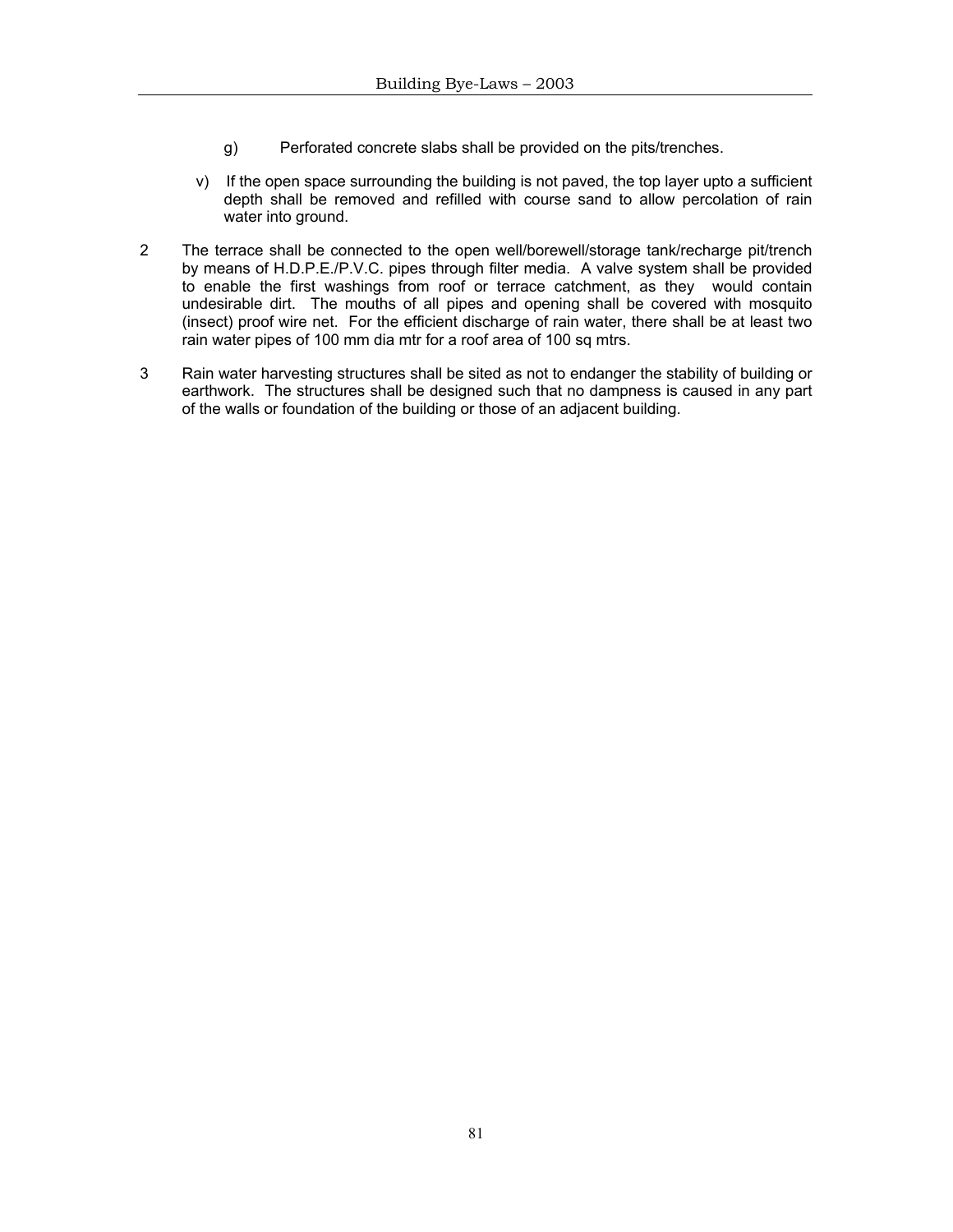g) Perforated concrete slabs shall be provided on the pits/trenches.

v) If the open space surrounding the building is not paved, the top layer upto a sufficient depth shall be removed and refilled with course sand to allow percolation of rain water into ground.

2 The terrace shall be connected to the open well/borewell/storage tank/recharge pit/trench by means of H.D.P.E./P.V.C. pipes through filter media. A valve system shall be provided to enable the first washings from roof or terrace catchment, as they would contain undesirable dirt. The mouths of all pipes and opening shall be covered with mosquito (insect) proof wire net. For the efficient discharge of rain water, there shall be at least two rain water pipes of 100 mm dia mtr for a roof area of 100 sq mtrs.

3 Rain water harvesting structures shall be sited as not to endanger the stability of building or earthwork. The structures shall be designed such that no dampness is caused in any part of the walls or foundation of the building or those of an adjacent building.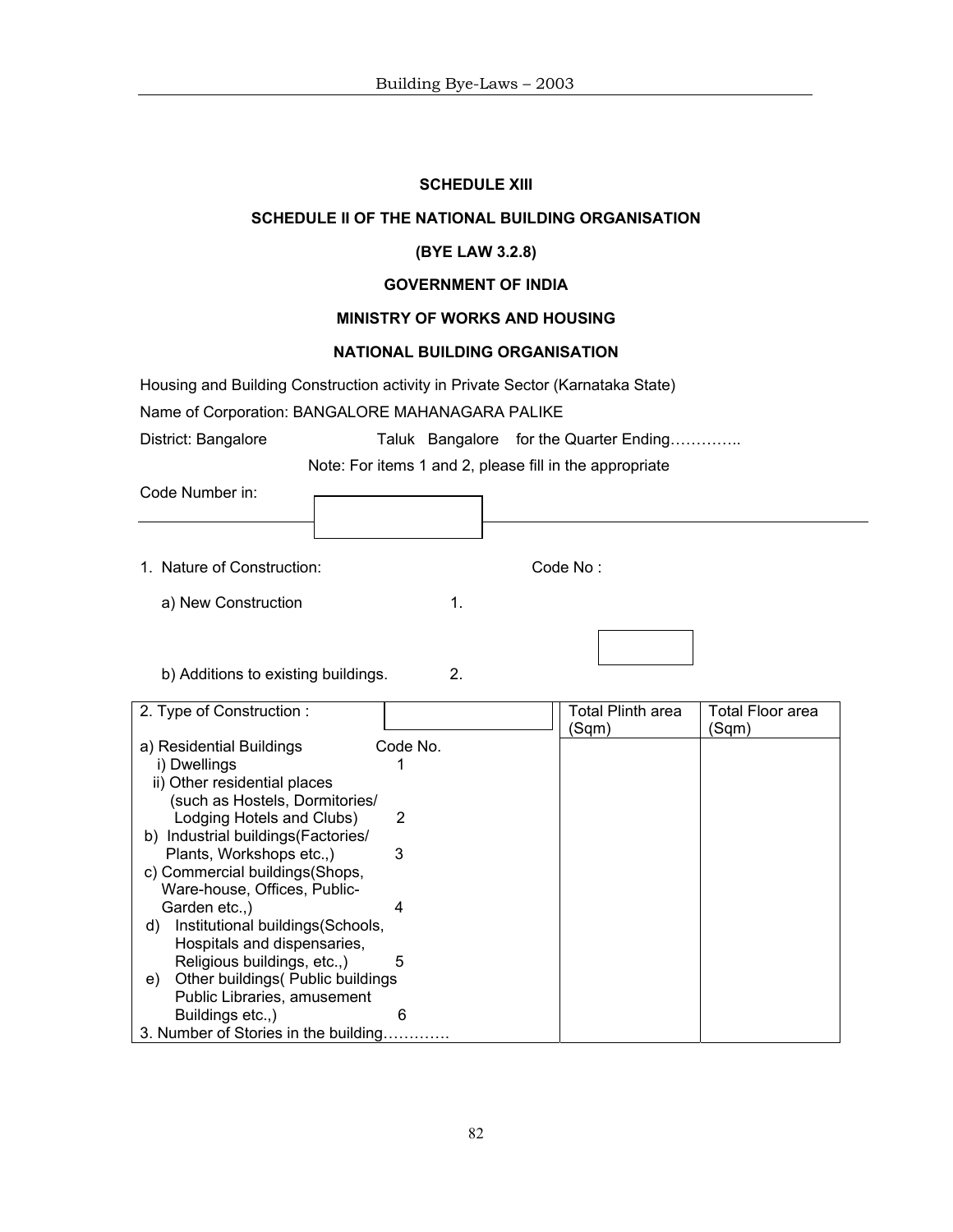**SCHEDULE XIII**

**SCHEDULE II OF THE NATIONAL BUILDING ORGANISATION**

**(BYE LAW 3.2.8)**

**GOVERNMENT OF INDIA**

**MINISTRY OF WORKS AND HOUSING**

**NATIONAL BUILDING ORGANISATION**

Housing and Building Construction activity in Private Sector (Karnataka State)

Name of Corporation: BANGALORE MAHANAGARA PALIKE

District: Bangalore Taluk Bangalore for the Quarter Ending…………..

Note: For items 1 and 2, please fill in the appropriate

Code Number in:

1. Nature of Construction: Code No :

   a) New Construction 1.

   b) Additions to existing buildings. 2.

| 2. Type of Construction : | Code No. | Total Plinth area (Sqm) | Total Floor area (Sqm) |
|---|---|---|---|
| a) Residential Buildings | | | |
| i) Dwellings | 1 | | |
| ii) Other residential places (such as Hostels, Dormitories/ Lodging Hotels and Clubs) | 2 | | |
| b) Industrial buildings(Factories/ Plants, Workshops etc.,) | 3 | | |
| c) Commercial buildings(Shops, Ware-house, Offices, Public-Garden etc.,) | 4 | | |
| d) Institutional buildings(Schools, Hospitals and dispensaries, Religious buildings, etc.,) | 5 | | |
| e) Other buildings( Public buildings Public Libraries, amusement Buildings etc.,) | 6 | | |
| 3. Number of Stories in the building………… | | | |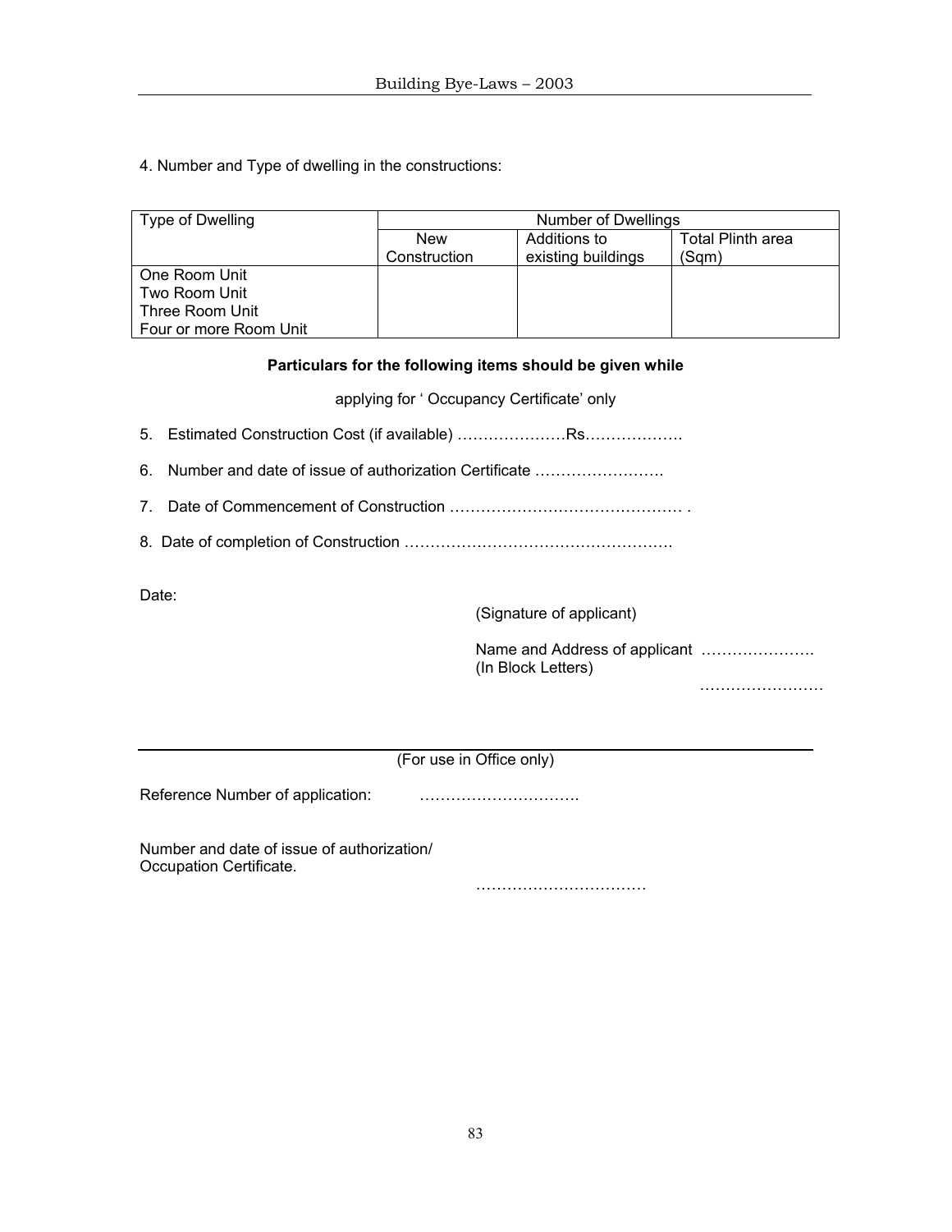4. Number and Type of dwelling in the constructions:

| Type of Dwelling | Number of Dwellings | | |
|---|---|---|---|
| | New Construction | Additions to existing buildings | Total Plinth area (Sqm) |
| One Room Unit<br>Two Room Unit<br>Three Room Unit<br>Four or more Room Unit | | | |

**Particulars for the following items should be given while**

applying for ' Occupancy Certificate' only

5. Estimated Construction Cost (if available) …………………Rs……………….

6. Number and date of issue of authorization Certificate …………………….

7. Date of Commencement of Construction ………………………………………. .

8. Date of completion of Construction …………………………………………….

Date:

(Signature of applicant)

Name and Address of applicant ………………….
(In Block Letters)
……………………

---

(For use in Office only)

Reference Number of application: ………………………….

Number and date of issue of authorization/
Occupation Certificate.
……………………………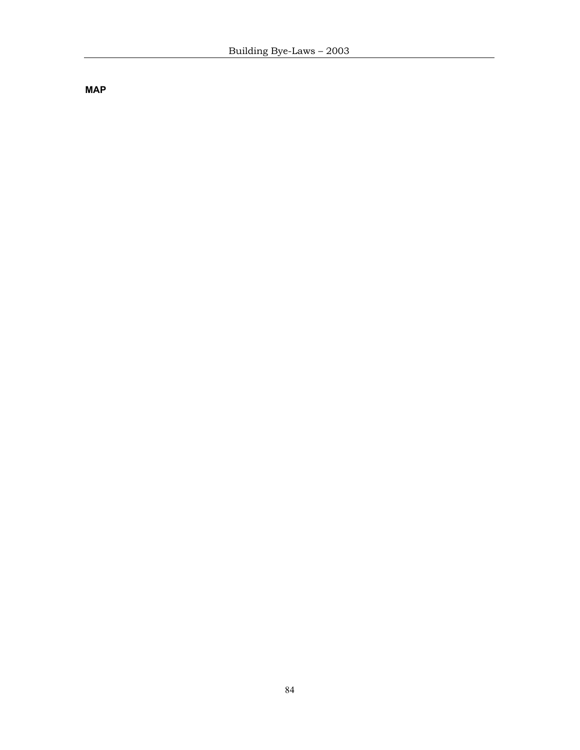**MAP**